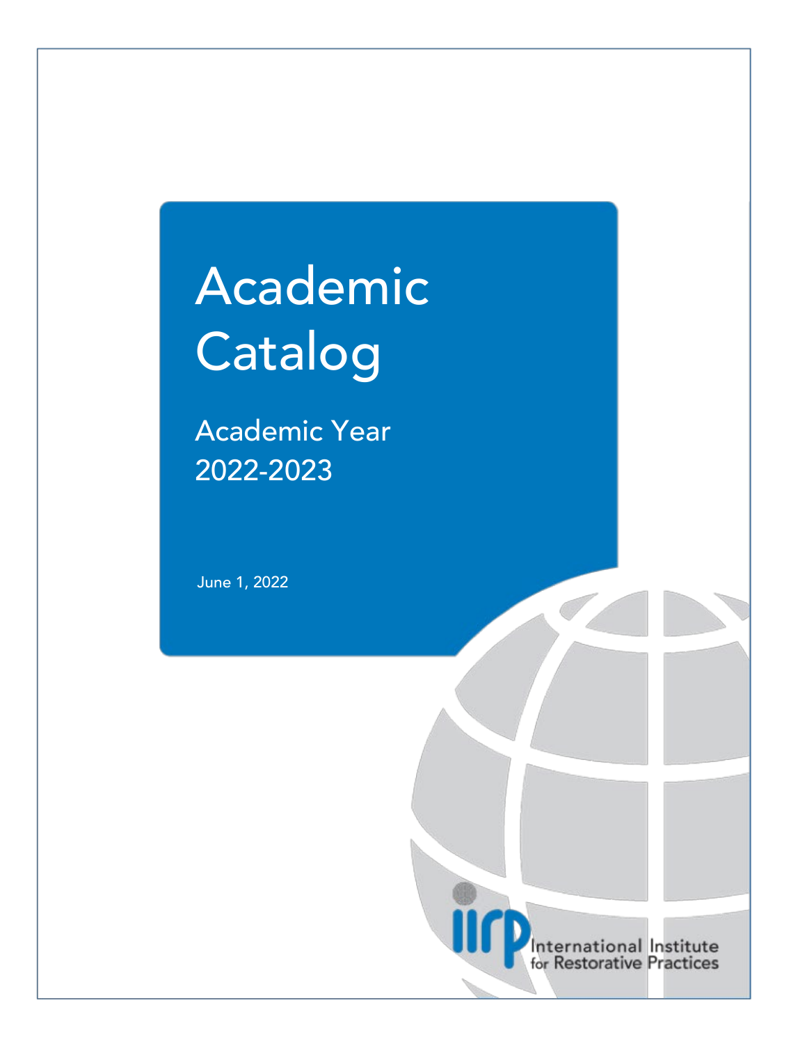# Academic Catalog

## Academic Year 2022-2023

June 1, 2022

International Institute for Restorative Practices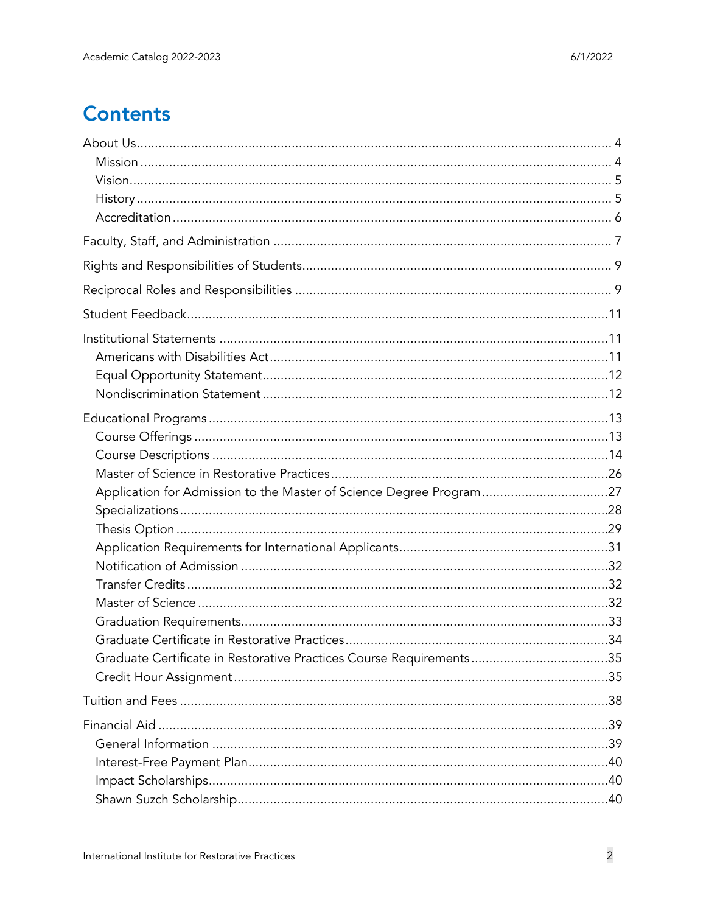# Contents

- About Us ... 4
  - Mission ... 4
  - Vision ... 5
  - History ... 5
  - Accreditation ... 6
- Faculty, Staff, and Administration ... 7
- Rights and Responsibilities of Students ... 9
- Reciprocal Roles and Responsibilities ... 9
- Student Feedback ... 11
- Institutional Statements ... 11
  - Americans with Disabilities Act ... 11
  - Equal Opportunity Statement ... 12
  - Nondiscrimination Statement ... 12
- Educational Programs ... 13
  - Course Offerings ... 13
  - Course Descriptions ... 14
  - Master of Science in Restorative Practices ... 26
  - Application for Admission to the Master of Science Degree Program ... 27
  - Specializations ... 28
  - Thesis Option ... 29
  - Application Requirements for International Applicants ... 31
  - Notification of Admission ... 32
  - Transfer Credits ... 32
  - Master of Science ... 32
  - Graduation Requirements ... 33
  - Graduate Certificate in Restorative Practices ... 34
  - Graduate Certificate in Restorative Practices Course Requirements ... 35
  - Credit Hour Assignment ... 35
- Tuition and Fees ... 38
- Financial Aid ... 39
  - General Information ... 39
  - Interest-Free Payment Plan ... 40
  - Impact Scholarships ... 40
  - Shawn Suzch Scholarship ... 40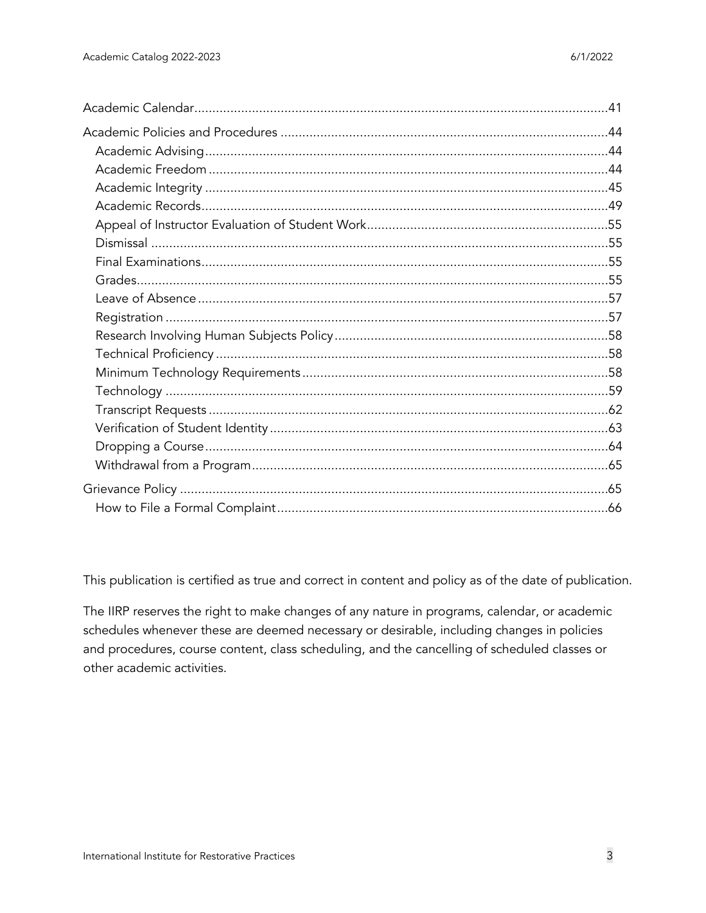Academic Calendar....41

Academic Policies and Procedures....44

- Academic Advising....44
- Academic Freedom....44
- Academic Integrity....45
- Academic Records....49
- Appeal of Instructor Evaluation of Student Work....55
- Dismissal....55
- Final Examinations....55
- Grades....55
- Leave of Absence....57
- Registration....57
- Research Involving Human Subjects Policy....58
- Technical Proficiency....58
- Minimum Technology Requirements....58
- Technology....59
- Transcript Requests....62
- Verification of Student Identity....63
- Dropping a Course....64
- Withdrawal from a Program....65

Grievance Policy....65

- How to File a Formal Complaint....66

This publication is certified as true and correct in content and policy as of the date of publication.

The IIRP reserves the right to make changes of any nature in programs, calendar, or academic schedules whenever these are deemed necessary or desirable, including changes in policies and procedures, course content, class scheduling, and the cancelling of scheduled classes or other academic activities.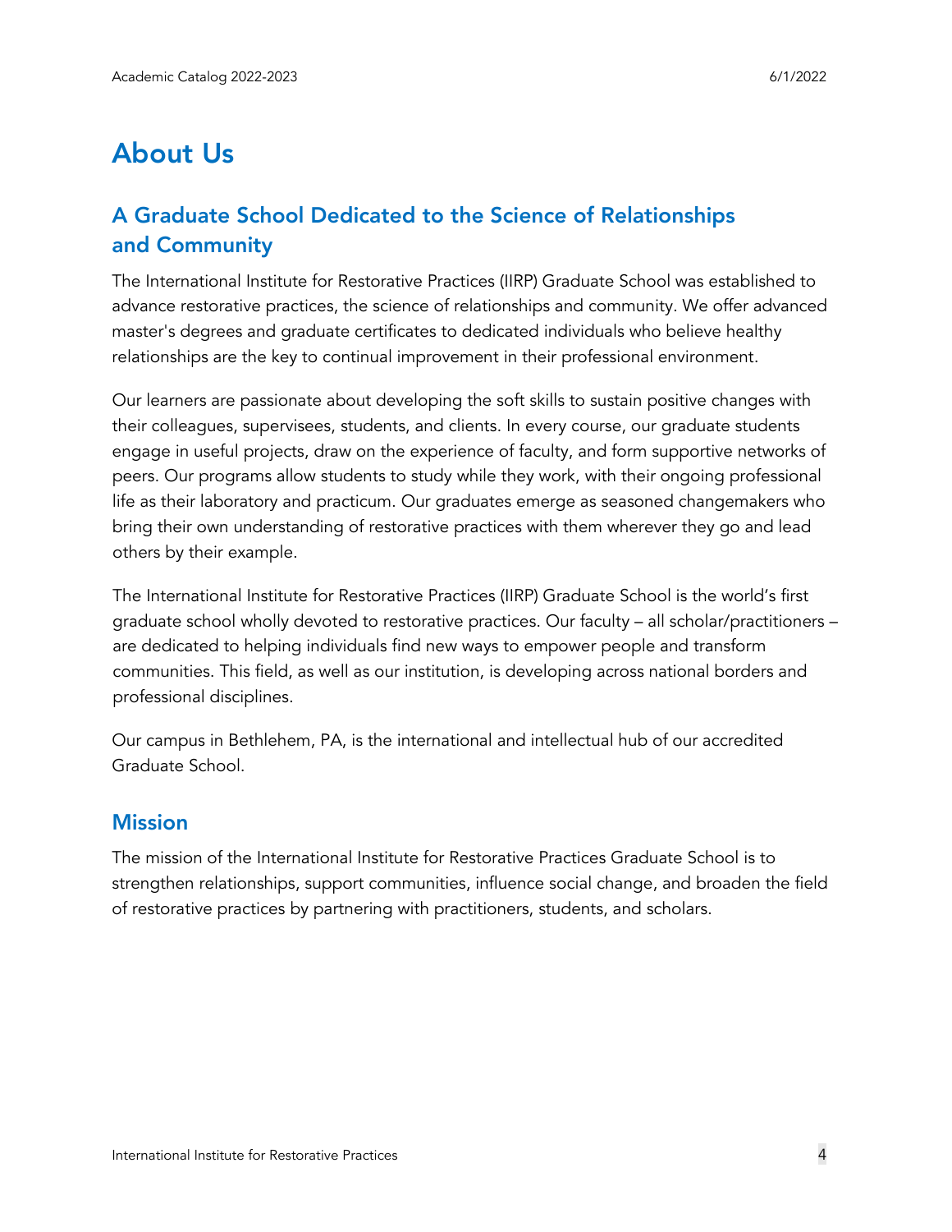# About Us

## A Graduate School Dedicated to the Science of Relationships and Community

The International Institute for Restorative Practices (IIRP) Graduate School was established to advance restorative practices, the science of relationships and community. We offer advanced master's degrees and graduate certificates to dedicated individuals who believe healthy relationships are the key to continual improvement in their professional environment.

Our learners are passionate about developing the soft skills to sustain positive changes with their colleagues, supervisees, students, and clients. In every course, our graduate students engage in useful projects, draw on the experience of faculty, and form supportive networks of peers. Our programs allow students to study while they work, with their ongoing professional life as their laboratory and practicum. Our graduates emerge as seasoned changemakers who bring their own understanding of restorative practices with them wherever they go and lead others by their example.

The International Institute for Restorative Practices (IIRP) Graduate School is the world's first graduate school wholly devoted to restorative practices. Our faculty – all scholar/practitioners – are dedicated to helping individuals find new ways to empower people and transform communities. This field, as well as our institution, is developing across national borders and professional disciplines.

Our campus in Bethlehem, PA, is the international and intellectual hub of our accredited Graduate School.

## Mission

The mission of the International Institute for Restorative Practices Graduate School is to strengthen relationships, support communities, influence social change, and broaden the field of restorative practices by partnering with practitioners, students, and scholars.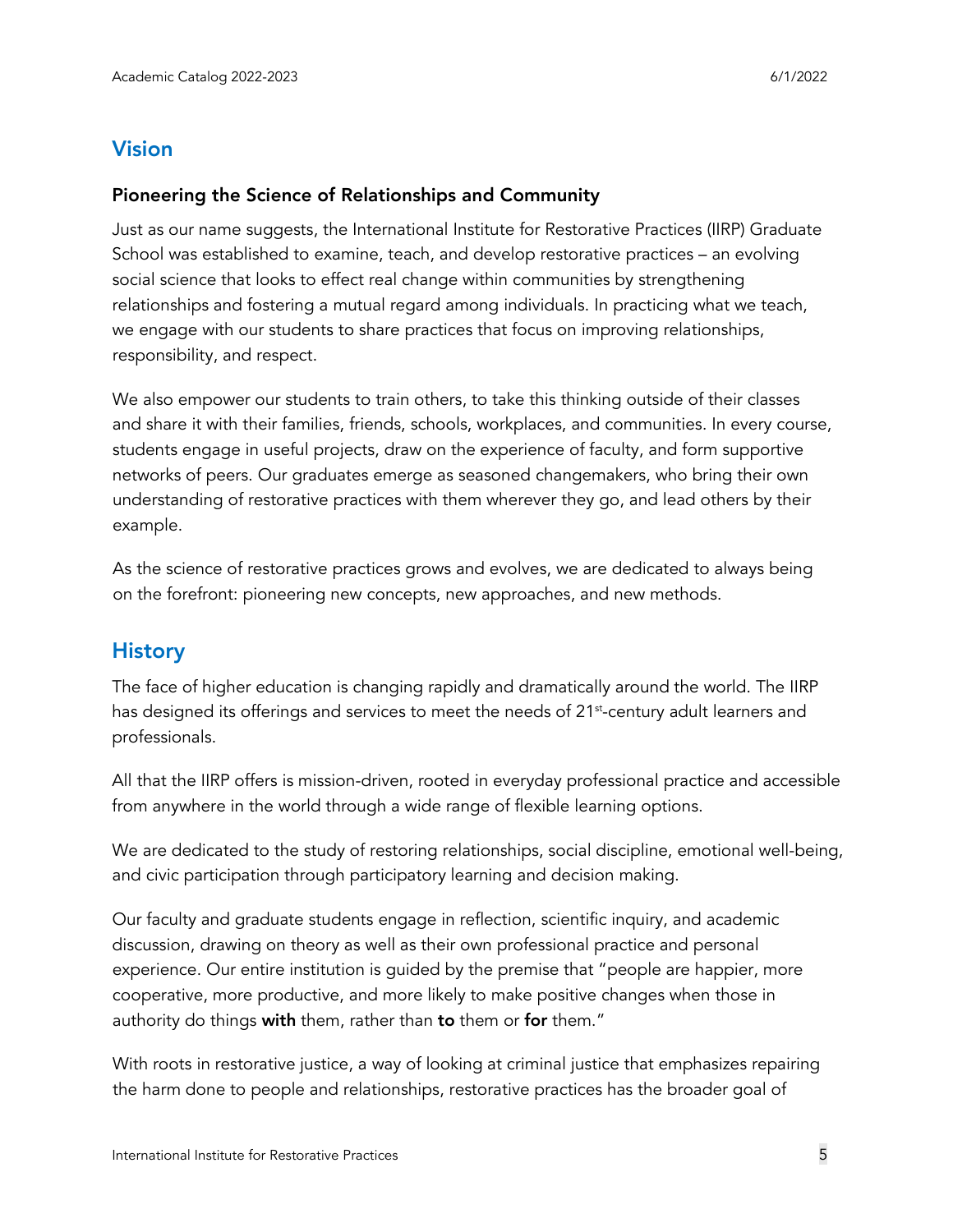## Vision

### Pioneering the Science of Relationships and Community

Just as our name suggests, the International Institute for Restorative Practices (IIRP) Graduate School was established to examine, teach, and develop restorative practices – an evolving social science that looks to effect real change within communities by strengthening relationships and fostering a mutual regard among individuals. In practicing what we teach, we engage with our students to share practices that focus on improving relationships, responsibility, and respect.

We also empower our students to train others, to take this thinking outside of their classes and share it with their families, friends, schools, workplaces, and communities. In every course, students engage in useful projects, draw on the experience of faculty, and form supportive networks of peers. Our graduates emerge as seasoned changemakers, who bring their own understanding of restorative practices with them wherever they go, and lead others by their example.

As the science of restorative practices grows and evolves, we are dedicated to always being on the forefront: pioneering new concepts, new approaches, and new methods.

## History

The face of higher education is changing rapidly and dramatically around the world. The IIRP has designed its offerings and services to meet the needs of 21st-century adult learners and professionals.

All that the IIRP offers is mission-driven, rooted in everyday professional practice and accessible from anywhere in the world through a wide range of flexible learning options.

We are dedicated to the study of restoring relationships, social discipline, emotional well-being, and civic participation through participatory learning and decision making.

Our faculty and graduate students engage in reflection, scientific inquiry, and academic discussion, drawing on theory as well as their own professional practice and personal experience. Our entire institution is guided by the premise that "people are happier, more cooperative, more productive, and more likely to make positive changes when those in authority do things **with** them, rather than **to** them or **for** them."

With roots in restorative justice, a way of looking at criminal justice that emphasizes repairing the harm done to people and relationships, restorative practices has the broader goal of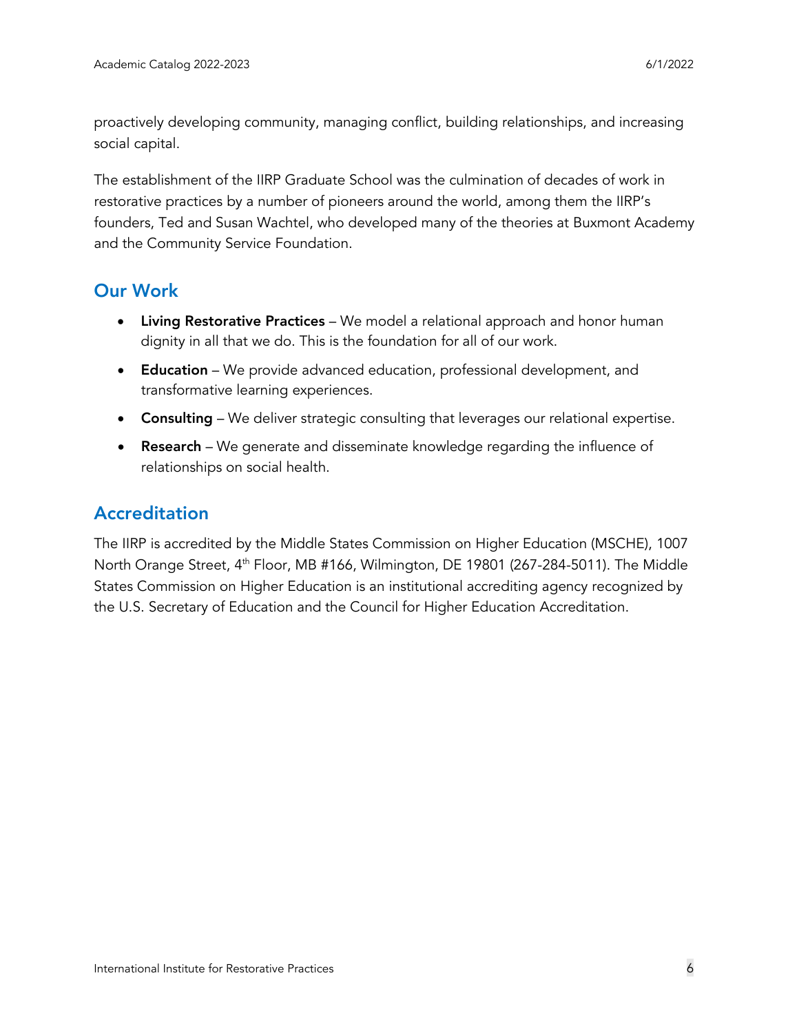proactively developing community, managing conflict, building relationships, and increasing social capital.

The establishment of the IIRP Graduate School was the culmination of decades of work in restorative practices by a number of pioneers around the world, among them the IIRP's founders, Ted and Susan Wachtel, who developed many of the theories at Buxmont Academy and the Community Service Foundation.

## Our Work

- **Living Restorative Practices** – We model a relational approach and honor human dignity in all that we do. This is the foundation for all of our work.
- **Education** – We provide advanced education, professional development, and transformative learning experiences.
- **Consulting** – We deliver strategic consulting that leverages our relational expertise.
- **Research** – We generate and disseminate knowledge regarding the influence of relationships on social health.

## Accreditation

The IIRP is accredited by the Middle States Commission on Higher Education (MSCHE), 1007 North Orange Street, 4th Floor, MB #166, Wilmington, DE 19801 (267-284-5011). The Middle States Commission on Higher Education is an institutional accrediting agency recognized by the U.S. Secretary of Education and the Council for Higher Education Accreditation.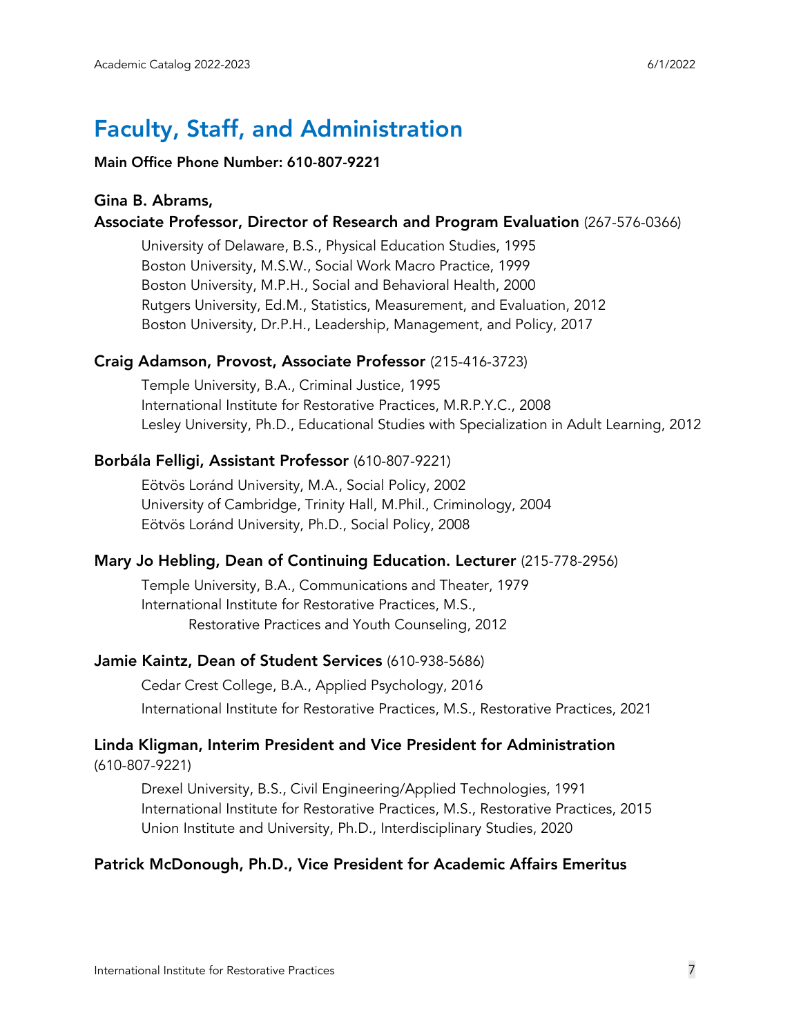# Faculty, Staff, and Administration

**Main Office Phone Number: 610-807-9221**

**Gina B. Abrams,**
**Associate Professor, Director of Research and Program Evaluation** (267-576-0366)

University of Delaware, B.S., Physical Education Studies, 1995
Boston University, M.S.W., Social Work Macro Practice, 1999
Boston University, M.P.H., Social and Behavioral Health, 2000
Rutgers University, Ed.M., Statistics, Measurement, and Evaluation, 2012
Boston University, Dr.P.H., Leadership, Management, and Policy, 2017

**Craig Adamson, Provost, Associate Professor** (215-416-3723)

Temple University, B.A., Criminal Justice, 1995
International Institute for Restorative Practices, M.R.P.Y.C., 2008
Lesley University, Ph.D., Educational Studies with Specialization in Adult Learning, 2012

**Borbála Felligi, Assistant Professor** (610-807-9221)

Eötvös Loránd University, M.A., Social Policy, 2002
University of Cambridge, Trinity Hall, M.Phil., Criminology, 2004
Eötvös Loránd University, Ph.D., Social Policy, 2008

**Mary Jo Hebling, Dean of Continuing Education. Lecturer** (215-778-2956)

Temple University, B.A., Communications and Theater, 1979
International Institute for Restorative Practices, M.S.,
Restorative Practices and Youth Counseling, 2012

**Jamie Kaintz, Dean of Student Services** (610-938-5686)

Cedar Crest College, B.A., Applied Psychology, 2016
International Institute for Restorative Practices, M.S., Restorative Practices, 2021

**Linda Kligman, Interim President and Vice President for Administration**
(610-807-9221)

Drexel University, B.S., Civil Engineering/Applied Technologies, 1991
International Institute for Restorative Practices, M.S., Restorative Practices, 2015
Union Institute and University, Ph.D., Interdisciplinary Studies, 2020

**Patrick McDonough, Ph.D., Vice President for Academic Affairs Emeritus**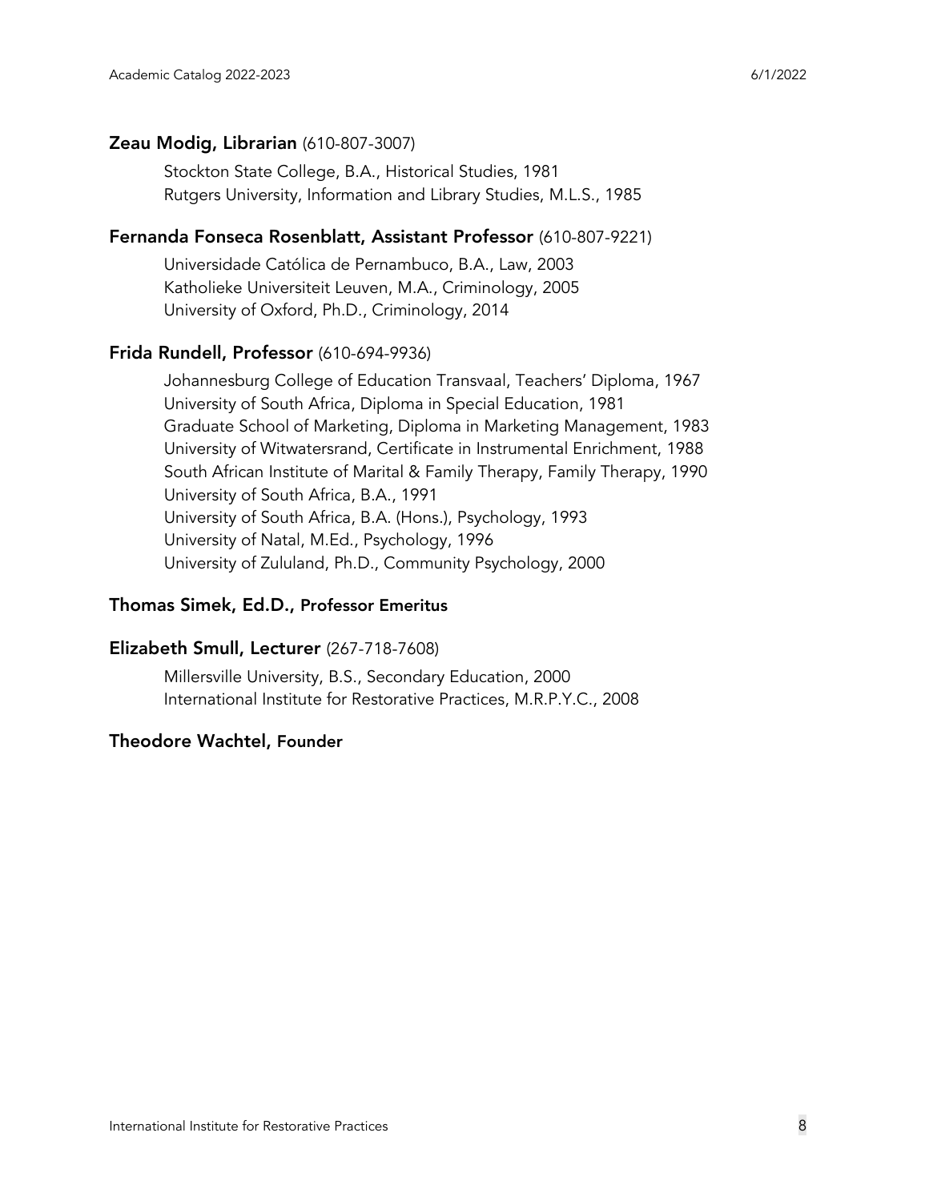**Zeau Modig, Librarian** (610-807-3007)

Stockton State College, B.A., Historical Studies, 1981
Rutgers University, Information and Library Studies, M.L.S., 1985

**Fernanda Fonseca Rosenblatt, Assistant Professor** (610-807-9221)

Universidade Católica de Pernambuco, B.A., Law, 2003
Katholieke Universiteit Leuven, M.A., Criminology, 2005
University of Oxford, Ph.D., Criminology, 2014

**Frida Rundell, Professor** (610-694-9936)

Johannesburg College of Education Transvaal, Teachers' Diploma, 1967
University of South Africa, Diploma in Special Education, 1981
Graduate School of Marketing, Diploma in Marketing Management, 1983
University of Witwatersrand, Certificate in Instrumental Enrichment, 1988
South African Institute of Marital & Family Therapy, Family Therapy, 1990
University of South Africa, B.A., 1991
University of South Africa, B.A. (Hons.), Psychology, 1993
University of Natal, M.Ed., Psychology, 1996
University of Zululand, Ph.D., Community Psychology, 2000

**Thomas Simek, Ed.D., Professor Emeritus**

**Elizabeth Smull, Lecturer** (267-718-7608)

Millersville University, B.S., Secondary Education, 2000
International Institute for Restorative Practices, M.R.P.Y.C., 2008

**Theodore Wachtel, Founder**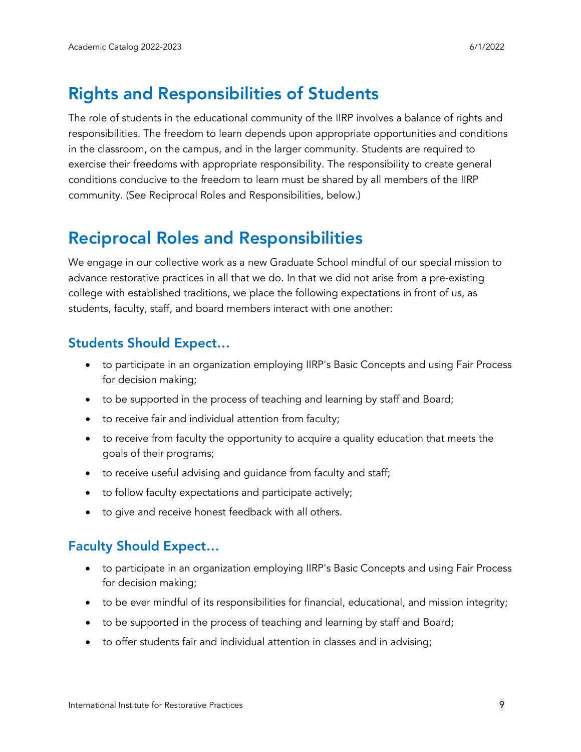# Rights and Responsibilities of Students

The role of students in the educational community of the IIRP involves a balance of rights and responsibilities. The freedom to learn depends upon appropriate opportunities and conditions in the classroom, on the campus, and in the larger community. Students are required to exercise their freedoms with appropriate responsibility. The responsibility to create general conditions conducive to the freedom to learn must be shared by all members of the IIRP community. (See Reciprocal Roles and Responsibilities, below.)

# Reciprocal Roles and Responsibilities

We engage in our collective work as a new Graduate School mindful of our special mission to advance restorative practices in all that we do. In that we did not arise from a pre-existing college with established traditions, we place the following expectations in front of us, as students, faculty, staff, and board members interact with one another:

## Students Should Expect…

- to participate in an organization employing IIRP's Basic Concepts and using Fair Process for decision making;
- to be supported in the process of teaching and learning by staff and Board;
- to receive fair and individual attention from faculty;
- to receive from faculty the opportunity to acquire a quality education that meets the goals of their programs;
- to receive useful advising and guidance from faculty and staff;
- to follow faculty expectations and participate actively;
- to give and receive honest feedback with all others.

## Faculty Should Expect…

- to participate in an organization employing IIRP's Basic Concepts and using Fair Process for decision making;
- to be ever mindful of its responsibilities for financial, educational, and mission integrity;
- to be supported in the process of teaching and learning by staff and Board;
- to offer students fair and individual attention in classes and in advising;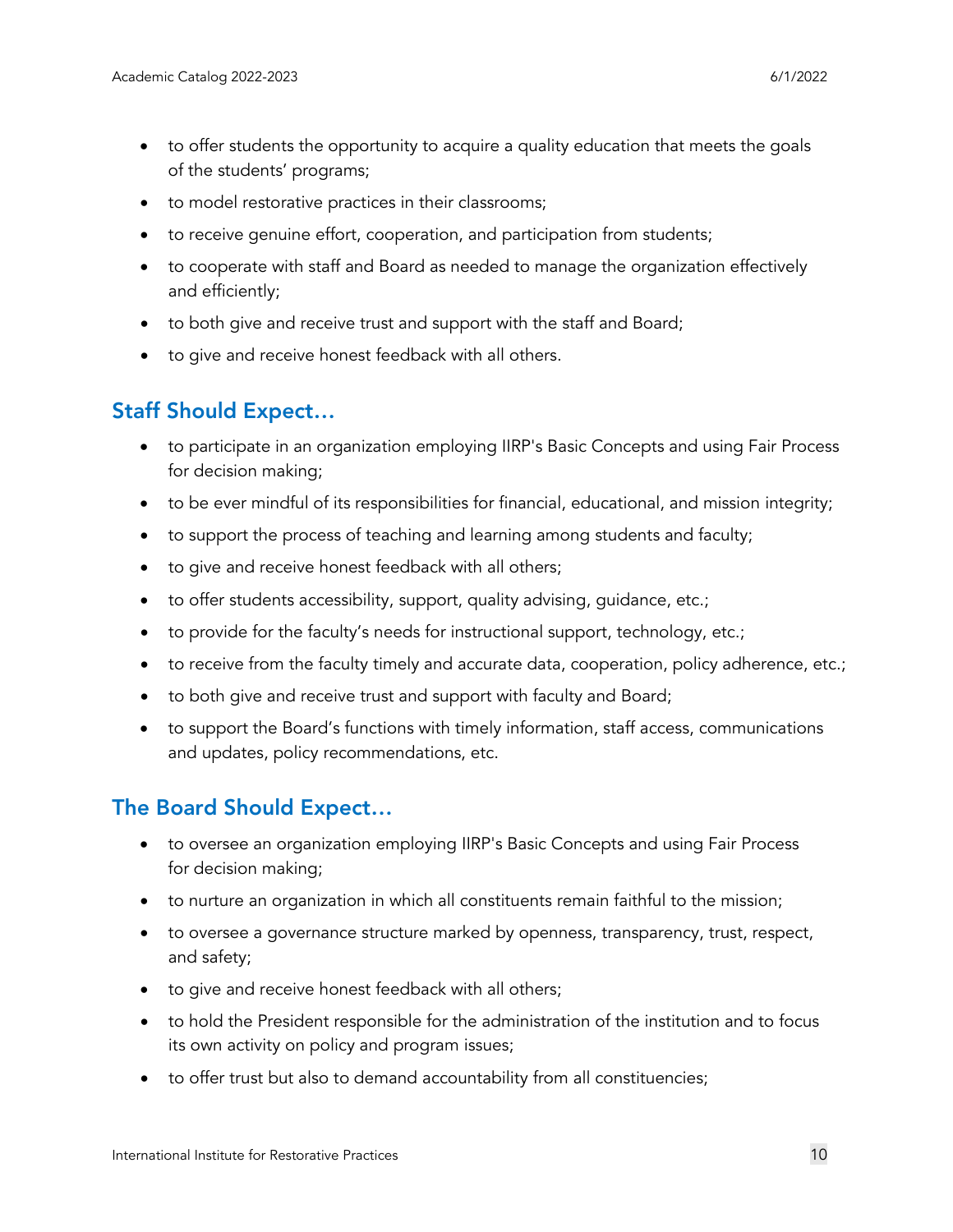- to offer students the opportunity to acquire a quality education that meets the goals of the students' programs;
- to model restorative practices in their classrooms;
- to receive genuine effort, cooperation, and participation from students;
- to cooperate with staff and Board as needed to manage the organization effectively and efficiently;
- to both give and receive trust and support with the staff and Board;
- to give and receive honest feedback with all others.

## Staff Should Expect…

- to participate in an organization employing IIRP's Basic Concepts and using Fair Process for decision making;
- to be ever mindful of its responsibilities for financial, educational, and mission integrity;
- to support the process of teaching and learning among students and faculty;
- to give and receive honest feedback with all others;
- to offer students accessibility, support, quality advising, guidance, etc.;
- to provide for the faculty's needs for instructional support, technology, etc.;
- to receive from the faculty timely and accurate data, cooperation, policy adherence, etc.;
- to both give and receive trust and support with faculty and Board;
- to support the Board's functions with timely information, staff access, communications and updates, policy recommendations, etc.

## The Board Should Expect…

- to oversee an organization employing IIRP's Basic Concepts and using Fair Process for decision making;
- to nurture an organization in which all constituents remain faithful to the mission;
- to oversee a governance structure marked by openness, transparency, trust, respect, and safety;
- to give and receive honest feedback with all others;
- to hold the President responsible for the administration of the institution and to focus its own activity on policy and program issues;
- to offer trust but also to demand accountability from all constituencies;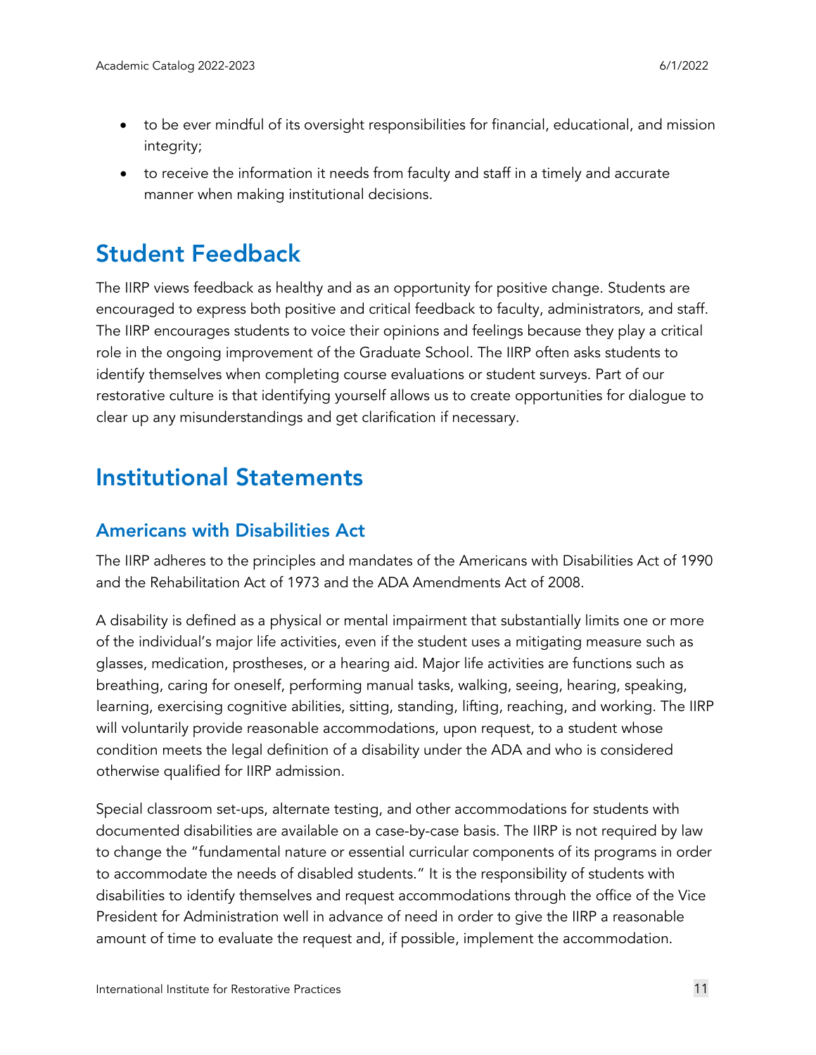- to be ever mindful of its oversight responsibilities for financial, educational, and mission integrity;
- to receive the information it needs from faculty and staff in a timely and accurate manner when making institutional decisions.

# Student Feedback

The IIRP views feedback as healthy and as an opportunity for positive change. Students are encouraged to express both positive and critical feedback to faculty, administrators, and staff. The IIRP encourages students to voice their opinions and feelings because they play a critical role in the ongoing improvement of the Graduate School. The IIRP often asks students to identify themselves when completing course evaluations or student surveys. Part of our restorative culture is that identifying yourself allows us to create opportunities for dialogue to clear up any misunderstandings and get clarification if necessary.

# Institutional Statements

## Americans with Disabilities Act

The IIRP adheres to the principles and mandates of the Americans with Disabilities Act of 1990 and the Rehabilitation Act of 1973 and the ADA Amendments Act of 2008.

A disability is defined as a physical or mental impairment that substantially limits one or more of the individual's major life activities, even if the student uses a mitigating measure such as glasses, medication, prostheses, or a hearing aid. Major life activities are functions such as breathing, caring for oneself, performing manual tasks, walking, seeing, hearing, speaking, learning, exercising cognitive abilities, sitting, standing, lifting, reaching, and working. The IIRP will voluntarily provide reasonable accommodations, upon request, to a student whose condition meets the legal definition of a disability under the ADA and who is considered otherwise qualified for IIRP admission.

Special classroom set-ups, alternate testing, and other accommodations for students with documented disabilities are available on a case-by-case basis. The IIRP is not required by law to change the "fundamental nature or essential curricular components of its programs in order to accommodate the needs of disabled students." It is the responsibility of students with disabilities to identify themselves and request accommodations through the office of the Vice President for Administration well in advance of need in order to give the IIRP a reasonable amount of time to evaluate the request and, if possible, implement the accommodation.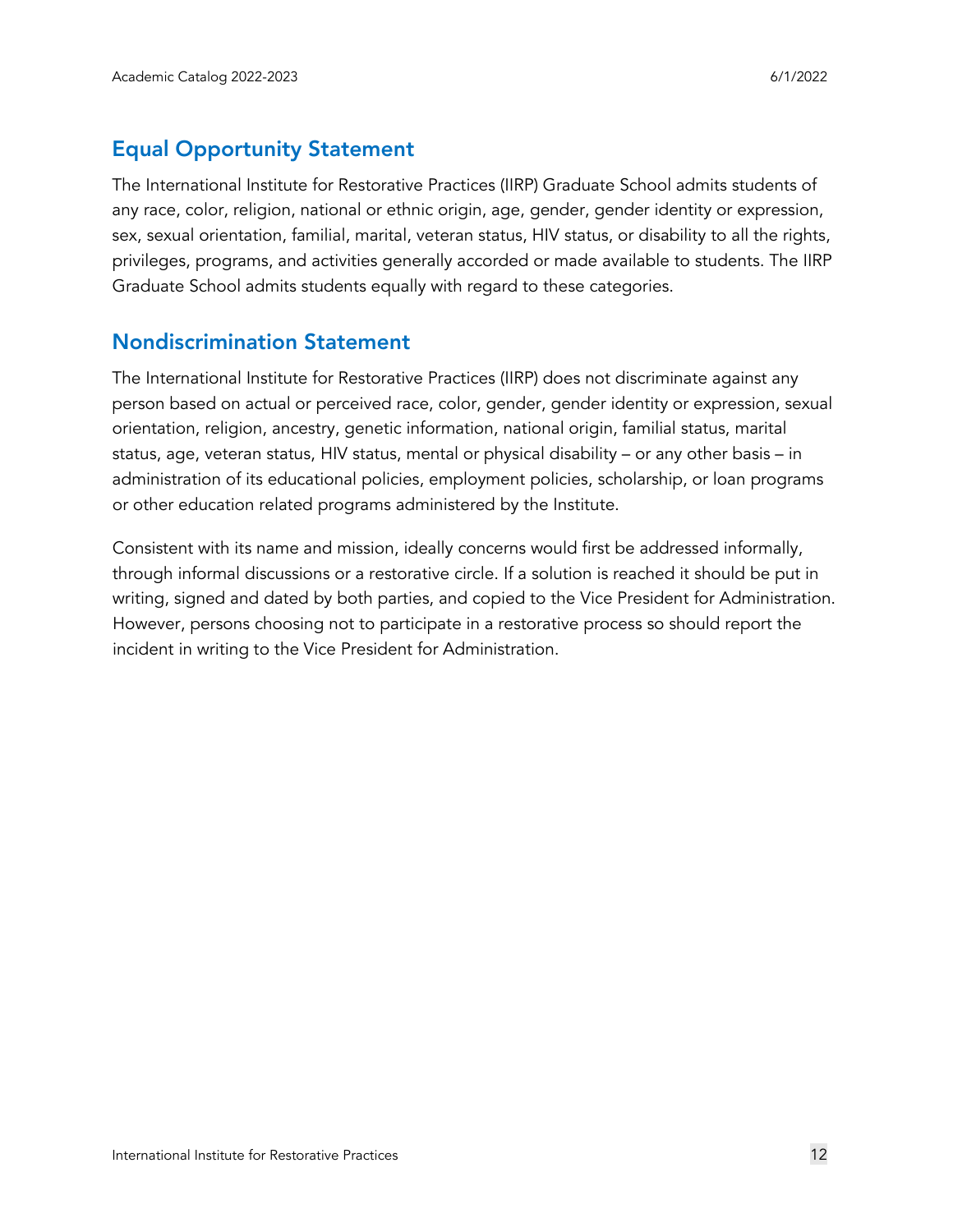## Equal Opportunity Statement

The International Institute for Restorative Practices (IIRP) Graduate School admits students of any race, color, religion, national or ethnic origin, age, gender, gender identity or expression, sex, sexual orientation, familial, marital, veteran status, HIV status, or disability to all the rights, privileges, programs, and activities generally accorded or made available to students. The IIRP Graduate School admits students equally with regard to these categories.

## Nondiscrimination Statement

The International Institute for Restorative Practices (IIRP) does not discriminate against any person based on actual or perceived race, color, gender, gender identity or expression, sexual orientation, religion, ancestry, genetic information, national origin, familial status, marital status, age, veteran status, HIV status, mental or physical disability – or any other basis – in administration of its educational policies, employment policies, scholarship, or loan programs or other education related programs administered by the Institute.

Consistent with its name and mission, ideally concerns would first be addressed informally, through informal discussions or a restorative circle. If a solution is reached it should be put in writing, signed and dated by both parties, and copied to the Vice President for Administration. However, persons choosing not to participate in a restorative process so should report the incident in writing to the Vice President for Administration.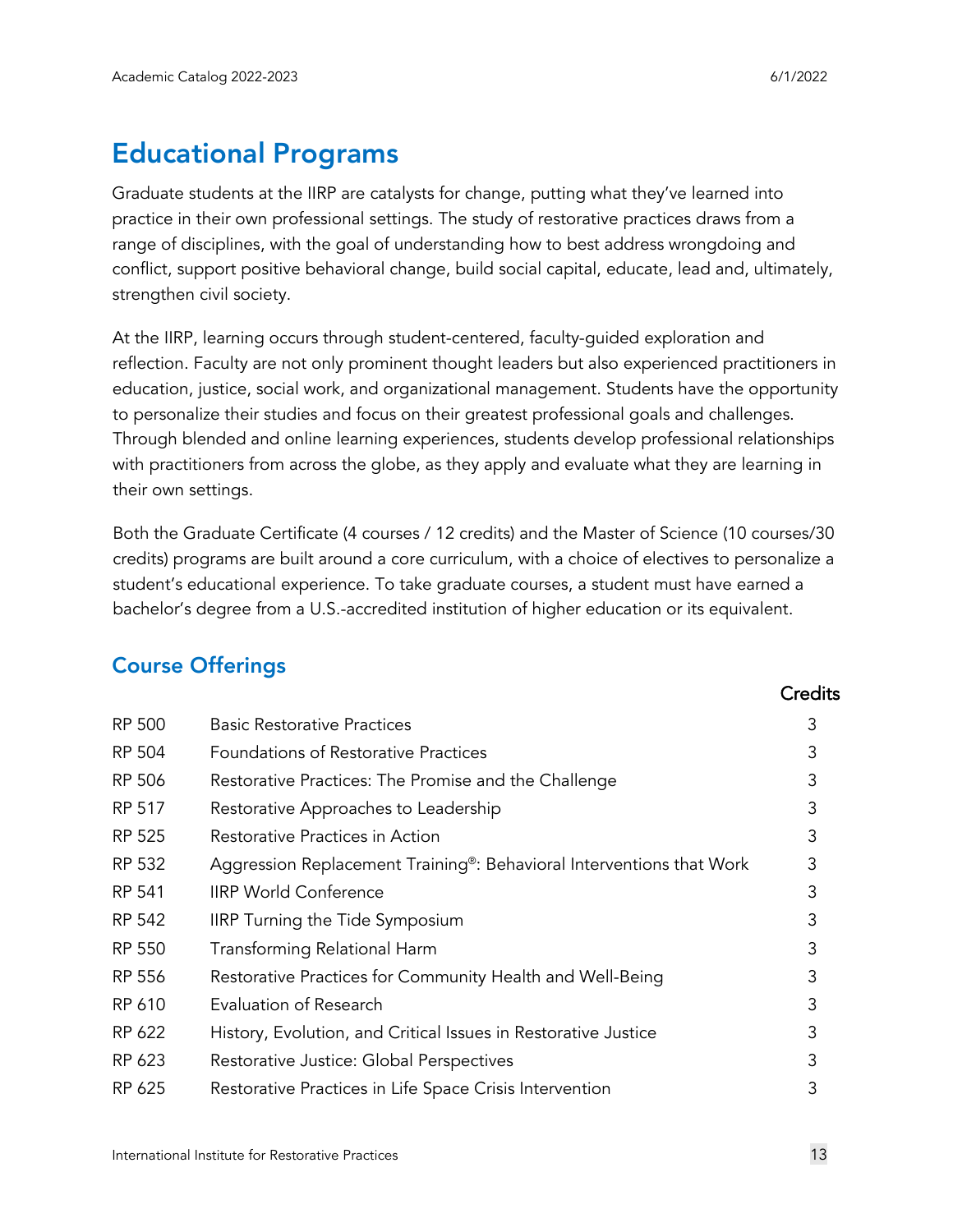# Educational Programs

Graduate students at the IIRP are catalysts for change, putting what they've learned into practice in their own professional settings. The study of restorative practices draws from a range of disciplines, with the goal of understanding how to best address wrongdoing and conflict, support positive behavioral change, build social capital, educate, lead and, ultimately, strengthen civil society.

At the IIRP, learning occurs through student-centered, faculty-guided exploration and reflection. Faculty are not only prominent thought leaders but also experienced practitioners in education, justice, social work, and organizational management. Students have the opportunity to personalize their studies and focus on their greatest professional goals and challenges. Through blended and online learning experiences, students develop professional relationships with practitioners from across the globe, as they apply and evaluate what they are learning in their own settings.

Both the Graduate Certificate (4 courses / 12 credits) and the Master of Science (10 courses/30 credits) programs are built around a core curriculum, with a choice of electives to personalize a student's educational experience. To take graduate courses, a student must have earned a bachelor's degree from a U.S.-accredited institution of higher education or its equivalent.

## Course Offerings

| | | Credits |
|---|---|---|
| RP 500 | Basic Restorative Practices | 3 |
| RP 504 | Foundations of Restorative Practices | 3 |
| RP 506 | Restorative Practices: The Promise and the Challenge | 3 |
| RP 517 | Restorative Approaches to Leadership | 3 |
| RP 525 | Restorative Practices in Action | 3 |
| RP 532 | Aggression Replacement Training®: Behavioral Interventions that Work | 3 |
| RP 541 | IIRP World Conference | 3 |
| RP 542 | IIRP Turning the Tide Symposium | 3 |
| RP 550 | Transforming Relational Harm | 3 |
| RP 556 | Restorative Practices for Community Health and Well-Being | 3 |
| RP 610 | Evaluation of Research | 3 |
| RP 622 | History, Evolution, and Critical Issues in Restorative Justice | 3 |
| RP 623 | Restorative Justice: Global Perspectives | 3 |
| RP 625 | Restorative Practices in Life Space Crisis Intervention | 3 |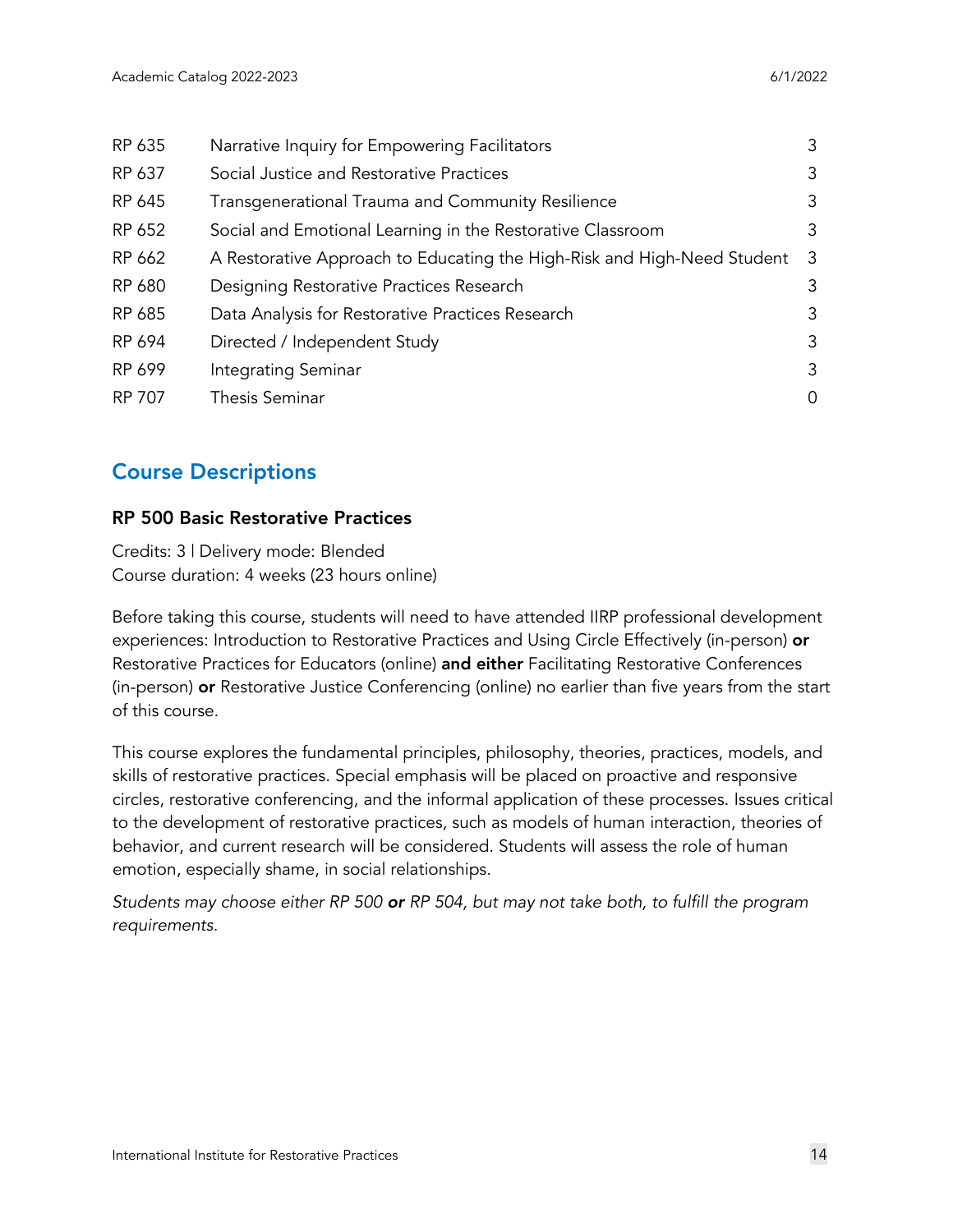| | | |
|---|---|---|
| RP 635 | Narrative Inquiry for Empowering Facilitators | 3 |
| RP 637 | Social Justice and Restorative Practices | 3 |
| RP 645 | Transgenerational Trauma and Community Resilience | 3 |
| RP 652 | Social and Emotional Learning in the Restorative Classroom | 3 |
| RP 662 | A Restorative Approach to Educating the High-Risk and High-Need Student | 3 |
| RP 680 | Designing Restorative Practices Research | 3 |
| RP 685 | Data Analysis for Restorative Practices Research | 3 |
| RP 694 | Directed / Independent Study | 3 |
| RP 699 | Integrating Seminar | 3 |
| RP 707 | Thesis Seminar | 0 |

## Course Descriptions

### RP 500 Basic Restorative Practices

Credits: 3 | Delivery mode: Blended
Course duration: 4 weeks (23 hours online)

Before taking this course, students will need to have attended IIRP professional development experiences: Introduction to Restorative Practices and Using Circle Effectively (in-person) **or** Restorative Practices for Educators (online) **and either** Facilitating Restorative Conferences (in-person) **or** Restorative Justice Conferencing (online) no earlier than five years from the start of this course.

This course explores the fundamental principles, philosophy, theories, practices, models, and skills of restorative practices. Special emphasis will be placed on proactive and responsive circles, restorative conferencing, and the informal application of these processes. Issues critical to the development of restorative practices, such as models of human interaction, theories of behavior, and current research will be considered. Students will assess the role of human emotion, especially shame, in social relationships.

*Students may choose either RP 500 **or** RP 504, but may not take both, to fulfill the program requirements.*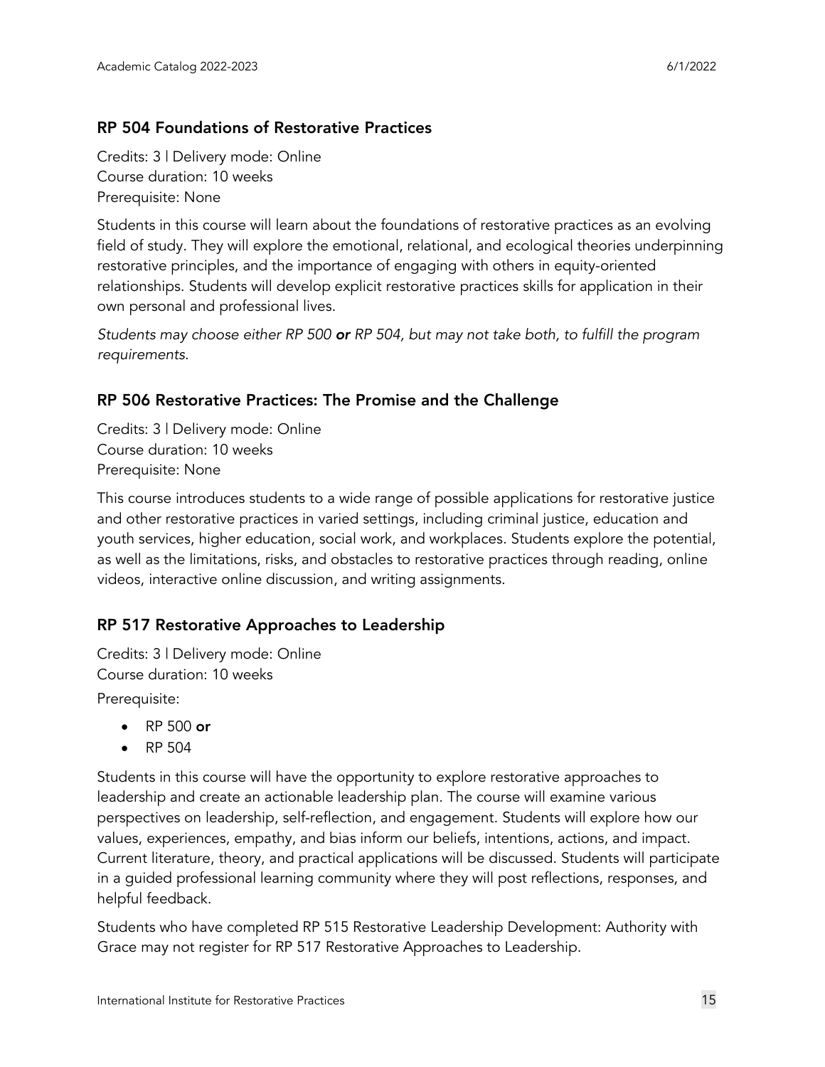## RP 504 Foundations of Restorative Practices

Credits: 3 | Delivery mode: Online
Course duration: 10 weeks
Prerequisite: None

Students in this course will learn about the foundations of restorative practices as an evolving field of study. They will explore the emotional, relational, and ecological theories underpinning restorative principles, and the importance of engaging with others in equity-oriented relationships. Students will develop explicit restorative practices skills for application in their own personal and professional lives.

*Students may choose either RP 500* ***or*** *RP 504, but may not take both, to fulfill the program requirements.*

## RP 506 Restorative Practices: The Promise and the Challenge

Credits: 3 | Delivery mode: Online
Course duration: 10 weeks
Prerequisite: None

This course introduces students to a wide range of possible applications for restorative justice and other restorative practices in varied settings, including criminal justice, education and youth services, higher education, social work, and workplaces. Students explore the potential, as well as the limitations, risks, and obstacles to restorative practices through reading, online videos, interactive online discussion, and writing assignments.

## RP 517 Restorative Approaches to Leadership

Credits: 3 | Delivery mode: Online
Course duration: 10 weeks
Prerequisite:

- RP 500 **or**
- RP 504

Students in this course will have the opportunity to explore restorative approaches to leadership and create an actionable leadership plan. The course will examine various perspectives on leadership, self-reflection, and engagement. Students will explore how our values, experiences, empathy, and bias inform our beliefs, intentions, actions, and impact. Current literature, theory, and practical applications will be discussed. Students will participate in a guided professional learning community where they will post reflections, responses, and helpful feedback.

Students who have completed RP 515 Restorative Leadership Development: Authority with Grace may not register for RP 517 Restorative Approaches to Leadership.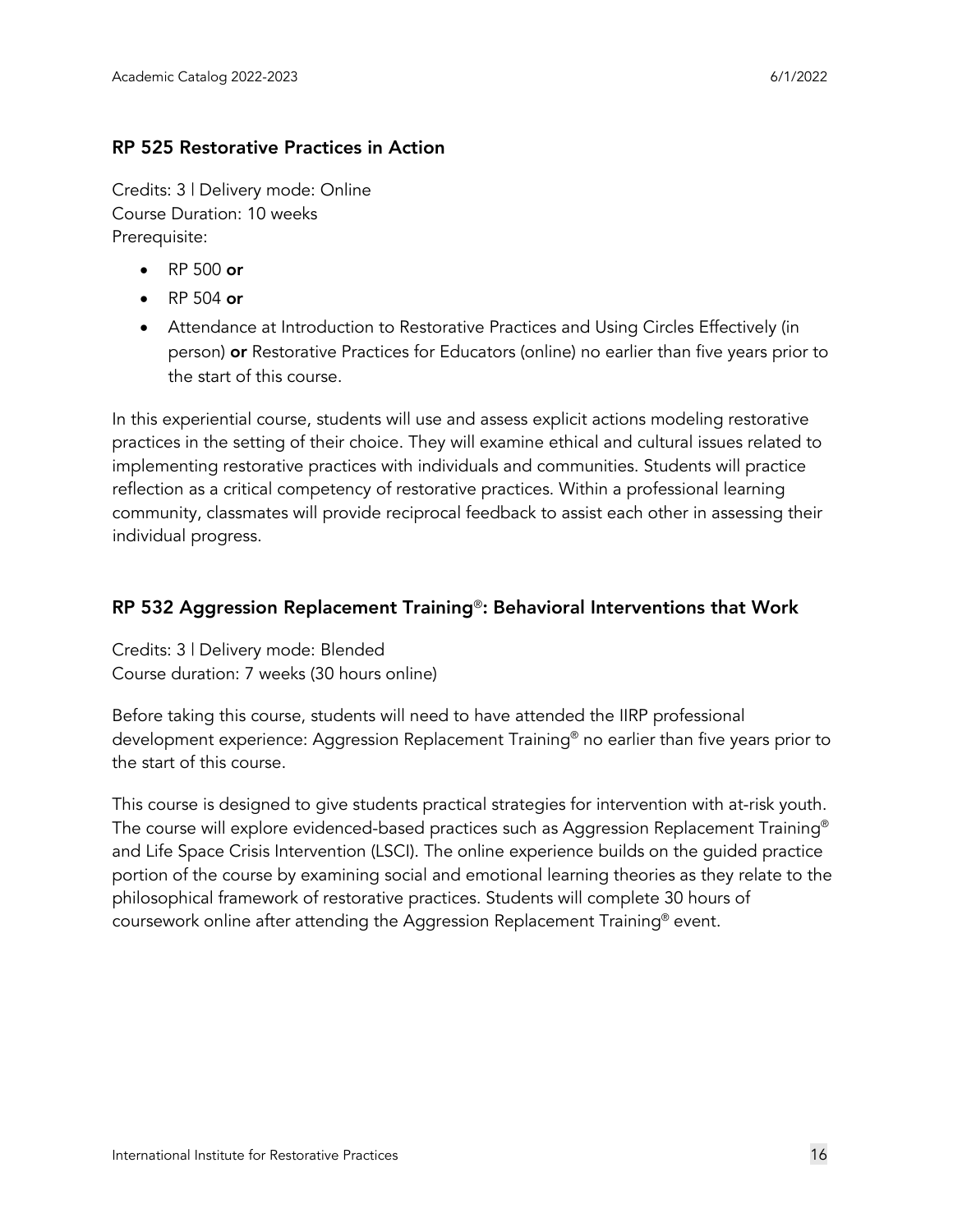## RP 525 Restorative Practices in Action

Credits: 3 | Delivery mode: Online
Course Duration: 10 weeks
Prerequisite:

- RP 500 **or**
- RP 504 **or**
- Attendance at Introduction to Restorative Practices and Using Circles Effectively (in person) **or** Restorative Practices for Educators (online) no earlier than five years prior to the start of this course.

In this experiential course, students will use and assess explicit actions modeling restorative practices in the setting of their choice. They will examine ethical and cultural issues related to implementing restorative practices with individuals and communities. Students will practice reflection as a critical competency of restorative practices. Within a professional learning community, classmates will provide reciprocal feedback to assist each other in assessing their individual progress.

## RP 532 Aggression Replacement Training®: Behavioral Interventions that Work

Credits: 3 | Delivery mode: Blended
Course duration: 7 weeks (30 hours online)

Before taking this course, students will need to have attended the IIRP professional development experience: Aggression Replacement Training® no earlier than five years prior to the start of this course.

This course is designed to give students practical strategies for intervention with at-risk youth. The course will explore evidenced-based practices such as Aggression Replacement Training® and Life Space Crisis Intervention (LSCI). The online experience builds on the guided practice portion of the course by examining social and emotional learning theories as they relate to the philosophical framework of restorative practices. Students will complete 30 hours of coursework online after attending the Aggression Replacement Training® event.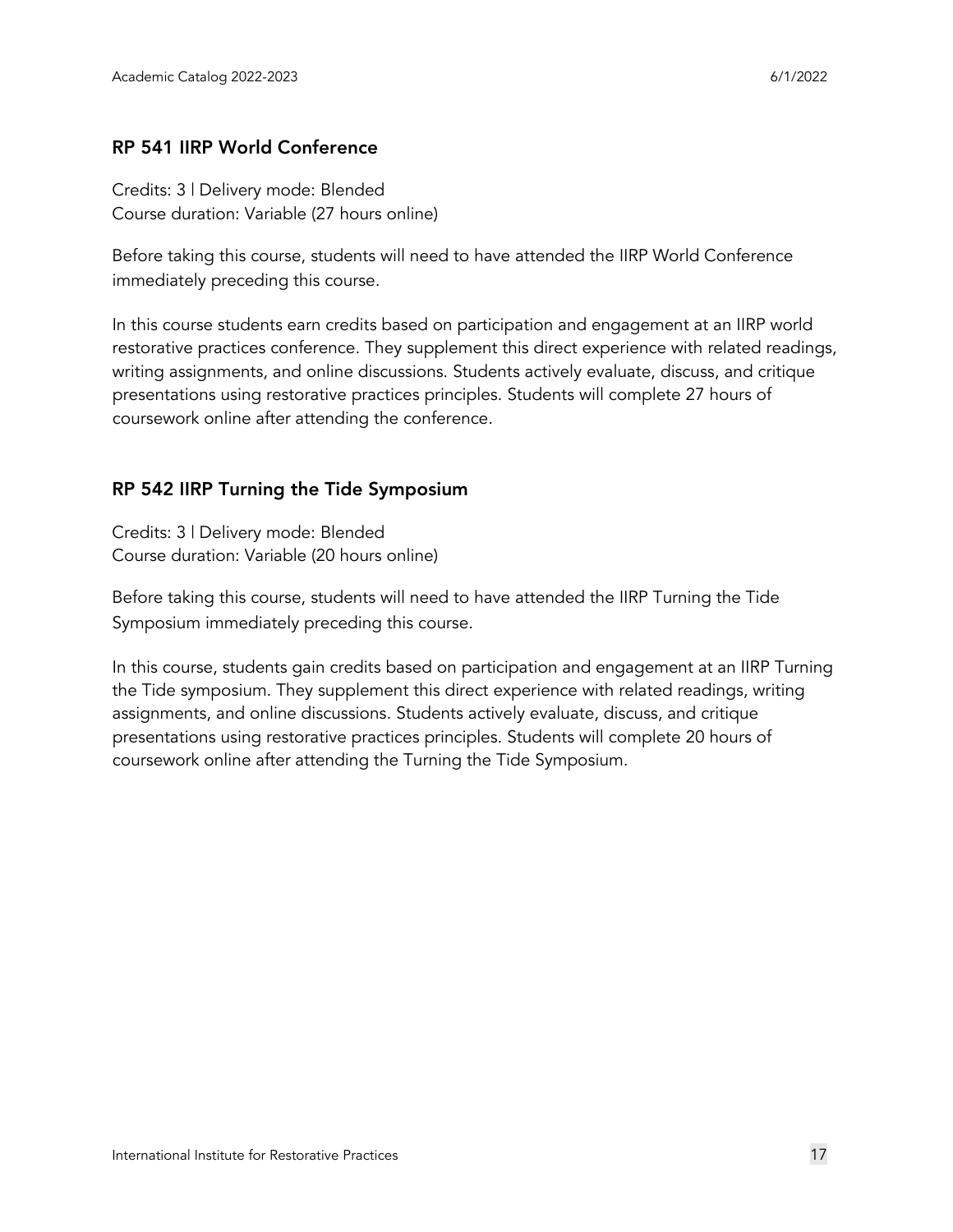## RP 541 IIRP World Conference

Credits: 3 | Delivery mode: Blended
Course duration: Variable (27 hours online)

Before taking this course, students will need to have attended the IIRP World Conference immediately preceding this course.

In this course students earn credits based on participation and engagement at an IIRP world restorative practices conference. They supplement this direct experience with related readings, writing assignments, and online discussions. Students actively evaluate, discuss, and critique presentations using restorative practices principles. Students will complete 27 hours of coursework online after attending the conference.

## RP 542 IIRP Turning the Tide Symposium

Credits: 3 | Delivery mode: Blended
Course duration: Variable (20 hours online)

Before taking this course, students will need to have attended the IIRP Turning the Tide Symposium immediately preceding this course.

In this course, students gain credits based on participation and engagement at an IIRP Turning the Tide symposium. They supplement this direct experience with related readings, writing assignments, and online discussions. Students actively evaluate, discuss, and critique presentations using restorative practices principles. Students will complete 20 hours of coursework online after attending the Turning the Tide Symposium.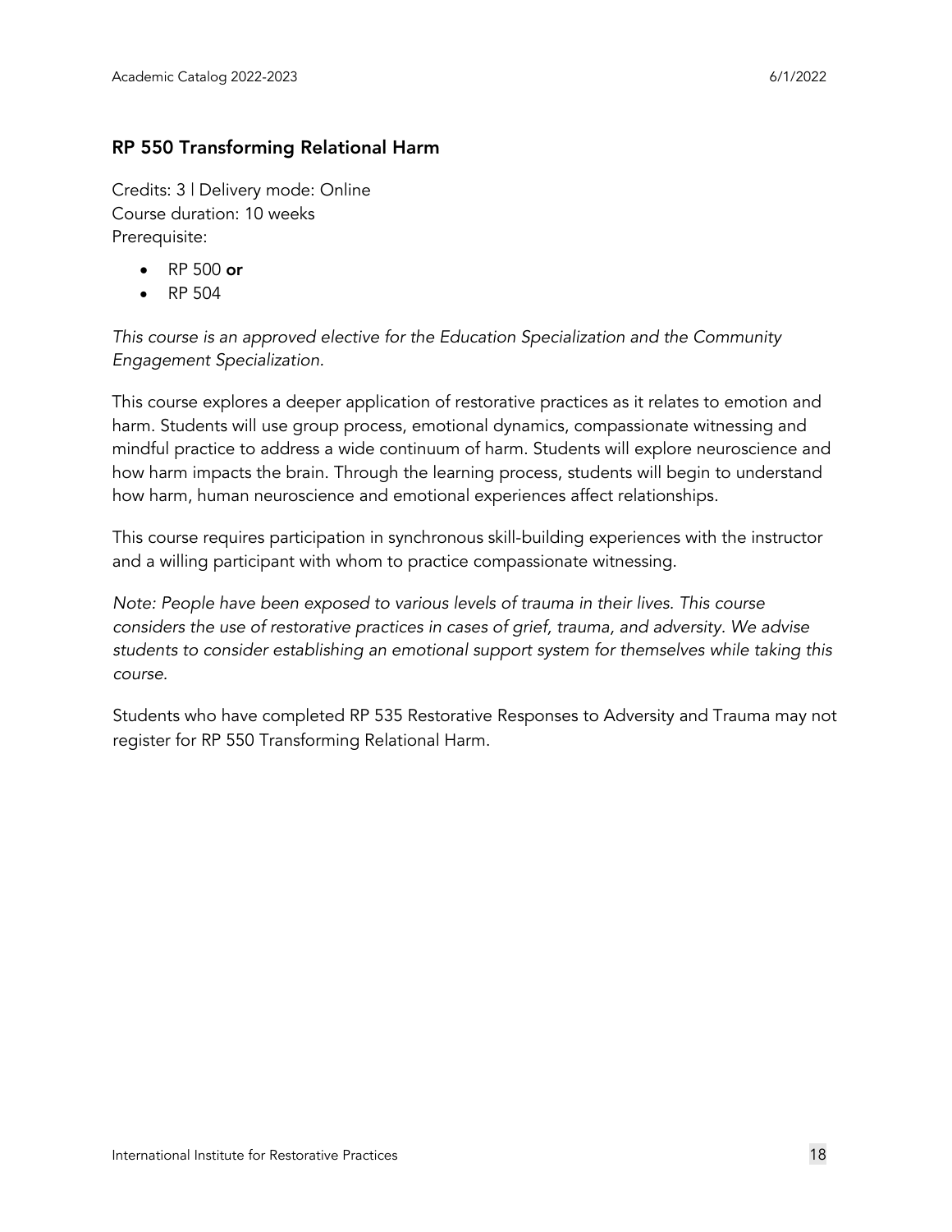## RP 550 Transforming Relational Harm

Credits: 3 | Delivery mode: Online
Course duration: 10 weeks
Prerequisite:

- RP 500 **or**
- RP 504

*This course is an approved elective for the Education Specialization and the Community Engagement Specialization.*

This course explores a deeper application of restorative practices as it relates to emotion and harm. Students will use group process, emotional dynamics, compassionate witnessing and mindful practice to address a wide continuum of harm. Students will explore neuroscience and how harm impacts the brain. Through the learning process, students will begin to understand how harm, human neuroscience and emotional experiences affect relationships.

This course requires participation in synchronous skill-building experiences with the instructor and a willing participant with whom to practice compassionate witnessing.

*Note: People have been exposed to various levels of trauma in their lives. This course considers the use of restorative practices in cases of grief, trauma, and adversity. We advise students to consider establishing an emotional support system for themselves while taking this course.*

Students who have completed RP 535 Restorative Responses to Adversity and Trauma may not register for RP 550 Transforming Relational Harm.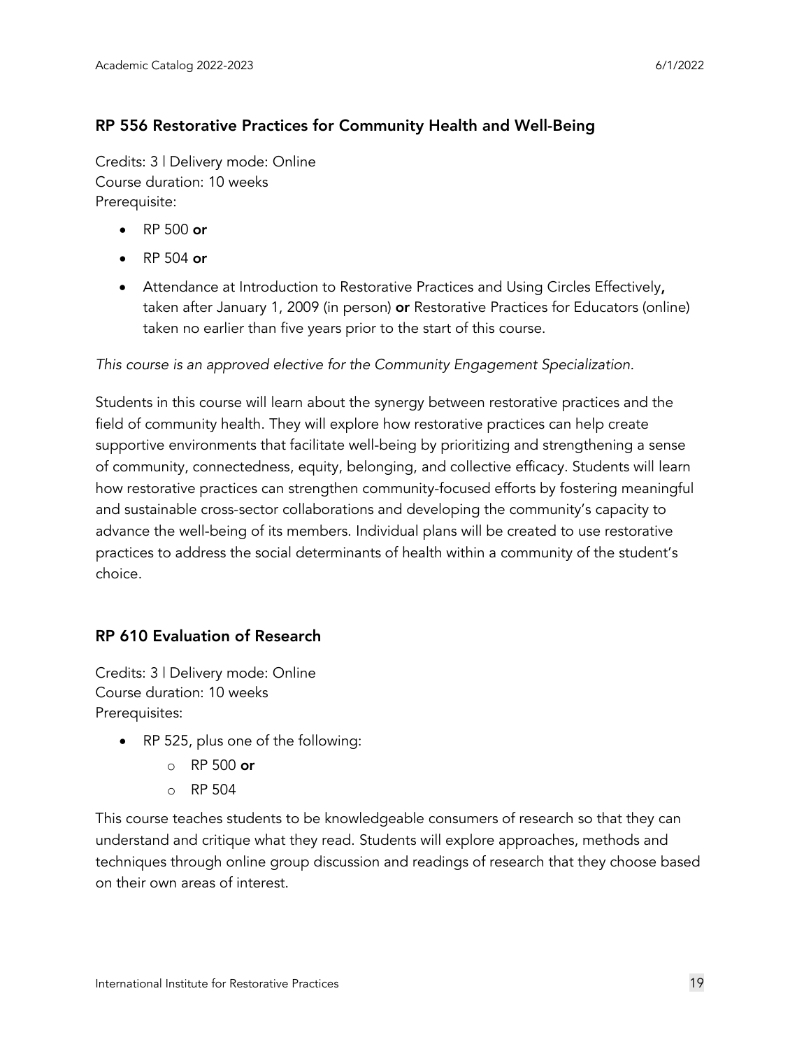## RP 556 Restorative Practices for Community Health and Well-Being

Credits: 3 | Delivery mode: Online
Course duration: 10 weeks
Prerequisite:

- RP 500 **or**
- RP 504 **or**
- Attendance at Introduction to Restorative Practices and Using Circles Effectively**,** taken after January 1, 2009 (in person) **or** Restorative Practices for Educators (online) taken no earlier than five years prior to the start of this course.

*This course is an approved elective for the Community Engagement Specialization.*

Students in this course will learn about the synergy between restorative practices and the field of community health. They will explore how restorative practices can help create supportive environments that facilitate well-being by prioritizing and strengthening a sense of community, connectedness, equity, belonging, and collective efficacy. Students will learn how restorative practices can strengthen community-focused efforts by fostering meaningful and sustainable cross-sector collaborations and developing the community's capacity to advance the well-being of its members. Individual plans will be created to use restorative practices to address the social determinants of health within a community of the student's choice.

## RP 610 Evaluation of Research

Credits: 3 | Delivery mode: Online
Course duration: 10 weeks
Prerequisites:

- RP 525, plus one of the following:
  - RP 500 **or**
  - RP 504

This course teaches students to be knowledgeable consumers of research so that they can understand and critique what they read. Students will explore approaches, methods and techniques through online group discussion and readings of research that they choose based on their own areas of interest.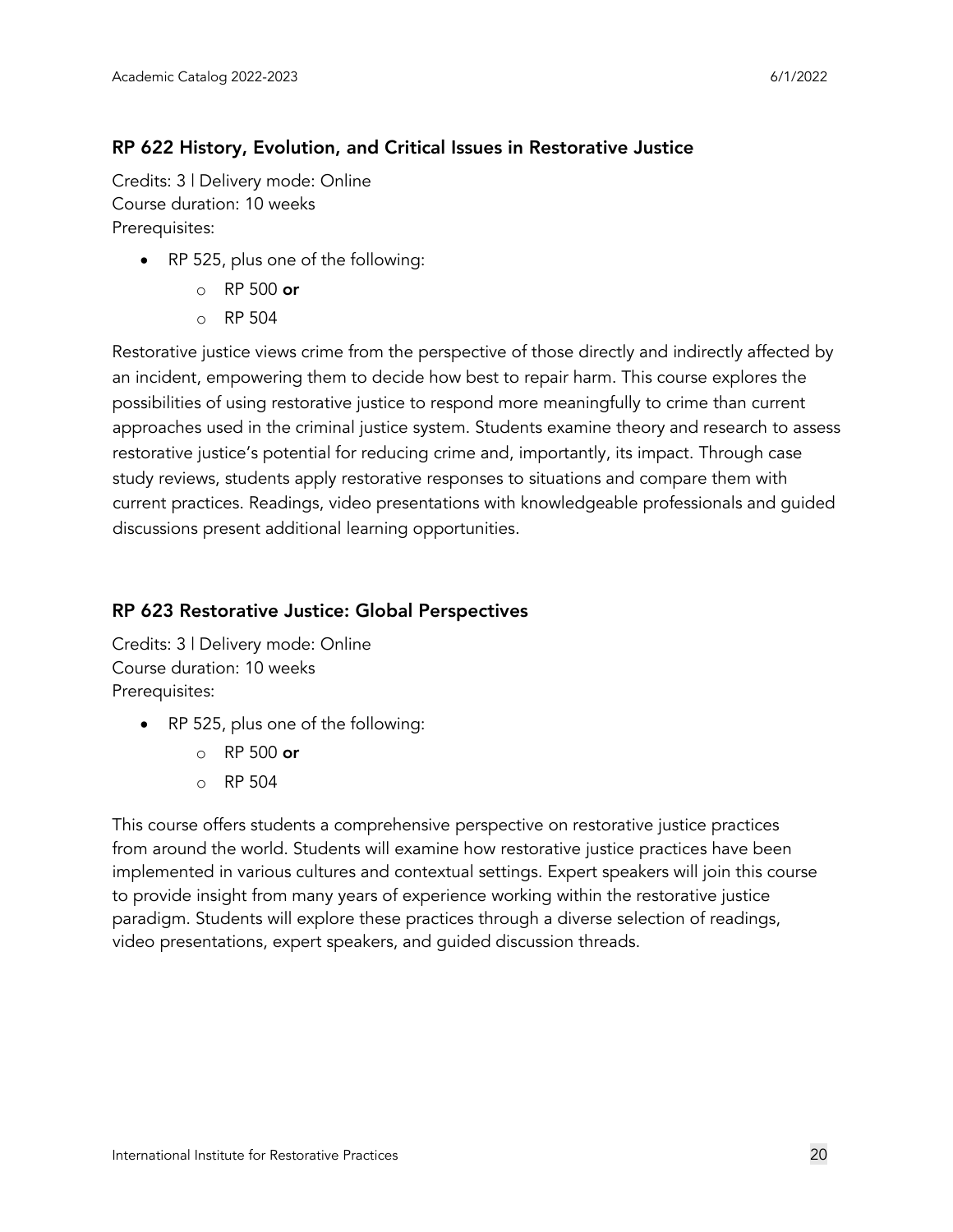### RP 622 History, Evolution, and Critical Issues in Restorative Justice

Credits: 3 | Delivery mode: Online
Course duration: 10 weeks
Prerequisites:

- RP 525, plus one of the following:
  - RP 500 **or**
  - RP 504

Restorative justice views crime from the perspective of those directly and indirectly affected by an incident, empowering them to decide how best to repair harm. This course explores the possibilities of using restorative justice to respond more meaningfully to crime than current approaches used in the criminal justice system. Students examine theory and research to assess restorative justice's potential for reducing crime and, importantly, its impact. Through case study reviews, students apply restorative responses to situations and compare them with current practices. Readings, video presentations with knowledgeable professionals and guided discussions present additional learning opportunities.

### RP 623 Restorative Justice: Global Perspectives

Credits: 3 | Delivery mode: Online
Course duration: 10 weeks
Prerequisites:

- RP 525, plus one of the following:
  - RP 500 **or**
  - RP 504

This course offers students a comprehensive perspective on restorative justice practices from around the world. Students will examine how restorative justice practices have been implemented in various cultures and contextual settings. Expert speakers will join this course to provide insight from many years of experience working within the restorative justice paradigm. Students will explore these practices through a diverse selection of readings, video presentations, expert speakers, and guided discussion threads.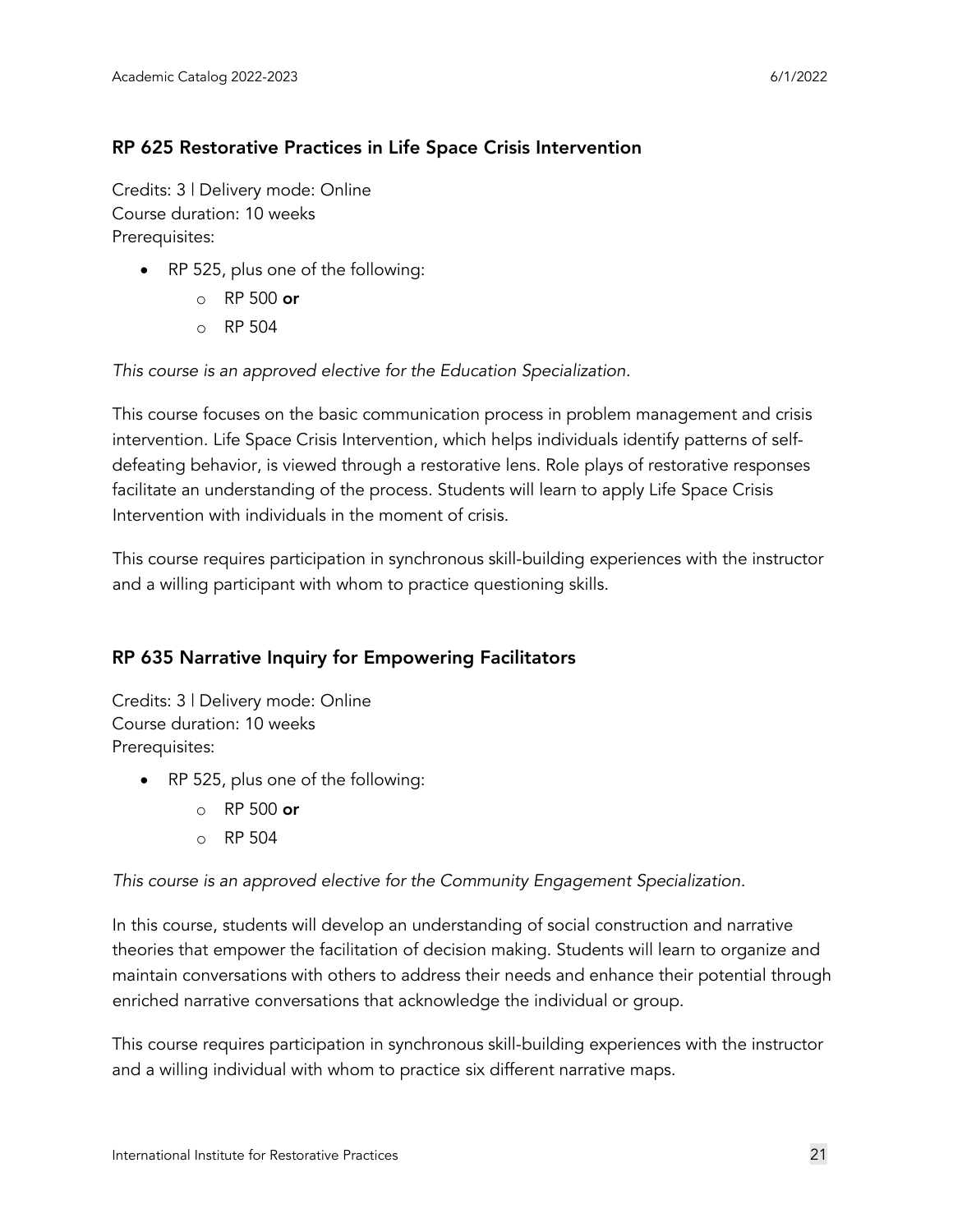## RP 625 Restorative Practices in Life Space Crisis Intervention

Credits: 3 | Delivery mode: Online
Course duration: 10 weeks
Prerequisites:

- RP 525, plus one of the following:
  - RP 500 **or**
  - RP 504

*This course is an approved elective for the Education Specialization.*

This course focuses on the basic communication process in problem management and crisis intervention. Life Space Crisis Intervention, which helps individuals identify patterns of self-defeating behavior, is viewed through a restorative lens. Role plays of restorative responses facilitate an understanding of the process. Students will learn to apply Life Space Crisis Intervention with individuals in the moment of crisis.

This course requires participation in synchronous skill-building experiences with the instructor and a willing participant with whom to practice questioning skills.

## RP 635 Narrative Inquiry for Empowering Facilitators

Credits: 3 | Delivery mode: Online
Course duration: 10 weeks
Prerequisites:

- RP 525, plus one of the following:
  - RP 500 **or**
  - RP 504

*This course is an approved elective for the Community Engagement Specialization.*

In this course, students will develop an understanding of social construction and narrative theories that empower the facilitation of decision making. Students will learn to organize and maintain conversations with others to address their needs and enhance their potential through enriched narrative conversations that acknowledge the individual or group.

This course requires participation in synchronous skill-building experiences with the instructor and a willing individual with whom to practice six different narrative maps.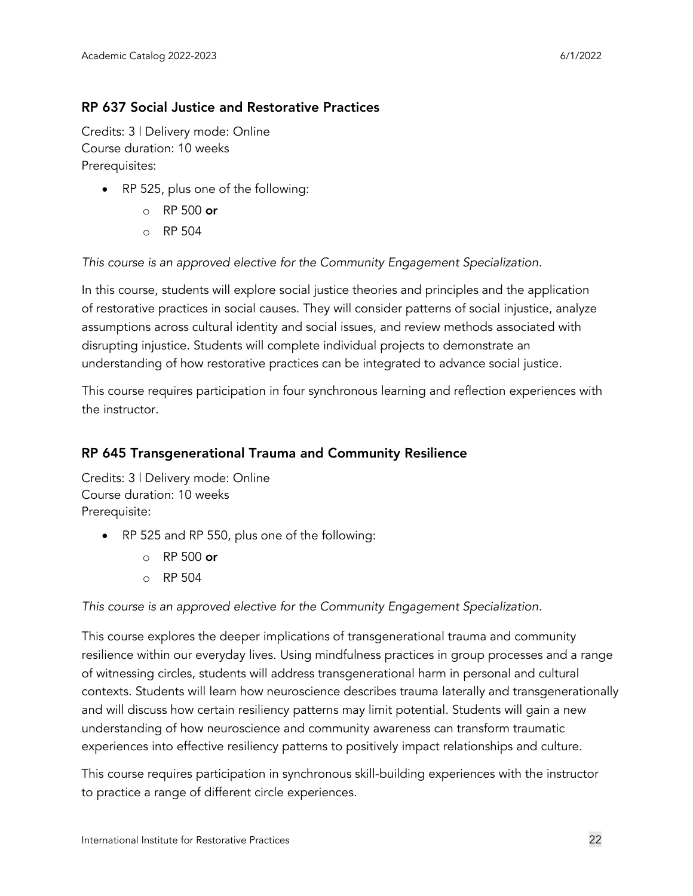## RP 637 Social Justice and Restorative Practices

Credits: 3 | Delivery mode: Online
Course duration: 10 weeks
Prerequisites:

- RP 525, plus one of the following:
  - RP 500 **or**
  - RP 504

*This course is an approved elective for the Community Engagement Specialization.*

In this course, students will explore social justice theories and principles and the application of restorative practices in social causes. They will consider patterns of social injustice, analyze assumptions across cultural identity and social issues, and review methods associated with disrupting injustice. Students will complete individual projects to demonstrate an understanding of how restorative practices can be integrated to advance social justice.

This course requires participation in four synchronous learning and reflection experiences with the instructor.

## RP 645 Transgenerational Trauma and Community Resilience

Credits: 3 | Delivery mode: Online
Course duration: 10 weeks
Prerequisite:

- RP 525 and RP 550, plus one of the following:
  - RP 500 **or**
  - RP 504

*This course is an approved elective for the Community Engagement Specialization.*

This course explores the deeper implications of transgenerational trauma and community resilience within our everyday lives. Using mindfulness practices in group processes and a range of witnessing circles, students will address transgenerational harm in personal and cultural contexts. Students will learn how neuroscience describes trauma laterally and transgenerationally and will discuss how certain resiliency patterns may limit potential. Students will gain a new understanding of how neuroscience and community awareness can transform traumatic experiences into effective resiliency patterns to positively impact relationships and culture.

This course requires participation in synchronous skill-building experiences with the instructor to practice a range of different circle experiences.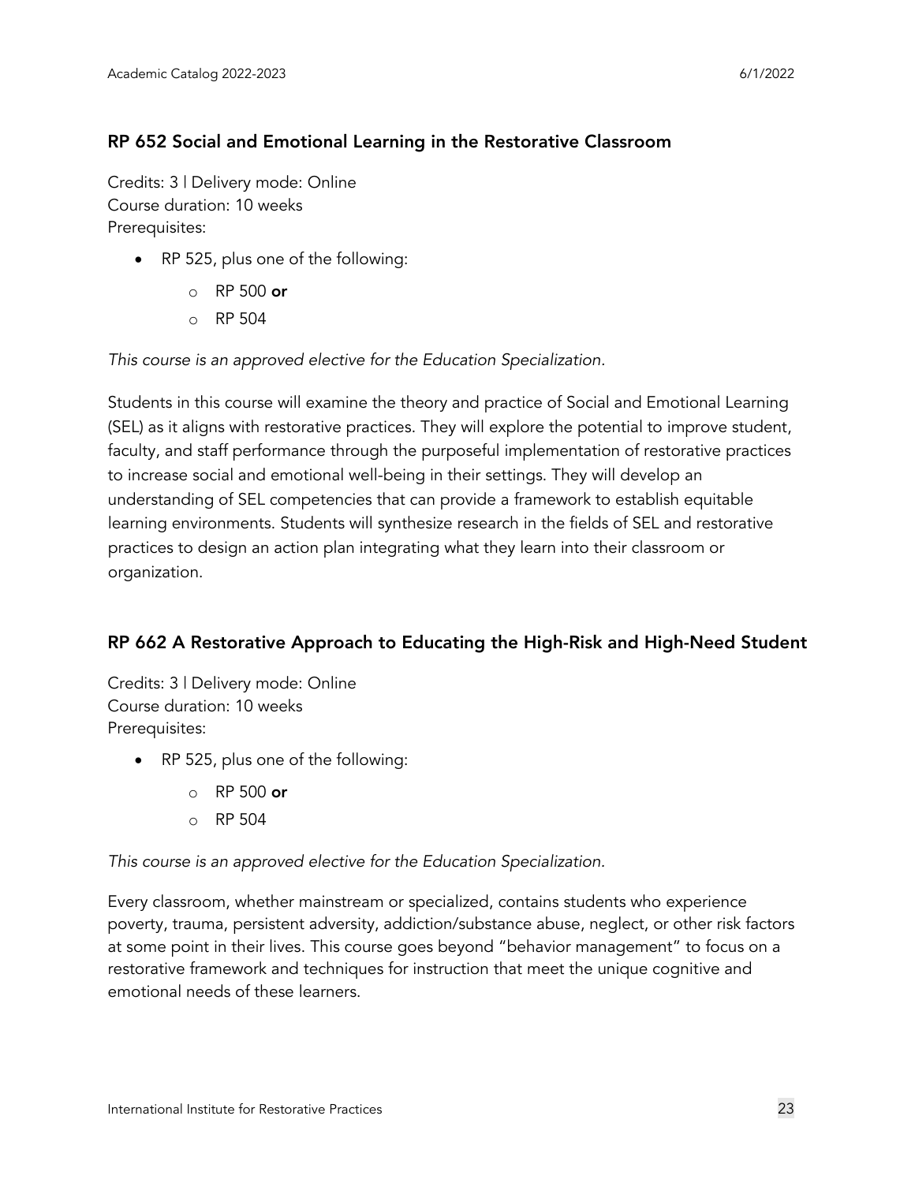## RP 652 Social and Emotional Learning in the Restorative Classroom

Credits: 3 | Delivery mode: Online
Course duration: 10 weeks
Prerequisites:

- RP 525, plus one of the following:
  - RP 500 **or**
  - RP 504

*This course is an approved elective for the Education Specialization.*

Students in this course will examine the theory and practice of Social and Emotional Learning (SEL) as it aligns with restorative practices. They will explore the potential to improve student, faculty, and staff performance through the purposeful implementation of restorative practices to increase social and emotional well-being in their settings. They will develop an understanding of SEL competencies that can provide a framework to establish equitable learning environments. Students will synthesize research in the fields of SEL and restorative practices to design an action plan integrating what they learn into their classroom or organization.

## RP 662 A Restorative Approach to Educating the High-Risk and High-Need Student

Credits: 3 | Delivery mode: Online
Course duration: 10 weeks
Prerequisites:

- RP 525, plus one of the following:
  - RP 500 **or**
  - RP 504

*This course is an approved elective for the Education Specialization.*

Every classroom, whether mainstream or specialized, contains students who experience poverty, trauma, persistent adversity, addiction/substance abuse, neglect, or other risk factors at some point in their lives. This course goes beyond "behavior management" to focus on a restorative framework and techniques for instruction that meet the unique cognitive and emotional needs of these learners.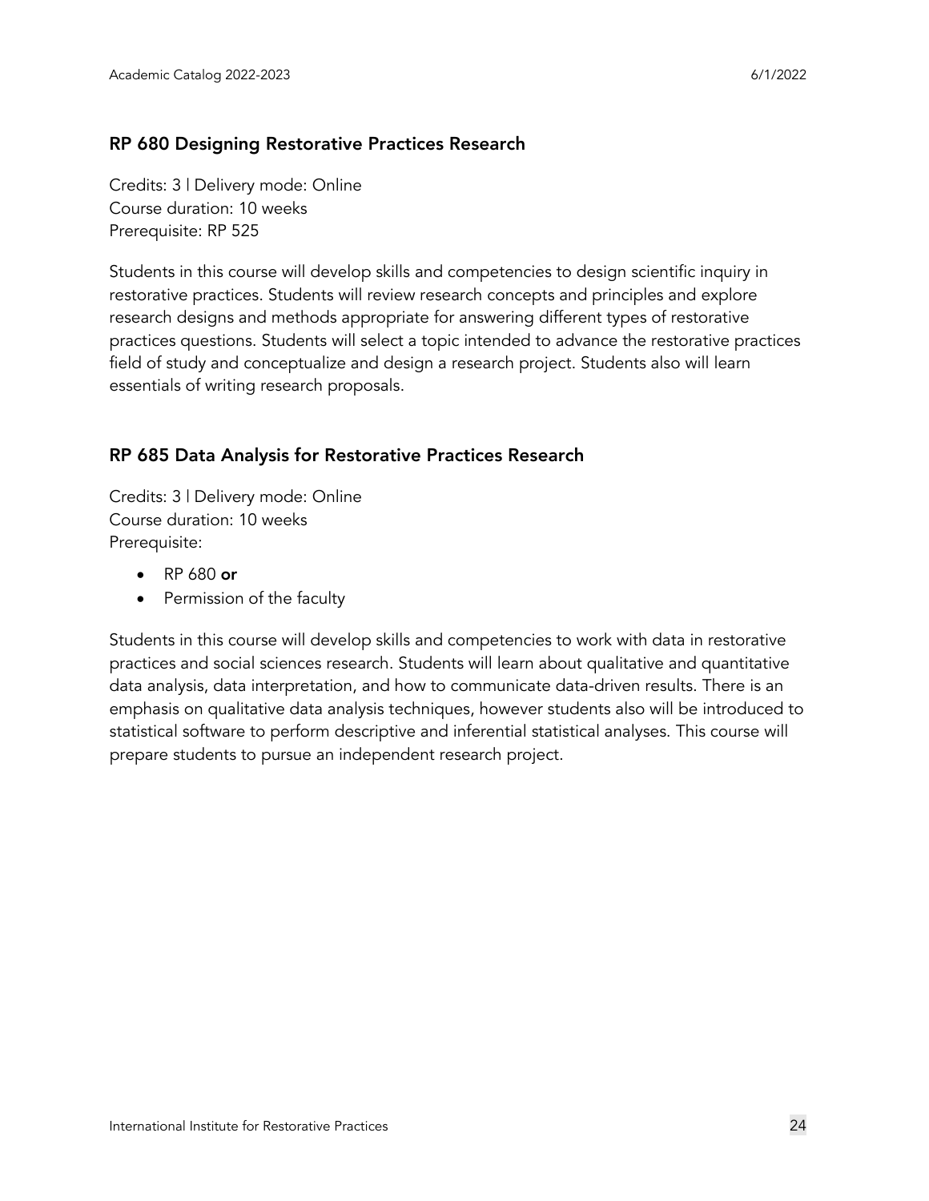## RP 680 Designing Restorative Practices Research

Credits: 3 | Delivery mode: Online
Course duration: 10 weeks
Prerequisite: RP 525

Students in this course will develop skills and competencies to design scientific inquiry in restorative practices. Students will review research concepts and principles and explore research designs and methods appropriate for answering different types of restorative practices questions. Students will select a topic intended to advance the restorative practices field of study and conceptualize and design a research project. Students also will learn essentials of writing research proposals.

## RP 685 Data Analysis for Restorative Practices Research

Credits: 3 | Delivery mode: Online
Course duration: 10 weeks
Prerequisite:

- RP 680 **or**
- Permission of the faculty

Students in this course will develop skills and competencies to work with data in restorative practices and social sciences research. Students will learn about qualitative and quantitative data analysis, data interpretation, and how to communicate data-driven results. There is an emphasis on qualitative data analysis techniques, however students also will be introduced to statistical software to perform descriptive and inferential statistical analyses. This course will prepare students to pursue an independent research project.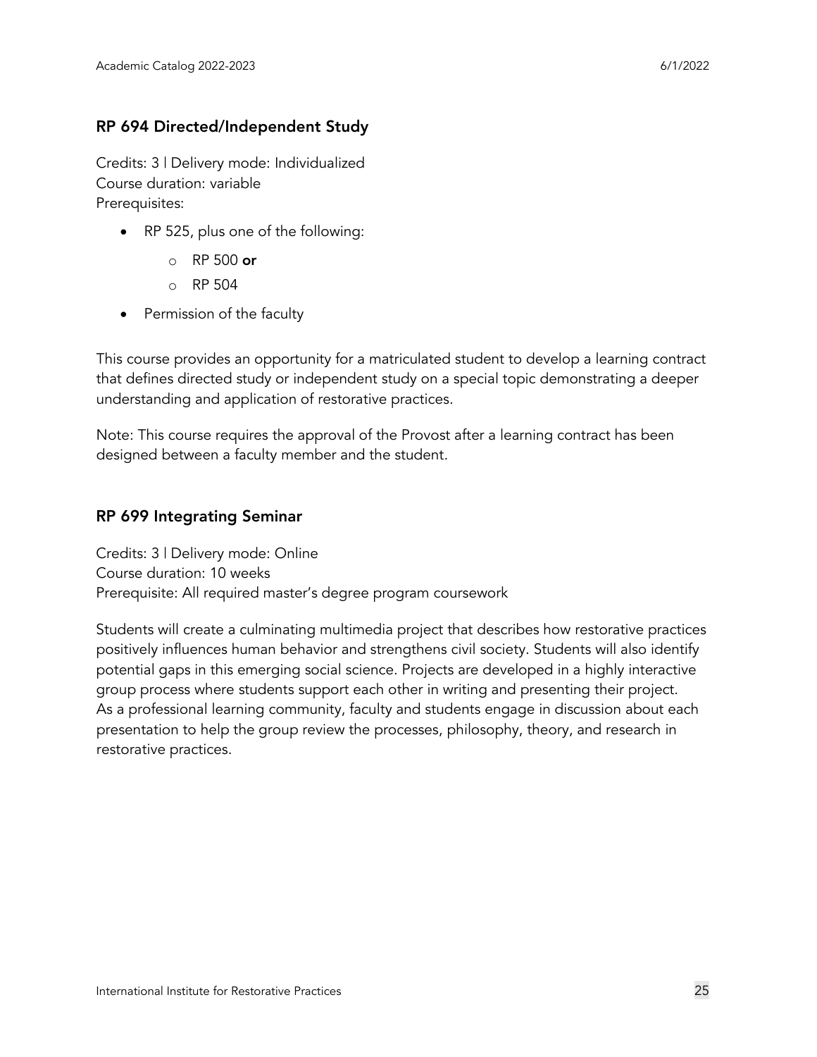## RP 694 Directed/Independent Study

Credits: 3 | Delivery mode: Individualized
Course duration: variable
Prerequisites:

- RP 525, plus one of the following:
  - RP 500 **or**
  - RP 504
- Permission of the faculty

This course provides an opportunity for a matriculated student to develop a learning contract that defines directed study or independent study on a special topic demonstrating a deeper understanding and application of restorative practices.

Note: This course requires the approval of the Provost after a learning contract has been designed between a faculty member and the student.

## RP 699 Integrating Seminar

Credits: 3 | Delivery mode: Online
Course duration: 10 weeks
Prerequisite: All required master's degree program coursework

Students will create a culminating multimedia project that describes how restorative practices positively influences human behavior and strengthens civil society. Students will also identify potential gaps in this emerging social science. Projects are developed in a highly interactive group process where students support each other in writing and presenting their project. As a professional learning community, faculty and students engage in discussion about each presentation to help the group review the processes, philosophy, theory, and research in restorative practices.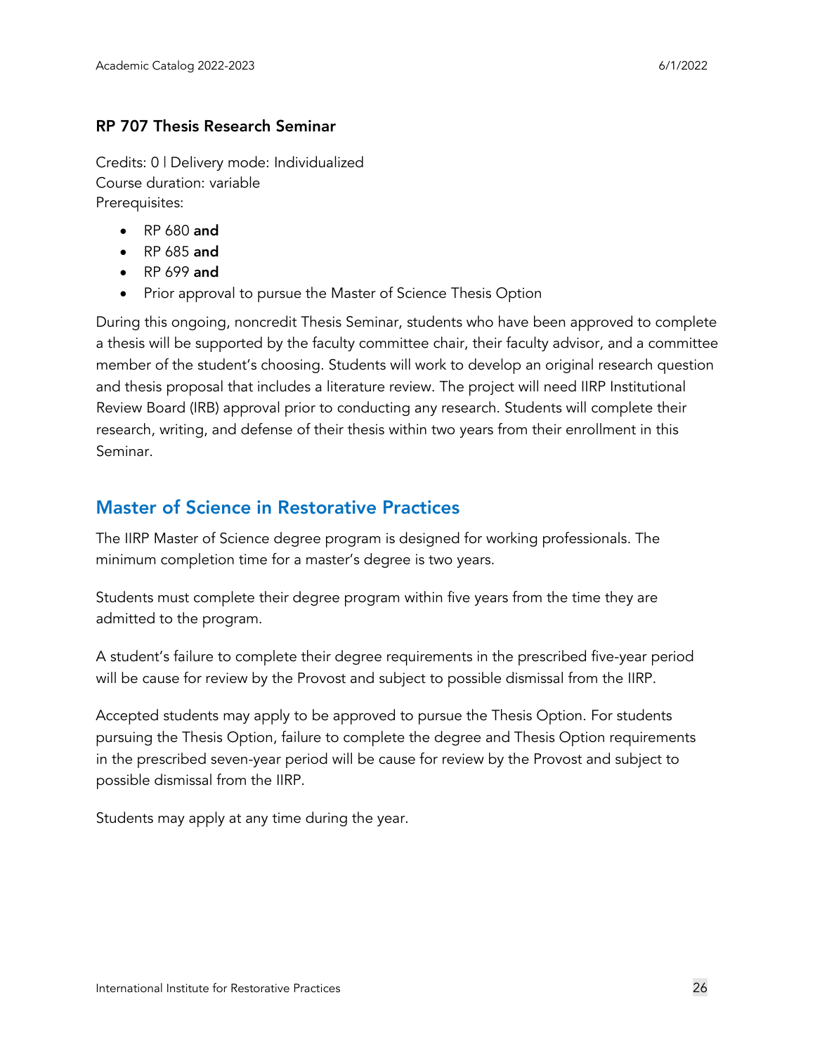### RP 707 Thesis Research Seminar

Credits: 0 | Delivery mode: Individualized
Course duration: variable
Prerequisites:

- RP 680 **and**
- RP 685 **and**
- RP 699 **and**
- Prior approval to pursue the Master of Science Thesis Option

During this ongoing, noncredit Thesis Seminar, students who have been approved to complete a thesis will be supported by the faculty committee chair, their faculty advisor, and a committee member of the student's choosing. Students will work to develop an original research question and thesis proposal that includes a literature review. The project will need IIRP Institutional Review Board (IRB) approval prior to conducting any research. Students will complete their research, writing, and defense of their thesis within two years from their enrollment in this Seminar.

## Master of Science in Restorative Practices

The IIRP Master of Science degree program is designed for working professionals. The minimum completion time for a master's degree is two years.

Students must complete their degree program within five years from the time they are admitted to the program.

A student's failure to complete their degree requirements in the prescribed five-year period will be cause for review by the Provost and subject to possible dismissal from the IIRP.

Accepted students may apply to be approved to pursue the Thesis Option. For students pursuing the Thesis Option, failure to complete the degree and Thesis Option requirements in the prescribed seven-year period will be cause for review by the Provost and subject to possible dismissal from the IIRP.

Students may apply at any time during the year.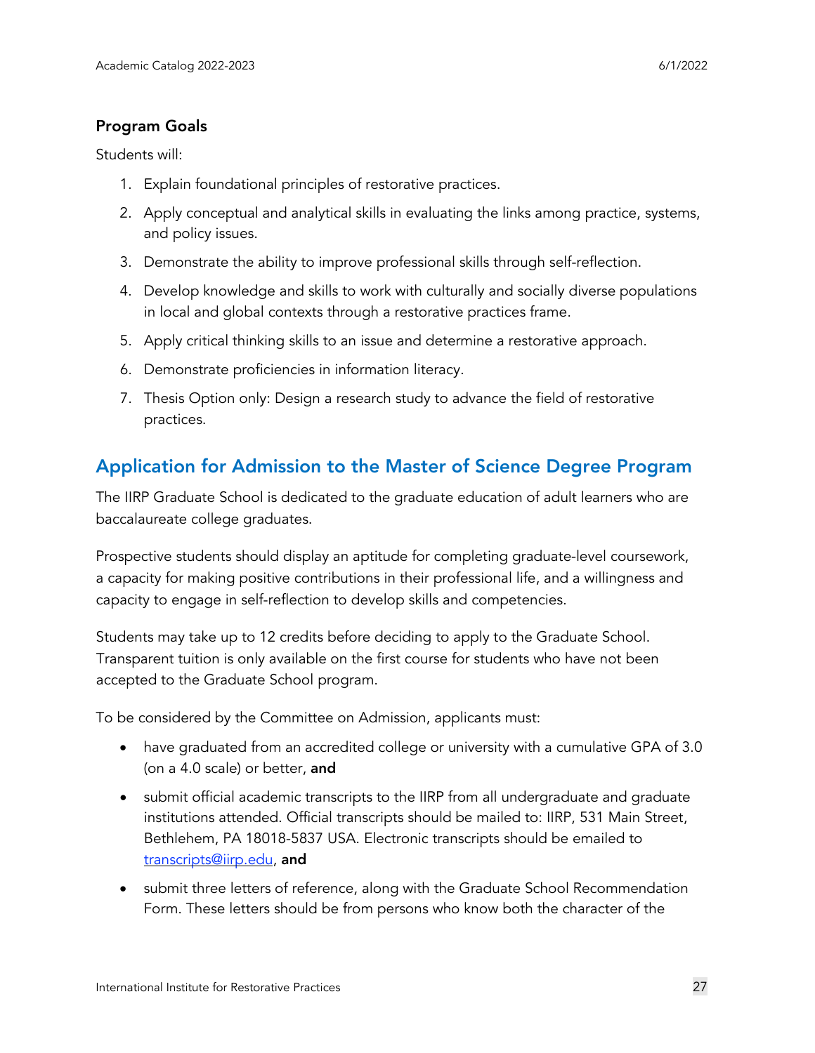### Program Goals

Students will:

1. Explain foundational principles of restorative practices.
2. Apply conceptual and analytical skills in evaluating the links among practice, systems, and policy issues.
3. Demonstrate the ability to improve professional skills through self-reflection.
4. Develop knowledge and skills to work with culturally and socially diverse populations in local and global contexts through a restorative practices frame.
5. Apply critical thinking skills to an issue and determine a restorative approach.
6. Demonstrate proficiencies in information literacy.
7. Thesis Option only: Design a research study to advance the field of restorative practices.

## Application for Admission to the Master of Science Degree Program

The IIRP Graduate School is dedicated to the graduate education of adult learners who are baccalaureate college graduates.

Prospective students should display an aptitude for completing graduate-level coursework, a capacity for making positive contributions in their professional life, and a willingness and capacity to engage in self-reflection to develop skills and competencies.

Students may take up to 12 credits before deciding to apply to the Graduate School. Transparent tuition is only available on the first course for students who have not been accepted to the Graduate School program.

To be considered by the Committee on Admission, applicants must:

- have graduated from an accredited college or university with a cumulative GPA of 3.0 (on a 4.0 scale) or better, **and**
- submit official academic transcripts to the IIRP from all undergraduate and graduate institutions attended. Official transcripts should be mailed to: IIRP, 531 Main Street, Bethlehem, PA 18018-5837 USA. Electronic transcripts should be emailed to transcripts@iirp.edu, **and**
- submit three letters of reference, along with the Graduate School Recommendation Form. These letters should be from persons who know both the character of the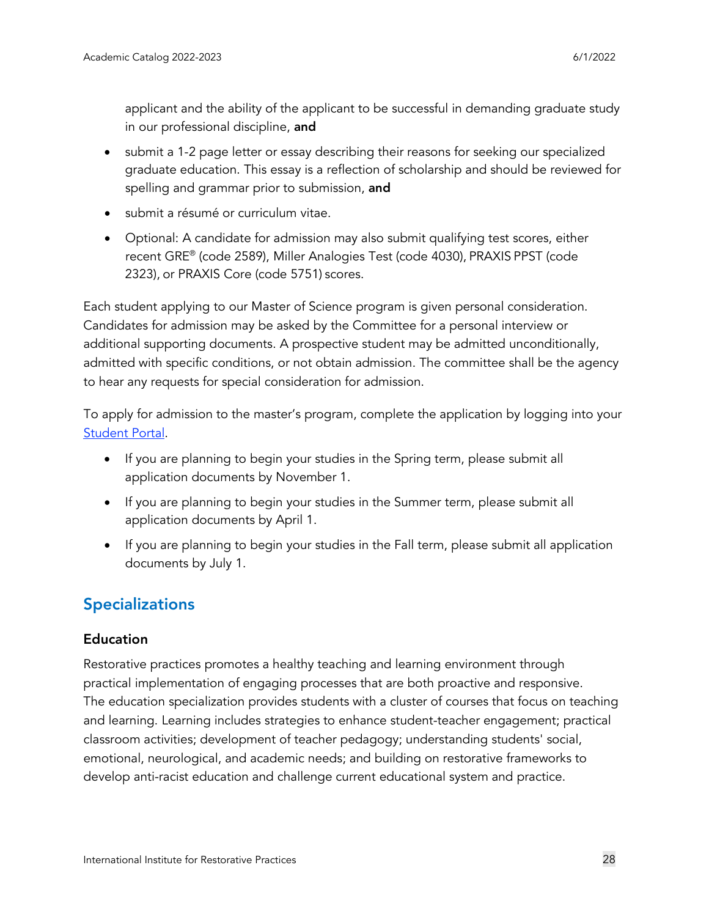applicant and the ability of the applicant to be successful in demanding graduate study in our professional discipline, **and**

- submit a 1-2 page letter or essay describing their reasons for seeking our specialized graduate education. This essay is a reflection of scholarship and should be reviewed for spelling and grammar prior to submission, **and**
- submit a résumé or curriculum vitae.
- Optional: A candidate for admission may also submit qualifying test scores, either recent GRE® (code 2589), Miller Analogies Test (code 4030), PRAXIS PPST (code 2323), or PRAXIS Core (code 5751) scores.

Each student applying to our Master of Science program is given personal consideration. Candidates for admission may be asked by the Committee for a personal interview or additional supporting documents. A prospective student may be admitted unconditionally, admitted with specific conditions, or not obtain admission. The committee shall be the agency to hear any requests for special consideration for admission.

To apply for admission to the master's program, complete the application by logging into your [Student Portal](Student Portal).

- If you are planning to begin your studies in the Spring term, please submit all application documents by November 1.
- If you are planning to begin your studies in the Summer term, please submit all application documents by April 1.
- If you are planning to begin your studies in the Fall term, please submit all application documents by July 1.

## Specializations

### Education

Restorative practices promotes a healthy teaching and learning environment through practical implementation of engaging processes that are both proactive and responsive. The education specialization provides students with a cluster of courses that focus on teaching and learning. Learning includes strategies to enhance student-teacher engagement; practical classroom activities; development of teacher pedagogy; understanding students' social, emotional, neurological, and academic needs; and building on restorative frameworks to develop anti-racist education and challenge current educational system and practice.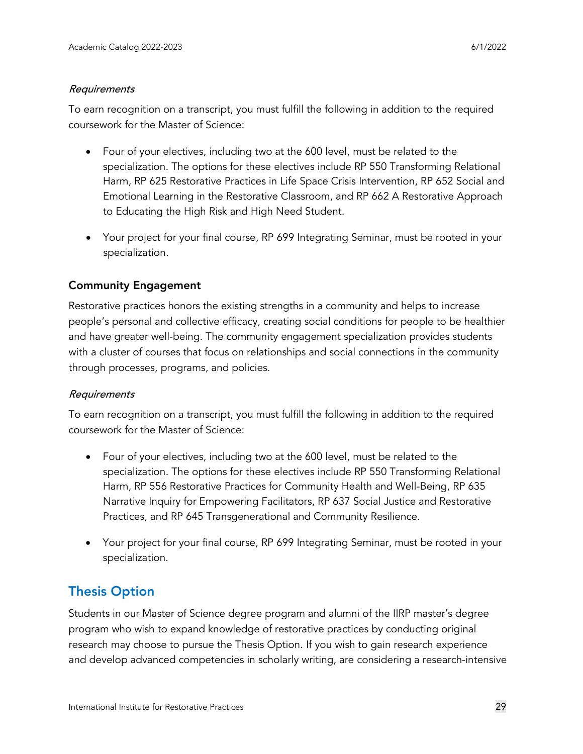*Requirements*

To earn recognition on a transcript, you must fulfill the following in addition to the required coursework for the Master of Science:

- Four of your electives, including two at the 600 level, must be related to the specialization. The options for these electives include RP 550 Transforming Relational Harm, RP 625 Restorative Practices in Life Space Crisis Intervention, RP 652 Social and Emotional Learning in the Restorative Classroom, and RP 662 A Restorative Approach to Educating the High Risk and High Need Student.

- Your project for your final course, RP 699 Integrating Seminar, must be rooted in your specialization.

### Community Engagement

Restorative practices honors the existing strengths in a community and helps to increase people's personal and collective efficacy, creating social conditions for people to be healthier and have greater well-being. The community engagement specialization provides students with a cluster of courses that focus on relationships and social connections in the community through processes, programs, and policies.

*Requirements*

To earn recognition on a transcript, you must fulfill the following in addition to the required coursework for the Master of Science:

- Four of your electives, including two at the 600 level, must be related to the specialization. The options for these electives include RP 550 Transforming Relational Harm, RP 556 Restorative Practices for Community Health and Well-Being, RP 635 Narrative Inquiry for Empowering Facilitators, RP 637 Social Justice and Restorative Practices, and RP 645 Transgenerational and Community Resilience.

- Your project for your final course, RP 699 Integrating Seminar, must be rooted in your specialization.

## Thesis Option

Students in our Master of Science degree program and alumni of the IIRP master's degree program who wish to expand knowledge of restorative practices by conducting original research may choose to pursue the Thesis Option. If you wish to gain research experience and develop advanced competencies in scholarly writing, are considering a research-intensive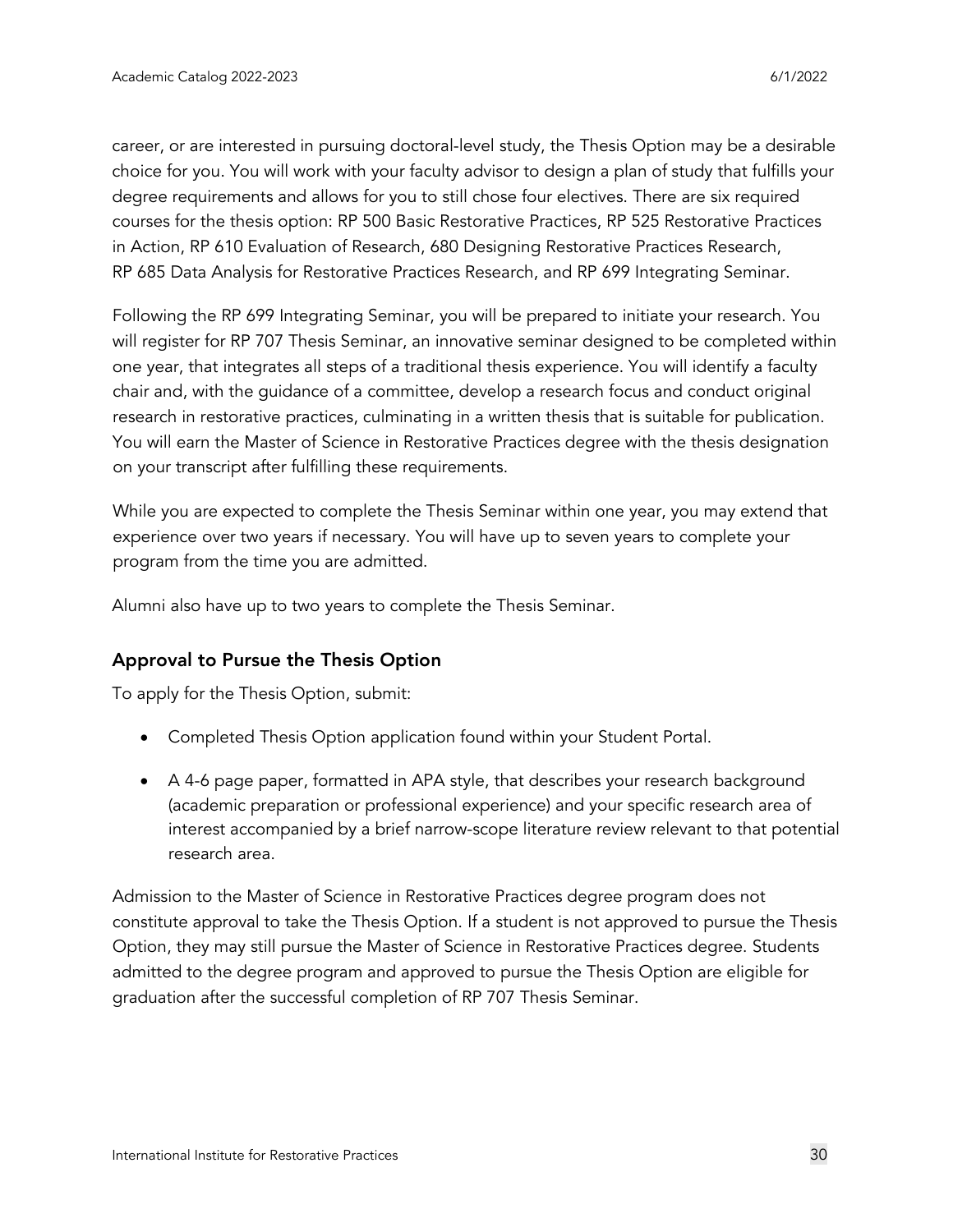career, or are interested in pursuing doctoral-level study, the Thesis Option may be a desirable choice for you. You will work with your faculty advisor to design a plan of study that fulfills your degree requirements and allows for you to still chose four electives. There are six required courses for the thesis option: RP 500 Basic Restorative Practices, RP 525 Restorative Practices in Action, RP 610 Evaluation of Research, 680 Designing Restorative Practices Research, RP 685 Data Analysis for Restorative Practices Research, and RP 699 Integrating Seminar.

Following the RP 699 Integrating Seminar, you will be prepared to initiate your research. You will register for RP 707 Thesis Seminar, an innovative seminar designed to be completed within one year, that integrates all steps of a traditional thesis experience. You will identify a faculty chair and, with the guidance of a committee, develop a research focus and conduct original research in restorative practices, culminating in a written thesis that is suitable for publication. You will earn the Master of Science in Restorative Practices degree with the thesis designation on your transcript after fulfilling these requirements.

While you are expected to complete the Thesis Seminar within one year, you may extend that experience over two years if necessary. You will have up to seven years to complete your program from the time you are admitted.

Alumni also have up to two years to complete the Thesis Seminar.

## Approval to Pursue the Thesis Option

To apply for the Thesis Option, submit:

- Completed Thesis Option application found within your Student Portal.
- A 4-6 page paper, formatted in APA style, that describes your research background (academic preparation or professional experience) and your specific research area of interest accompanied by a brief narrow-scope literature review relevant to that potential research area.

Admission to the Master of Science in Restorative Practices degree program does not constitute approval to take the Thesis Option. If a student is not approved to pursue the Thesis Option, they may still pursue the Master of Science in Restorative Practices degree. Students admitted to the degree program and approved to pursue the Thesis Option are eligible for graduation after the successful completion of RP 707 Thesis Seminar.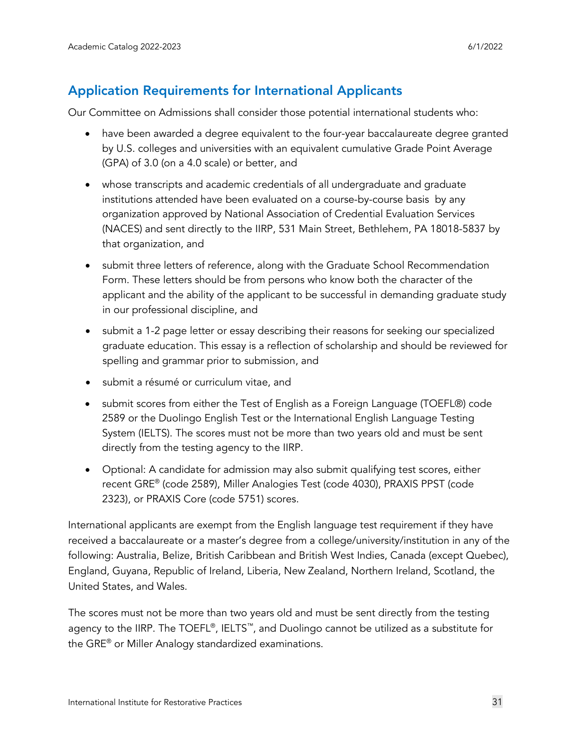## Application Requirements for International Applicants

Our Committee on Admissions shall consider those potential international students who:

- have been awarded a degree equivalent to the four-year baccalaureate degree granted by U.S. colleges and universities with an equivalent cumulative Grade Point Average (GPA) of 3.0 (on a 4.0 scale) or better, and
- whose transcripts and academic credentials of all undergraduate and graduate institutions attended have been evaluated on a course-by-course basis by any organization approved by National Association of Credential Evaluation Services (NACES) and sent directly to the IIRP, 531 Main Street, Bethlehem, PA 18018-5837 by that organization, and
- submit three letters of reference, along with the Graduate School Recommendation Form. These letters should be from persons who know both the character of the applicant and the ability of the applicant to be successful in demanding graduate study in our professional discipline, and
- submit a 1-2 page letter or essay describing their reasons for seeking our specialized graduate education. This essay is a reflection of scholarship and should be reviewed for spelling and grammar prior to submission, and
- submit a résumé or curriculum vitae, and
- submit scores from either the Test of English as a Foreign Language (TOEFL®) code 2589 or the Duolingo English Test or the International English Language Testing System (IELTS). The scores must not be more than two years old and must be sent directly from the testing agency to the IIRP.
- Optional: A candidate for admission may also submit qualifying test scores, either recent GRE® (code 2589), Miller Analogies Test (code 4030), PRAXIS PPST (code 2323), or PRAXIS Core (code 5751) scores.

International applicants are exempt from the English language test requirement if they have received a baccalaureate or a master's degree from a college/university/institution in any of the following: Australia, Belize, British Caribbean and British West Indies, Canada (except Quebec), England, Guyana, Republic of Ireland, Liberia, New Zealand, Northern Ireland, Scotland, the United States, and Wales.

The scores must not be more than two years old and must be sent directly from the testing agency to the IIRP. The TOEFL®, IELTS™, and Duolingo cannot be utilized as a substitute for the GRE® or Miller Analogy standardized examinations.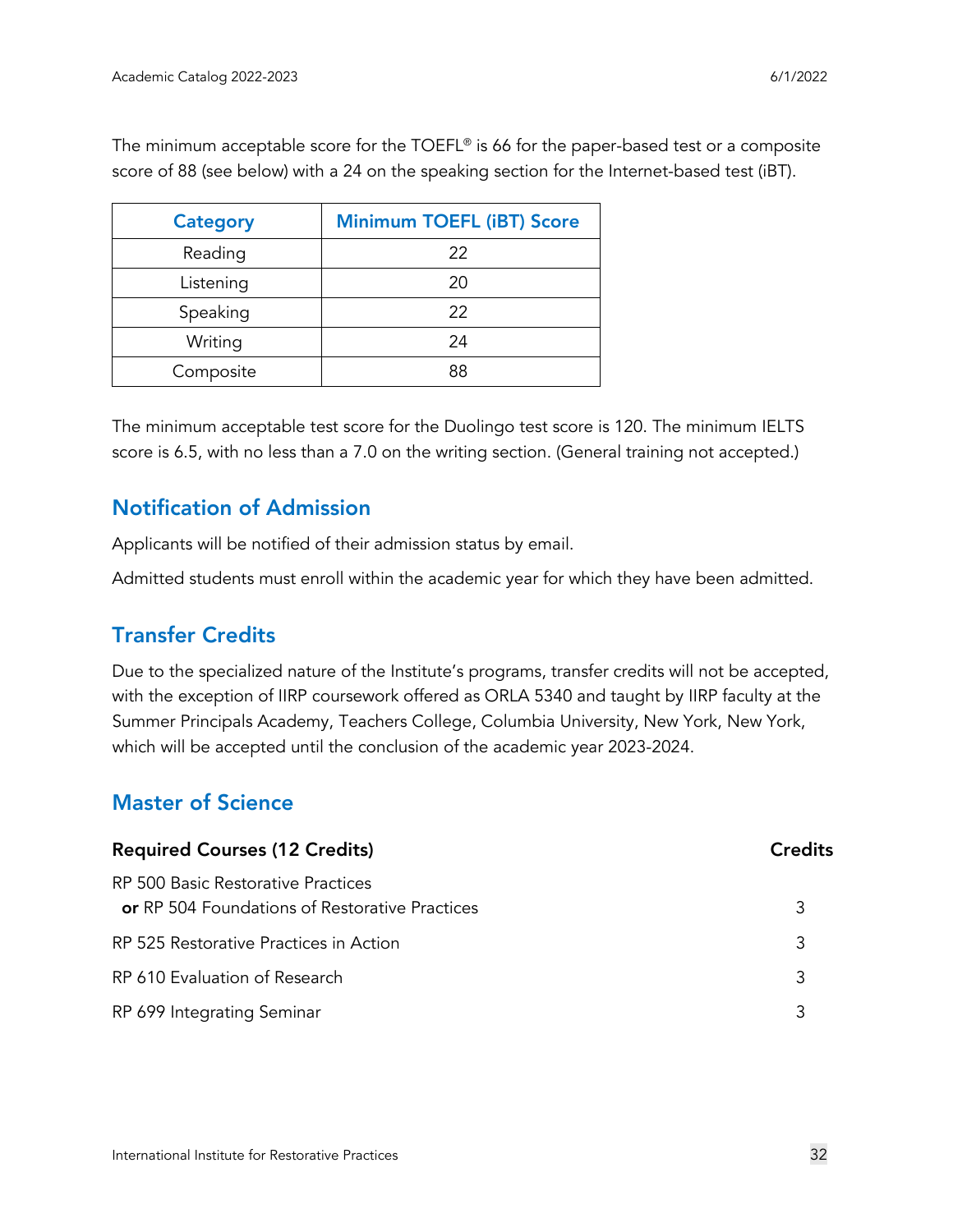The minimum acceptable score for the TOEFL® is 66 for the paper-based test or a composite score of 88 (see below) with a 24 on the speaking section for the Internet-based test (iBT).

| Category | Minimum TOEFL (iBT) Score |
| --- | --- |
| Reading | 22 |
| Listening | 20 |
| Speaking | 22 |
| Writing | 24 |
| Composite | 88 |

The minimum acceptable test score for the Duolingo test score is 120. The minimum IELTS score is 6.5, with no less than a 7.0 on the writing section. (General training not accepted.)

## Notification of Admission

Applicants will be notified of their admission status by email.

Admitted students must enroll within the academic year for which they have been admitted.

## Transfer Credits

Due to the specialized nature of the Institute's programs, transfer credits will not be accepted, with the exception of IIRP coursework offered as ORLA 5340 and taught by IIRP faculty at the Summer Principals Academy, Teachers College, Columbia University, New York, New York, which will be accepted until the conclusion of the academic year 2023-2024.

## Master of Science

| Required Courses (12 Credits) | Credits |
| --- | --- |
| RP 500 Basic Restorative Practices **or** RP 504 Foundations of Restorative Practices | 3 |
| RP 525 Restorative Practices in Action | 3 |
| RP 610 Evaluation of Research | 3 |
| RP 699 Integrating Seminar | 3 |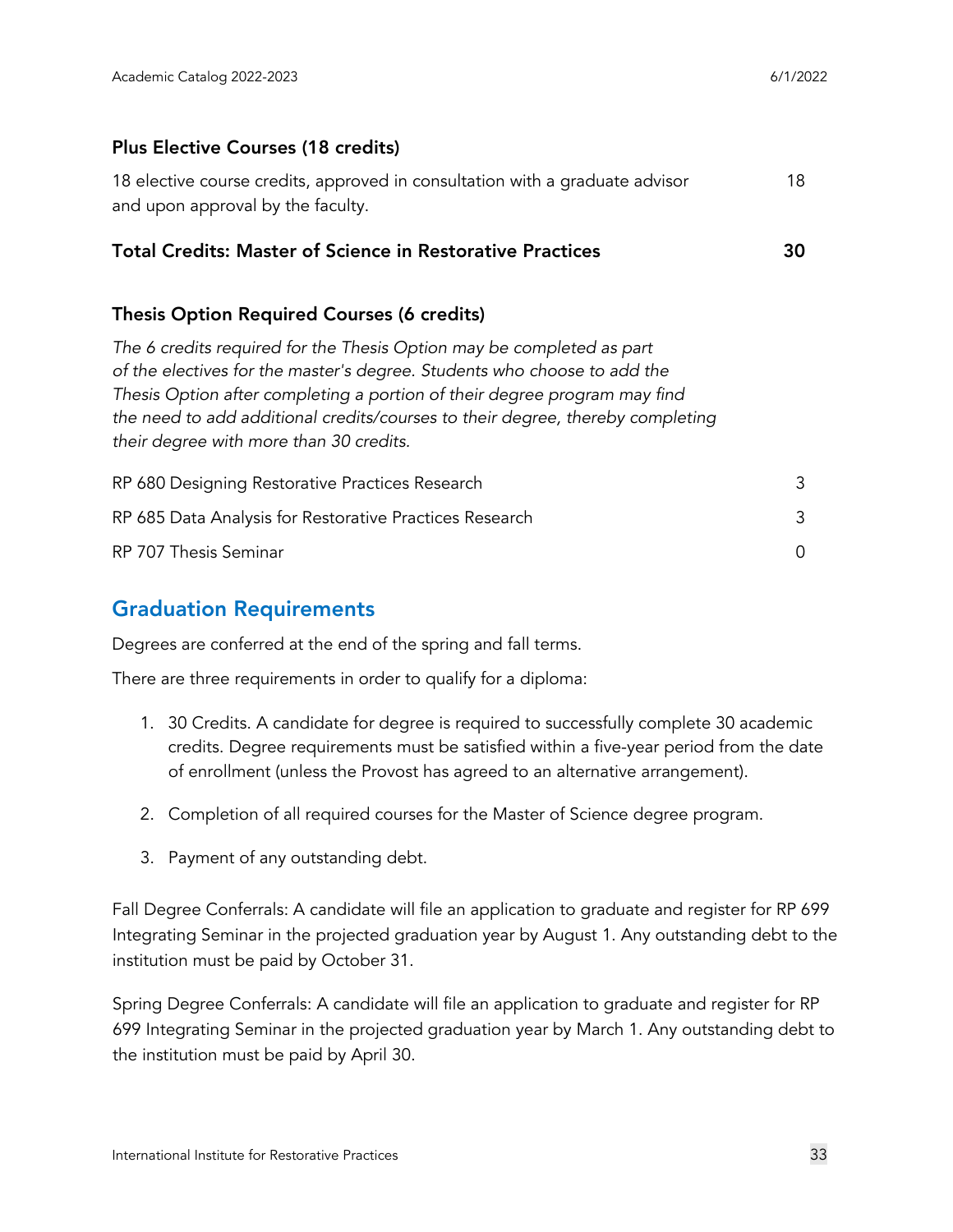### Plus Elective Courses (18 credits)

| | |
|---|---|
| 18 elective course credits, approved in consultation with a graduate advisor and upon approval by the faculty. | 18 |
| **Total Credits: Master of Science in Restorative Practices** | **30** |

### Thesis Option Required Courses (6 credits)

*The 6 credits required for the Thesis Option may be completed as part of the electives for the master's degree. Students who choose to add the Thesis Option after completing a portion of their degree program may find the need to add additional credits/courses to their degree, thereby completing their degree with more than 30 credits.*

| | |
|---|---|
| RP 680 Designing Restorative Practices Research | 3 |
| RP 685 Data Analysis for Restorative Practices Research | 3 |
| RP 707 Thesis Seminar | 0 |

## Graduation Requirements

Degrees are conferred at the end of the spring and fall terms.

There are three requirements in order to qualify for a diploma:

1. 30 Credits. A candidate for degree is required to successfully complete 30 academic credits. Degree requirements must be satisfied within a five-year period from the date of enrollment (unless the Provost has agreed to an alternative arrangement).
2. Completion of all required courses for the Master of Science degree program.
3. Payment of any outstanding debt.

Fall Degree Conferrals: A candidate will file an application to graduate and register for RP 699 Integrating Seminar in the projected graduation year by August 1. Any outstanding debt to the institution must be paid by October 31.

Spring Degree Conferrals: A candidate will file an application to graduate and register for RP 699 Integrating Seminar in the projected graduation year by March 1. Any outstanding debt to the institution must be paid by April 30.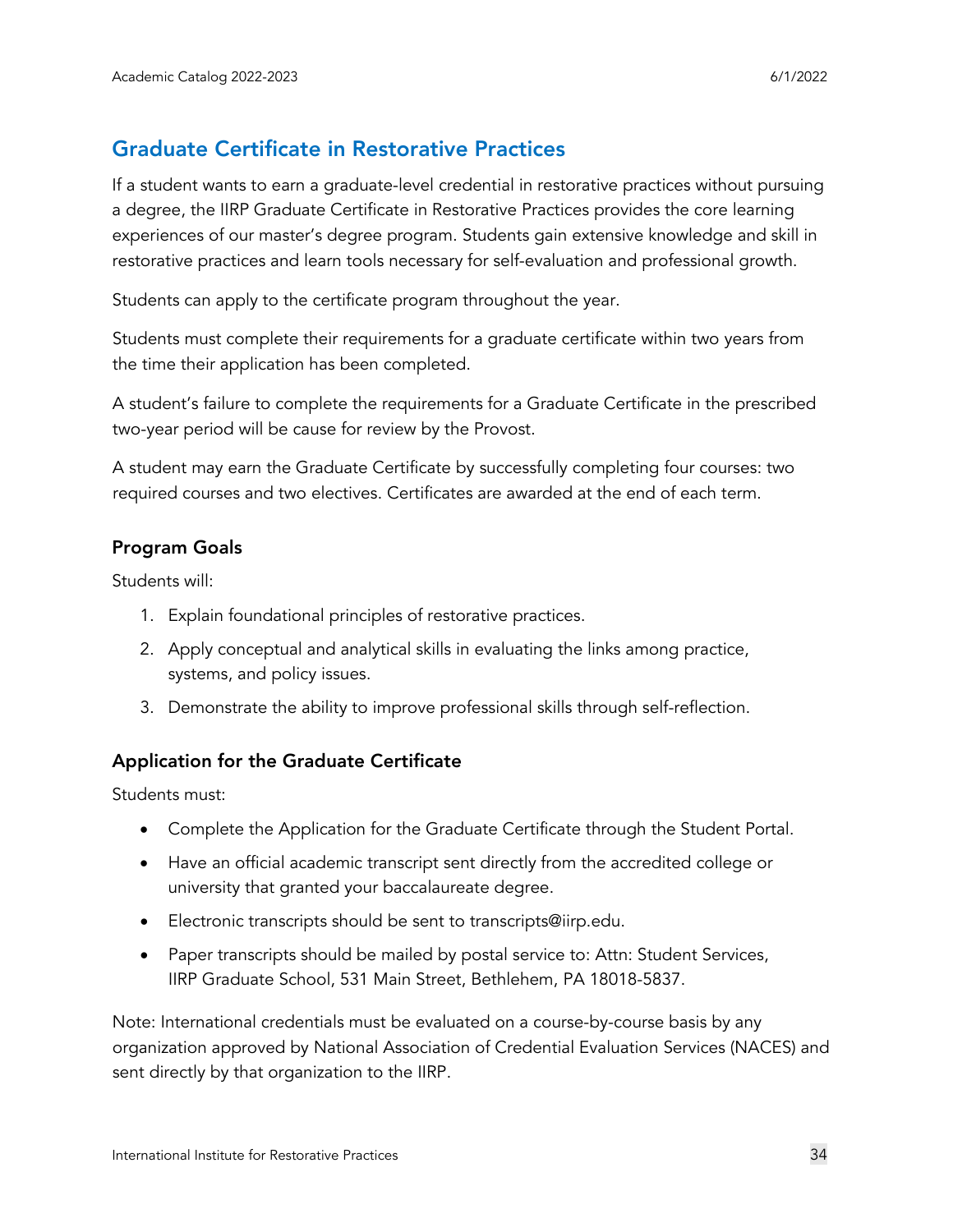## Graduate Certificate in Restorative Practices

If a student wants to earn a graduate-level credential in restorative practices without pursuing a degree, the IIRP Graduate Certificate in Restorative Practices provides the core learning experiences of our master's degree program. Students gain extensive knowledge and skill in restorative practices and learn tools necessary for self-evaluation and professional growth.

Students can apply to the certificate program throughout the year.

Students must complete their requirements for a graduate certificate within two years from the time their application has been completed.

A student's failure to complete the requirements for a Graduate Certificate in the prescribed two-year period will be cause for review by the Provost.

A student may earn the Graduate Certificate by successfully completing four courses: two required courses and two electives. Certificates are awarded at the end of each term.

### Program Goals

Students will:

1. Explain foundational principles of restorative practices.
2. Apply conceptual and analytical skills in evaluating the links among practice, systems, and policy issues.
3. Demonstrate the ability to improve professional skills through self-reflection.

### Application for the Graduate Certificate

Students must:

- Complete the Application for the Graduate Certificate through the Student Portal.
- Have an official academic transcript sent directly from the accredited college or university that granted your baccalaureate degree.
- Electronic transcripts should be sent to transcripts@iirp.edu.
- Paper transcripts should be mailed by postal service to: Attn: Student Services, IIRP Graduate School, 531 Main Street, Bethlehem, PA 18018-5837.

Note: International credentials must be evaluated on a course-by-course basis by any organization approved by National Association of Credential Evaluation Services (NACES) and sent directly by that organization to the IIRP.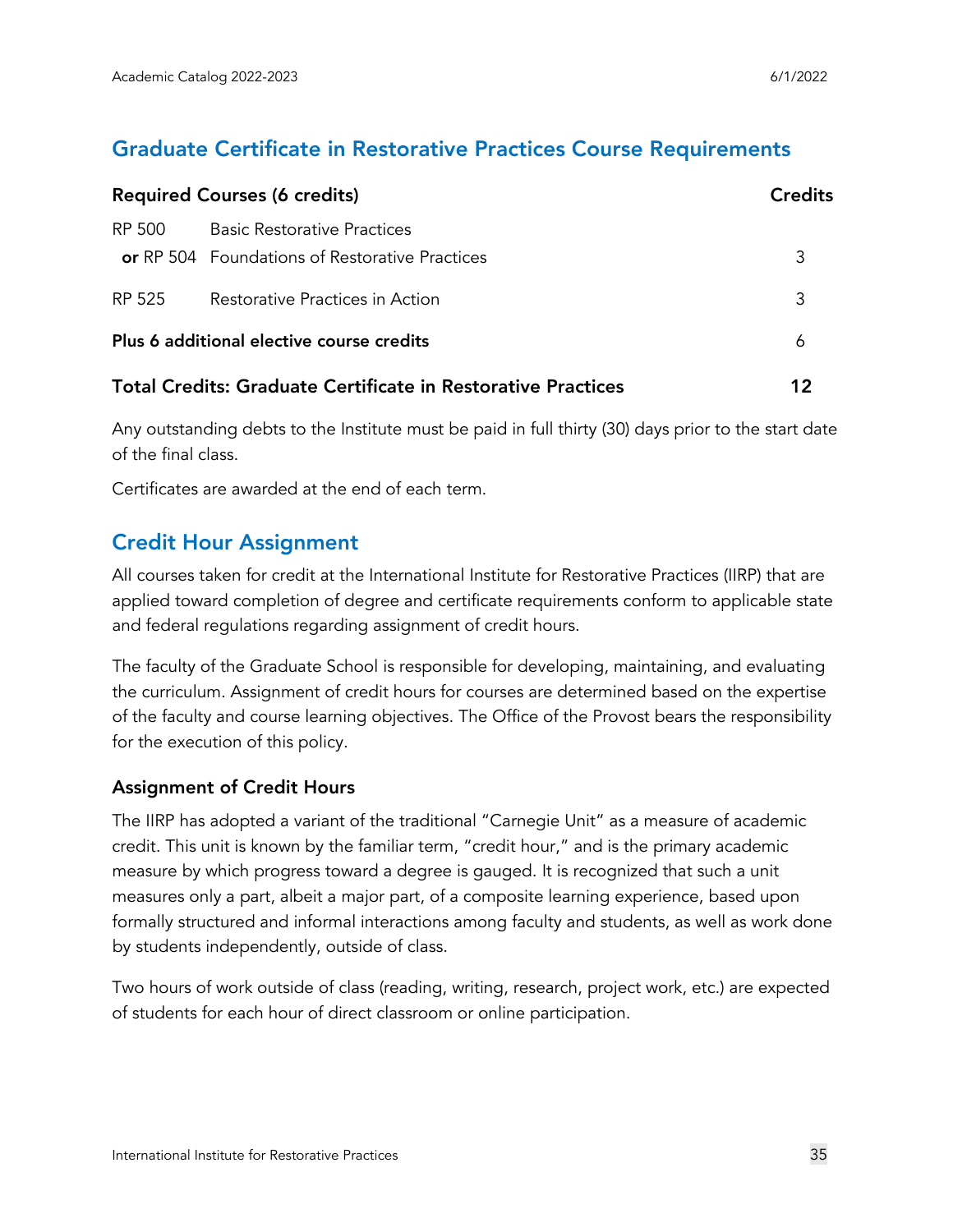## Graduate Certificate in Restorative Practices Course Requirements

| Required Courses (6 credits) | | Credits |
|---|---|---|
| RP 500 | Basic Restorative Practices | |
| **or** RP 504 | Foundations of Restorative Practices | 3 |
| RP 525 | Restorative Practices in Action | 3 |
| **Plus 6 additional elective course credits** | | 6 |
| **Total Credits: Graduate Certificate in Restorative Practices** | | **12** |

Any outstanding debts to the Institute must be paid in full thirty (30) days prior to the start date of the final class.

Certificates are awarded at the end of each term.

## Credit Hour Assignment

All courses taken for credit at the International Institute for Restorative Practices (IIRP) that are applied toward completion of degree and certificate requirements conform to applicable state and federal regulations regarding assignment of credit hours.

The faculty of the Graduate School is responsible for developing, maintaining, and evaluating the curriculum. Assignment of credit hours for courses are determined based on the expertise of the faculty and course learning objectives. The Office of the Provost bears the responsibility for the execution of this policy.

### Assignment of Credit Hours

The IIRP has adopted a variant of the traditional "Carnegie Unit" as a measure of academic credit. This unit is known by the familiar term, "credit hour," and is the primary academic measure by which progress toward a degree is gauged. It is recognized that such a unit measures only a part, albeit a major part, of a composite learning experience, based upon formally structured and informal interactions among faculty and students, as well as work done by students independently, outside of class.

Two hours of work outside of class (reading, writing, research, project work, etc.) are expected of students for each hour of direct classroom or online participation.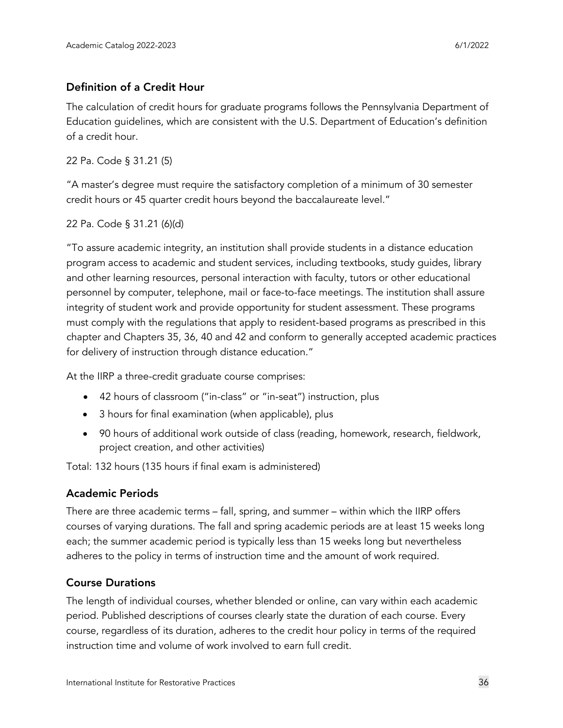## Definition of a Credit Hour

The calculation of credit hours for graduate programs follows the Pennsylvania Department of Education guidelines, which are consistent with the U.S. Department of Education's definition of a credit hour.

22 Pa. Code § 31.21 (5)

"A master's degree must require the satisfactory completion of a minimum of 30 semester credit hours or 45 quarter credit hours beyond the baccalaureate level."

22 Pa. Code § 31.21 (6)(d)

"To assure academic integrity, an institution shall provide students in a distance education program access to academic and student services, including textbooks, study guides, library and other learning resources, personal interaction with faculty, tutors or other educational personnel by computer, telephone, mail or face-to-face meetings. The institution shall assure integrity of student work and provide opportunity for student assessment. These programs must comply with the regulations that apply to resident-based programs as prescribed in this chapter and Chapters 35, 36, 40 and 42 and conform to generally accepted academic practices for delivery of instruction through distance education."

At the IIRP a three-credit graduate course comprises:

- 42 hours of classroom ("in-class" or "in-seat") instruction, plus
- 3 hours for final examination (when applicable), plus
- 90 hours of additional work outside of class (reading, homework, research, fieldwork, project creation, and other activities)

Total: 132 hours (135 hours if final exam is administered)

## Academic Periods

There are three academic terms – fall, spring, and summer – within which the IIRP offers courses of varying durations. The fall and spring academic periods are at least 15 weeks long each; the summer academic period is typically less than 15 weeks long but nevertheless adheres to the policy in terms of instruction time and the amount of work required.

## Course Durations

The length of individual courses, whether blended or online, can vary within each academic period. Published descriptions of courses clearly state the duration of each course. Every course, regardless of its duration, adheres to the credit hour policy in terms of the required instruction time and volume of work involved to earn full credit.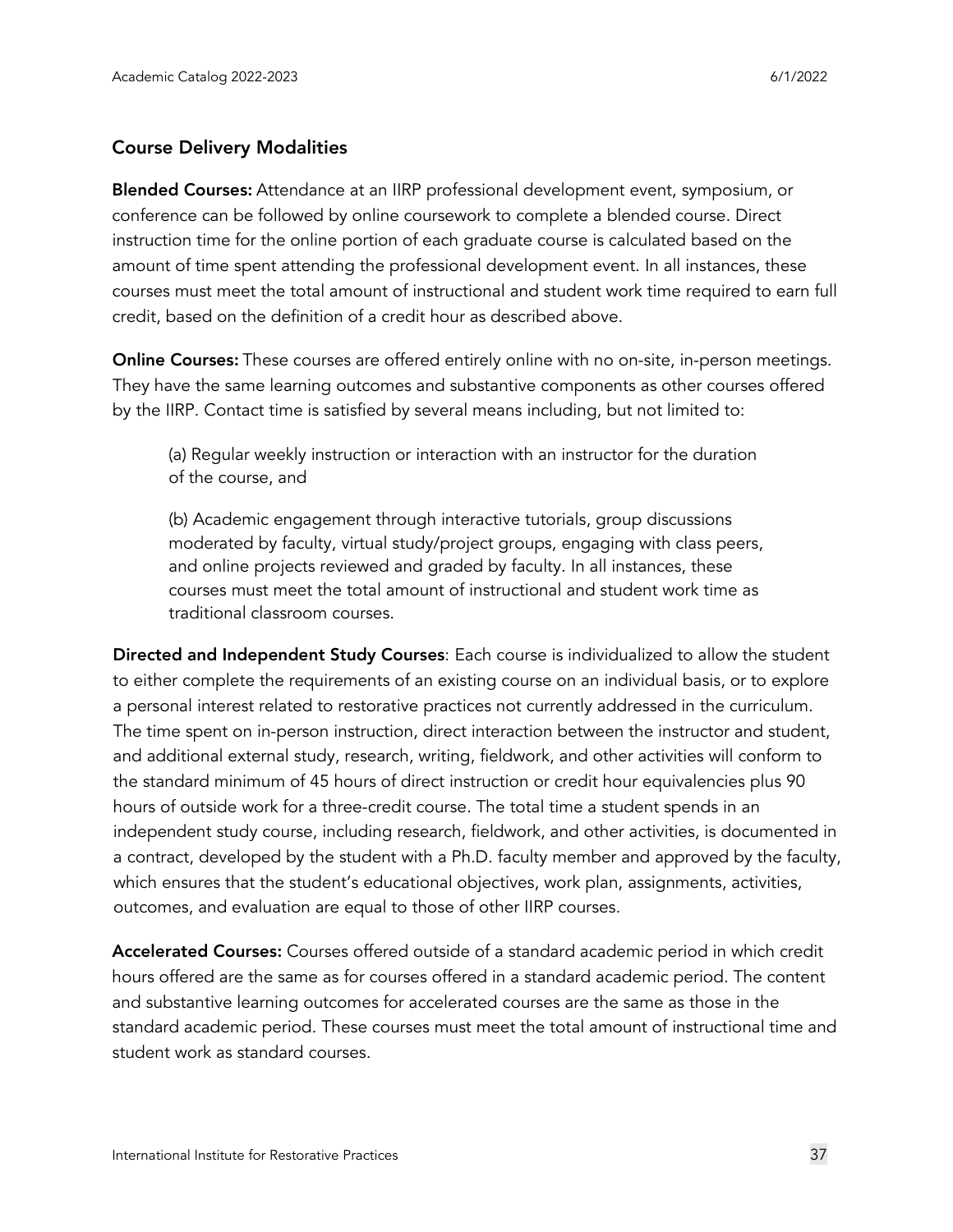## Course Delivery Modalities

**Blended Courses:** Attendance at an IIRP professional development event, symposium, or conference can be followed by online coursework to complete a blended course. Direct instruction time for the online portion of each graduate course is calculated based on the amount of time spent attending the professional development event. In all instances, these courses must meet the total amount of instructional and student work time required to earn full credit, based on the definition of a credit hour as described above.

**Online Courses:** These courses are offered entirely online with no on-site, in-person meetings. They have the same learning outcomes and substantive components as other courses offered by the IIRP. Contact time is satisfied by several means including, but not limited to:

(a) Regular weekly instruction or interaction with an instructor for the duration of the course, and

(b) Academic engagement through interactive tutorials, group discussions moderated by faculty, virtual study/project groups, engaging with class peers, and online projects reviewed and graded by faculty. In all instances, these courses must meet the total amount of instructional and student work time as traditional classroom courses.

**Directed and Independent Study Courses**: Each course is individualized to allow the student to either complete the requirements of an existing course on an individual basis, or to explore a personal interest related to restorative practices not currently addressed in the curriculum. The time spent on in-person instruction, direct interaction between the instructor and student, and additional external study, research, writing, fieldwork, and other activities will conform to the standard minimum of 45 hours of direct instruction or credit hour equivalencies plus 90 hours of outside work for a three-credit course. The total time a student spends in an independent study course, including research, fieldwork, and other activities, is documented in a contract, developed by the student with a Ph.D. faculty member and approved by the faculty, which ensures that the student's educational objectives, work plan, assignments, activities, outcomes, and evaluation are equal to those of other IIRP courses.

**Accelerated Courses:** Courses offered outside of a standard academic period in which credit hours offered are the same as for courses offered in a standard academic period. The content and substantive learning outcomes for accelerated courses are the same as those in the standard academic period. These courses must meet the total amount of instructional time and student work as standard courses.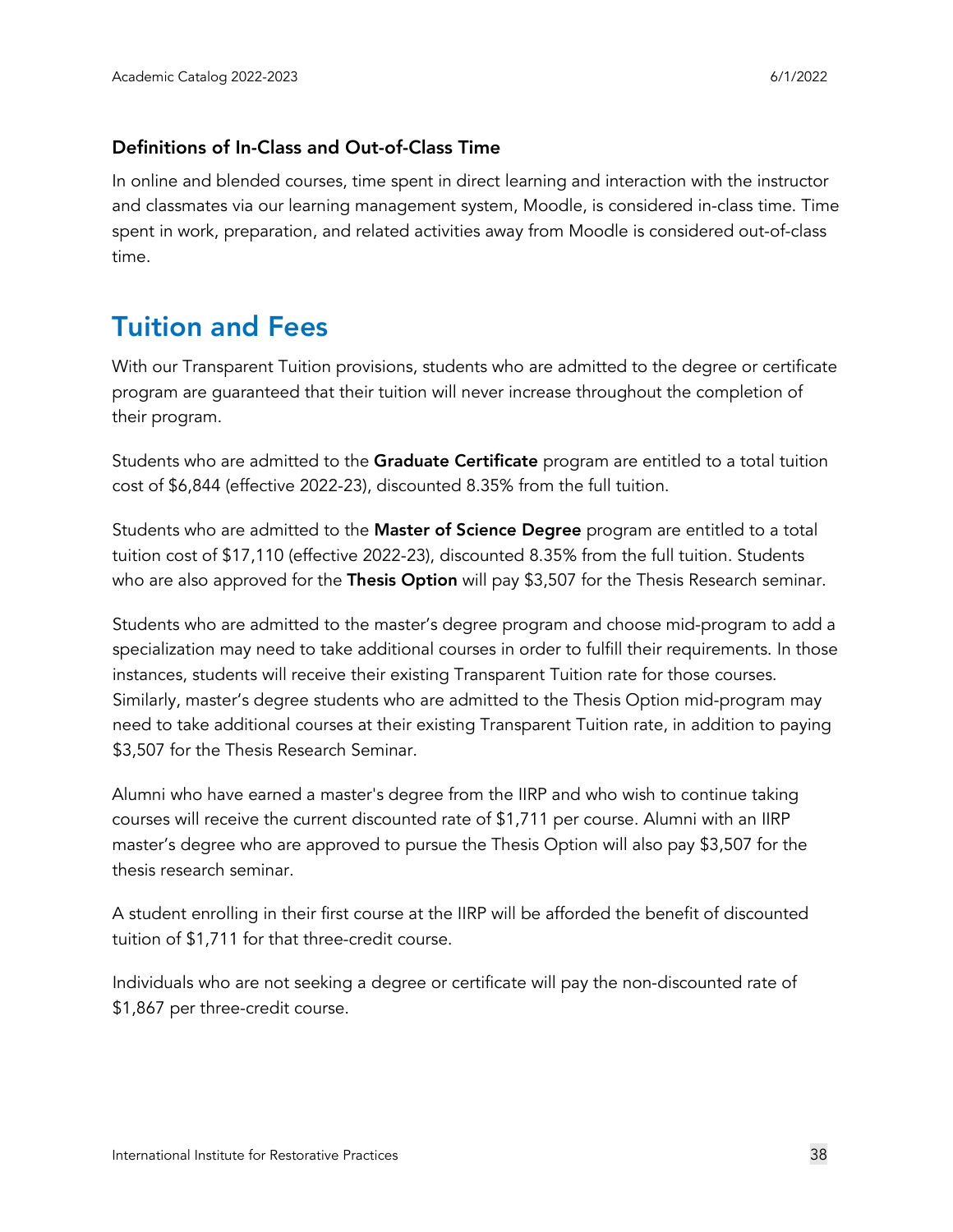### Definitions of In-Class and Out-of-Class Time

In online and blended courses, time spent in direct learning and interaction with the instructor and classmates via our learning management system, Moodle, is considered in-class time. Time spent in work, preparation, and related activities away from Moodle is considered out-of-class time.

## Tuition and Fees

With our Transparent Tuition provisions, students who are admitted to the degree or certificate program are guaranteed that their tuition will never increase throughout the completion of their program.

Students who are admitted to the **Graduate Certificate** program are entitled to a total tuition cost of $6,844 (effective 2022-23), discounted 8.35% from the full tuition.

Students who are admitted to the **Master of Science Degree** program are entitled to a total tuition cost of $17,110 (effective 2022-23), discounted 8.35% from the full tuition. Students who are also approved for the **Thesis Option** will pay $3,507 for the Thesis Research seminar.

Students who are admitted to the master's degree program and choose mid-program to add a specialization may need to take additional courses in order to fulfill their requirements. In those instances, students will receive their existing Transparent Tuition rate for those courses. Similarly, master's degree students who are admitted to the Thesis Option mid-program may need to take additional courses at their existing Transparent Tuition rate, in addition to paying $3,507 for the Thesis Research Seminar.

Alumni who have earned a master's degree from the IIRP and who wish to continue taking courses will receive the current discounted rate of $1,711 per course. Alumni with an IIRP master's degree who are approved to pursue the Thesis Option will also pay $3,507 for the thesis research seminar.

A student enrolling in their first course at the IIRP will be afforded the benefit of discounted tuition of $1,711 for that three-credit course.

Individuals who are not seeking a degree or certificate will pay the non-discounted rate of $1,867 per three-credit course.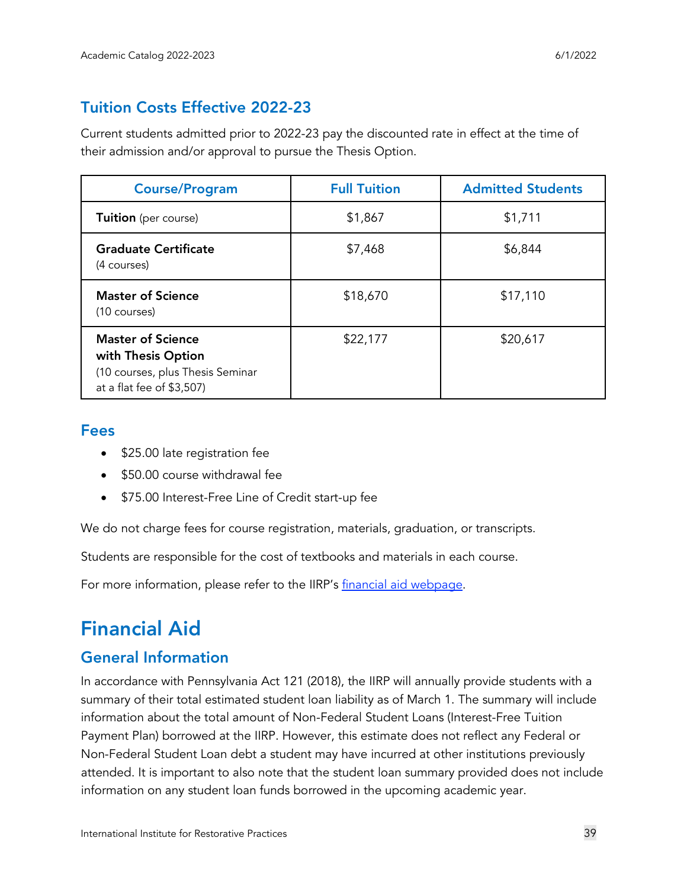## Tuition Costs Effective 2022-23

Current students admitted prior to 2022-23 pay the discounted rate in effect at the time of their admission and/or approval to pursue the Thesis Option.

| Course/Program | Full Tuition | Admitted Students |
|---|---|---|
| **Tuition** (per course) | $1,867 | $1,711 |
| **Graduate Certificate** (4 courses) | $7,468 | $6,844 |
| **Master of Science** (10 courses) | $18,670 | $17,110 |
| **Master of Science with Thesis Option** (10 courses, plus Thesis Seminar at a flat fee of $3,507) | $22,177 | $20,617 |

### Fees

- $25.00 late registration fee
- $50.00 course withdrawal fee
- $75.00 Interest-Free Line of Credit start-up fee

We do not charge fees for course registration, materials, graduation, or transcripts.

Students are responsible for the cost of textbooks and materials in each course.

For more information, please refer to the IIRP's financial aid webpage.

# Financial Aid

## General Information

In accordance with Pennsylvania Act 121 (2018), the IIRP will annually provide students with a summary of their total estimated student loan liability as of March 1. The summary will include information about the total amount of Non-Federal Student Loans (Interest-Free Tuition Payment Plan) borrowed at the IIRP. However, this estimate does not reflect any Federal or Non-Federal Student Loan debt a student may have incurred at other institutions previously attended. It is important to also note that the student loan summary provided does not include information on any student loan funds borrowed in the upcoming academic year.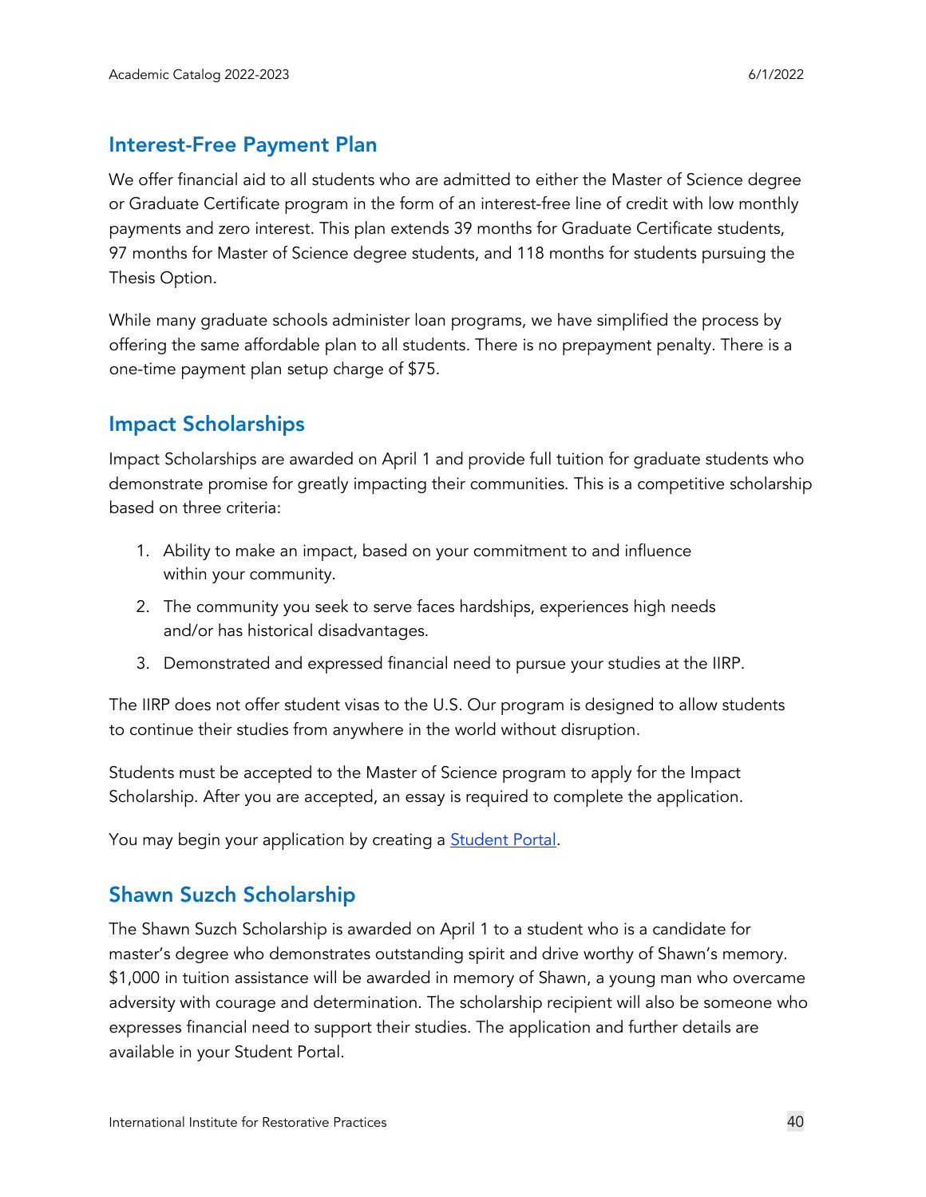## Interest-Free Payment Plan

We offer financial aid to all students who are admitted to either the Master of Science degree or Graduate Certificate program in the form of an interest-free line of credit with low monthly payments and zero interest. This plan extends 39 months for Graduate Certificate students, 97 months for Master of Science degree students, and 118 months for students pursuing the Thesis Option.

While many graduate schools administer loan programs, we have simplified the process by offering the same affordable plan to all students. There is no prepayment penalty. There is a one-time payment plan setup charge of $75.

## Impact Scholarships

Impact Scholarships are awarded on April 1 and provide full tuition for graduate students who demonstrate promise for greatly impacting their communities. This is a competitive scholarship based on three criteria:

1. Ability to make an impact, based on your commitment to and influence within your community.
2. The community you seek to serve faces hardships, experiences high needs and/or has historical disadvantages.
3. Demonstrated and expressed financial need to pursue your studies at the IIRP.

The IIRP does not offer student visas to the U.S. Our program is designed to allow students to continue their studies from anywhere in the world without disruption.

Students must be accepted to the Master of Science program to apply for the Impact Scholarship. After you are accepted, an essay is required to complete the application.

You may begin your application by creating a [Student Portal](#).

## Shawn Suzch Scholarship

The Shawn Suzch Scholarship is awarded on April 1 to a student who is a candidate for master's degree who demonstrates outstanding spirit and drive worthy of Shawn's memory. $1,000 in tuition assistance will be awarded in memory of Shawn, a young man who overcame adversity with courage and determination. The scholarship recipient will also be someone who expresses financial need to support their studies. The application and further details are available in your Student Portal.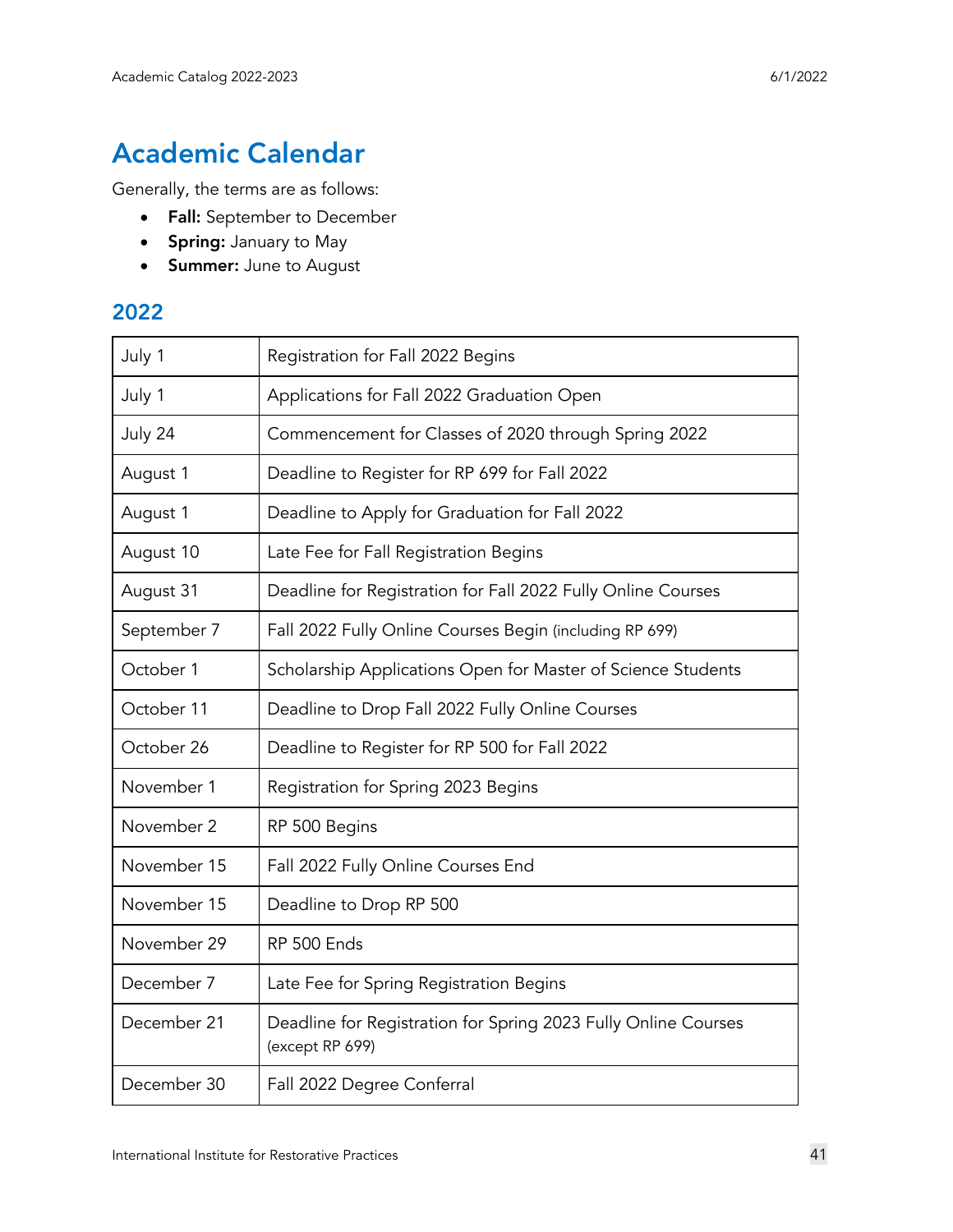# Academic Calendar

Generally, the terms are as follows:

- **Fall:** September to December
- **Spring:** January to May
- **Summer:** June to August

## 2022

| | |
|---|---|
| July 1 | Registration for Fall 2022 Begins |
| July 1 | Applications for Fall 2022 Graduation Open |
| July 24 | Commencement for Classes of 2020 through Spring 2022 |
| August 1 | Deadline to Register for RP 699 for Fall 2022 |
| August 1 | Deadline to Apply for Graduation for Fall 2022 |
| August 10 | Late Fee for Fall Registration Begins |
| August 31 | Deadline for Registration for Fall 2022 Fully Online Courses |
| September 7 | Fall 2022 Fully Online Courses Begin (including RP 699) |
| October 1 | Scholarship Applications Open for Master of Science Students |
| October 11 | Deadline to Drop Fall 2022 Fully Online Courses |
| October 26 | Deadline to Register for RP 500 for Fall 2022 |
| November 1 | Registration for Spring 2023 Begins |
| November 2 | RP 500 Begins |
| November 15 | Fall 2022 Fully Online Courses End |
| November 15 | Deadline to Drop RP 500 |
| November 29 | RP 500 Ends |
| December 7 | Late Fee for Spring Registration Begins |
| December 21 | Deadline for Registration for Spring 2023 Fully Online Courses (except RP 699) |
| December 30 | Fall 2022 Degree Conferral |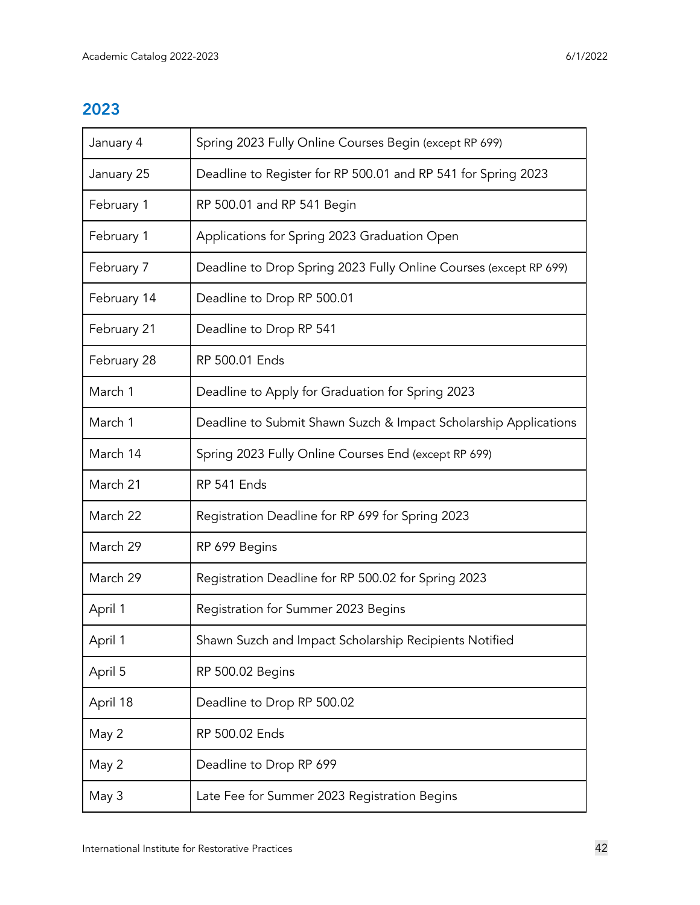## 2023

| | |
|---|---|
| January 4 | Spring 2023 Fully Online Courses Begin (except RP 699) |
| January 25 | Deadline to Register for RP 500.01 and RP 541 for Spring 2023 |
| February 1 | RP 500.01 and RP 541 Begin |
| February 1 | Applications for Spring 2023 Graduation Open |
| February 7 | Deadline to Drop Spring 2023 Fully Online Courses (except RP 699) |
| February 14 | Deadline to Drop RP 500.01 |
| February 21 | Deadline to Drop RP 541 |
| February 28 | RP 500.01 Ends |
| March 1 | Deadline to Apply for Graduation for Spring 2023 |
| March 1 | Deadline to Submit Shawn Suzch & Impact Scholarship Applications |
| March 14 | Spring 2023 Fully Online Courses End (except RP 699) |
| March 21 | RP 541 Ends |
| March 22 | Registration Deadline for RP 699 for Spring 2023 |
| March 29 | RP 699 Begins |
| March 29 | Registration Deadline for RP 500.02 for Spring 2023 |
| April 1 | Registration for Summer 2023 Begins |
| April 1 | Shawn Suzch and Impact Scholarship Recipients Notified |
| April 5 | RP 500.02 Begins |
| April 18 | Deadline to Drop RP 500.02 |
| May 2 | RP 500.02 Ends |
| May 2 | Deadline to Drop RP 699 |
| May 3 | Late Fee for Summer 2023 Registration Begins |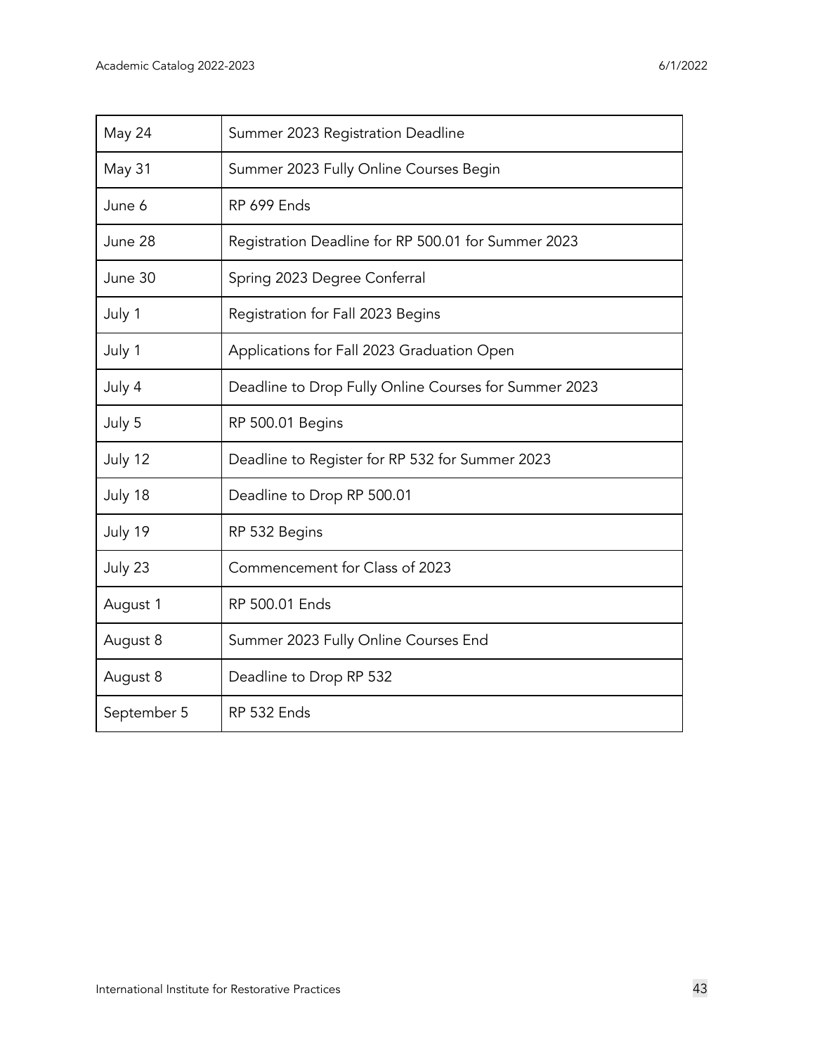| May 24 | Summer 2023 Registration Deadline |
|---|---|
| May 31 | Summer 2023 Fully Online Courses Begin |
| June 6 | RP 699 Ends |
| June 28 | Registration Deadline for RP 500.01 for Summer 2023 |
| June 30 | Spring 2023 Degree Conferral |
| July 1 | Registration for Fall 2023 Begins |
| July 1 | Applications for Fall 2023 Graduation Open |
| July 4 | Deadline to Drop Fully Online Courses for Summer 2023 |
| July 5 | RP 500.01 Begins |
| July 12 | Deadline to Register for RP 532 for Summer 2023 |
| July 18 | Deadline to Drop RP 500.01 |
| July 19 | RP 532 Begins |
| July 23 | Commencement for Class of 2023 |
| August 1 | RP 500.01 Ends |
| August 8 | Summer 2023 Fully Online Courses End |
| August 8 | Deadline to Drop RP 532 |
| September 5 | RP 532 Ends |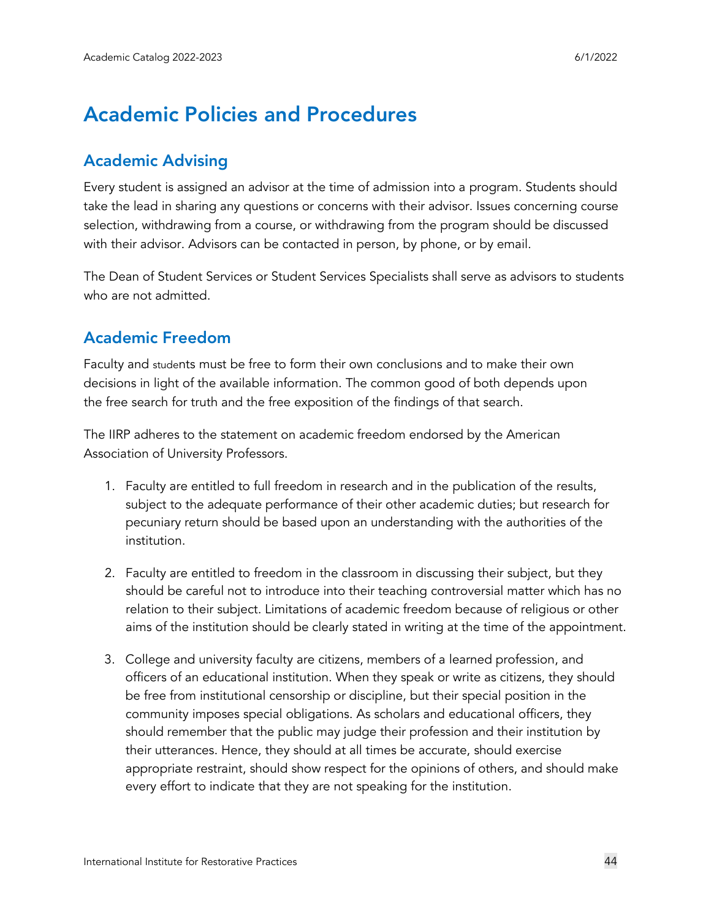# Academic Policies and Procedures

## Academic Advising

Every student is assigned an advisor at the time of admission into a program. Students should take the lead in sharing any questions or concerns with their advisor. Issues concerning course selection, withdrawing from a course, or withdrawing from the program should be discussed with their advisor. Advisors can be contacted in person, by phone, or by email.

The Dean of Student Services or Student Services Specialists shall serve as advisors to students who are not admitted.

## Academic Freedom

Faculty and students must be free to form their own conclusions and to make their own decisions in light of the available information. The common good of both depends upon the free search for truth and the free exposition of the findings of that search.

The IIRP adheres to the statement on academic freedom endorsed by the American Association of University Professors.

1. Faculty are entitled to full freedom in research and in the publication of the results, subject to the adequate performance of their other academic duties; but research for pecuniary return should be based upon an understanding with the authorities of the institution.

2. Faculty are entitled to freedom in the classroom in discussing their subject, but they should be careful not to introduce into their teaching controversial matter which has no relation to their subject. Limitations of academic freedom because of religious or other aims of the institution should be clearly stated in writing at the time of the appointment.

3. College and university faculty are citizens, members of a learned profession, and officers of an educational institution. When they speak or write as citizens, they should be free from institutional censorship or discipline, but their special position in the community imposes special obligations. As scholars and educational officers, they should remember that the public may judge their profession and their institution by their utterances. Hence, they should at all times be accurate, should exercise appropriate restraint, should show respect for the opinions of others, and should make every effort to indicate that they are not speaking for the institution.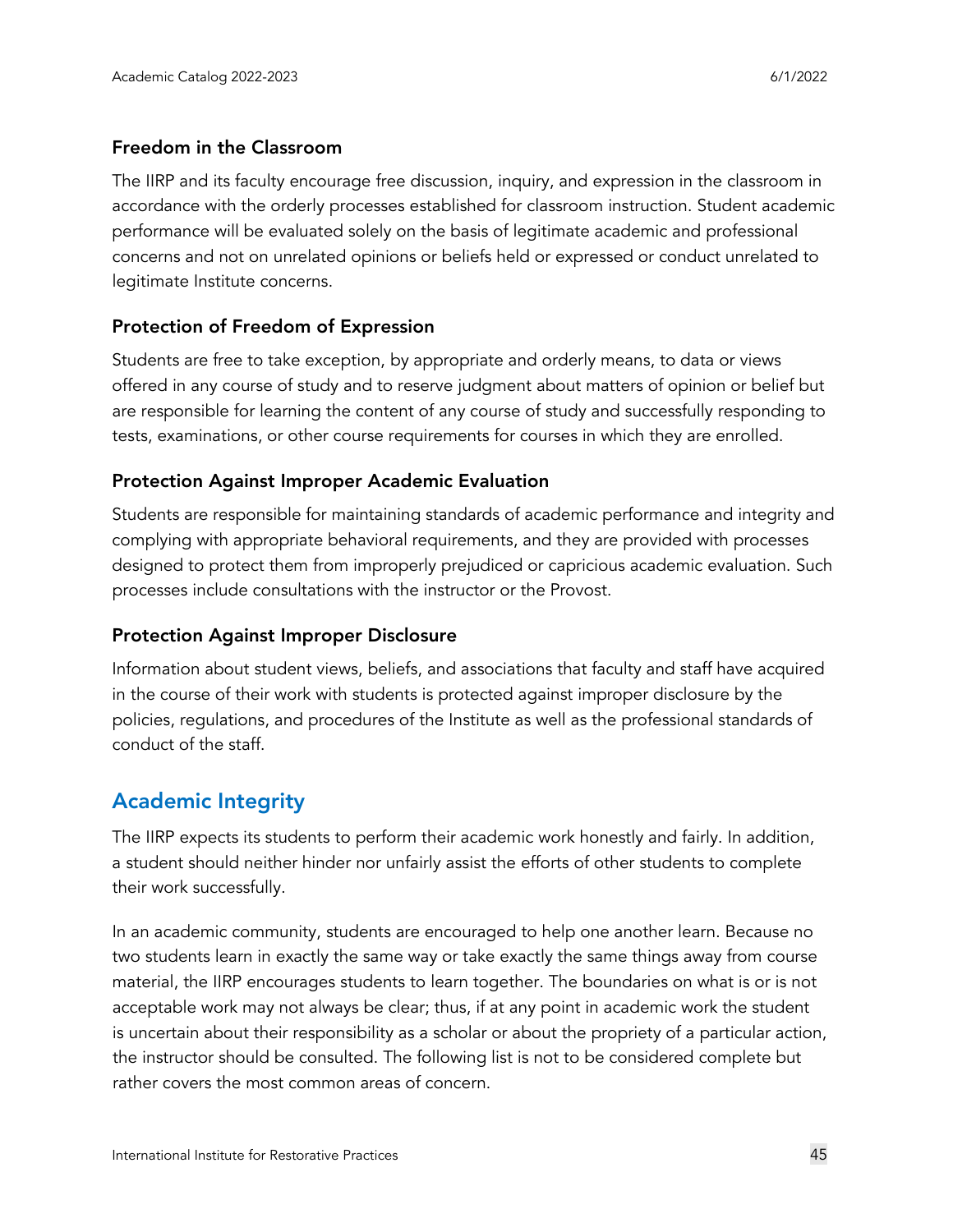### Freedom in the Classroom

The IIRP and its faculty encourage free discussion, inquiry, and expression in the classroom in accordance with the orderly processes established for classroom instruction. Student academic performance will be evaluated solely on the basis of legitimate academic and professional concerns and not on unrelated opinions or beliefs held or expressed or conduct unrelated to legitimate Institute concerns.

### Protection of Freedom of Expression

Students are free to take exception, by appropriate and orderly means, to data or views offered in any course of study and to reserve judgment about matters of opinion or belief but are responsible for learning the content of any course of study and successfully responding to tests, examinations, or other course requirements for courses in which they are enrolled.

### Protection Against Improper Academic Evaluation

Students are responsible for maintaining standards of academic performance and integrity and complying with appropriate behavioral requirements, and they are provided with processes designed to protect them from improperly prejudiced or capricious academic evaluation. Such processes include consultations with the instructor or the Provost.

### Protection Against Improper Disclosure

Information about student views, beliefs, and associations that faculty and staff have acquired in the course of their work with students is protected against improper disclosure by the policies, regulations, and procedures of the Institute as well as the professional standards of conduct of the staff.

## Academic Integrity

The IIRP expects its students to perform their academic work honestly and fairly. In addition, a student should neither hinder nor unfairly assist the efforts of other students to complete their work successfully.

In an academic community, students are encouraged to help one another learn. Because no two students learn in exactly the same way or take exactly the same things away from course material, the IIRP encourages students to learn together. The boundaries on what is or is not acceptable work may not always be clear; thus, if at any point in academic work the student is uncertain about their responsibility as a scholar or about the propriety of a particular action, the instructor should be consulted. The following list is not to be considered complete but rather covers the most common areas of concern.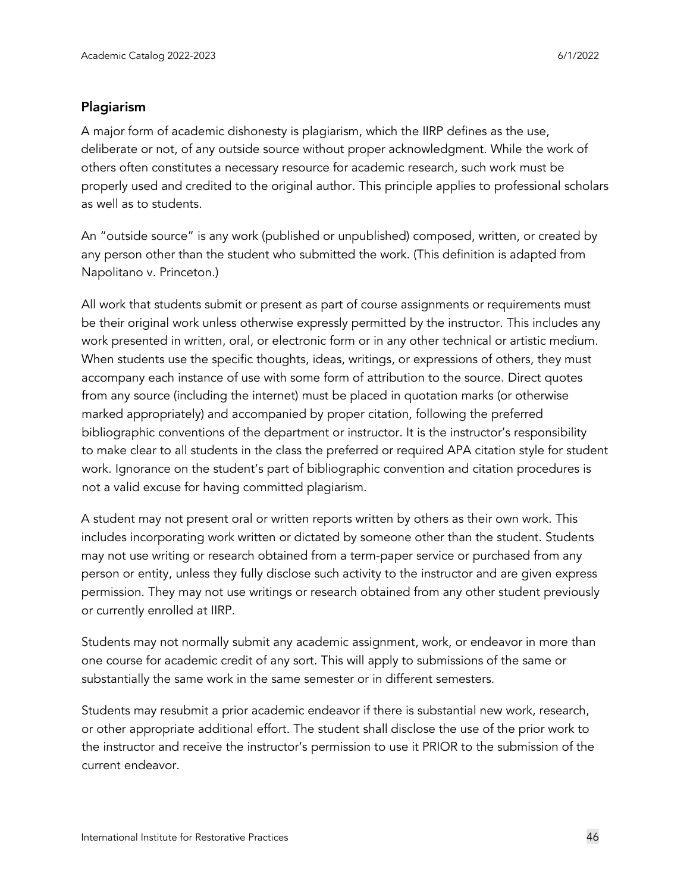## Plagiarism

A major form of academic dishonesty is plagiarism, which the IIRP defines as the use, deliberate or not, of any outside source without proper acknowledgment. While the work of others often constitutes a necessary resource for academic research, such work must be properly used and credited to the original author. This principle applies to professional scholars as well as to students.

An "outside source" is any work (published or unpublished) composed, written, or created by any person other than the student who submitted the work. (This definition is adapted from Napolitano v. Princeton.)

All work that students submit or present as part of course assignments or requirements must be their original work unless otherwise expressly permitted by the instructor. This includes any work presented in written, oral, or electronic form or in any other technical or artistic medium. When students use the specific thoughts, ideas, writings, or expressions of others, they must accompany each instance of use with some form of attribution to the source. Direct quotes from any source (including the internet) must be placed in quotation marks (or otherwise marked appropriately) and accompanied by proper citation, following the preferred bibliographic conventions of the department or instructor. It is the instructor's responsibility to make clear to all students in the class the preferred or required APA citation style for student work. Ignorance on the student's part of bibliographic convention and citation procedures is not a valid excuse for having committed plagiarism.

A student may not present oral or written reports written by others as their own work. This includes incorporating work written or dictated by someone other than the student. Students may not use writing or research obtained from a term-paper service or purchased from any person or entity, unless they fully disclose such activity to the instructor and are given express permission. They may not use writings or research obtained from any other student previously or currently enrolled at IIRP.

Students may not normally submit any academic assignment, work, or endeavor in more than one course for academic credit of any sort. This will apply to submissions of the same or substantially the same work in the same semester or in different semesters.

Students may resubmit a prior academic endeavor if there is substantial new work, research, or other appropriate additional effort. The student shall disclose the use of the prior work to the instructor and receive the instructor's permission to use it PRIOR to the submission of the current endeavor.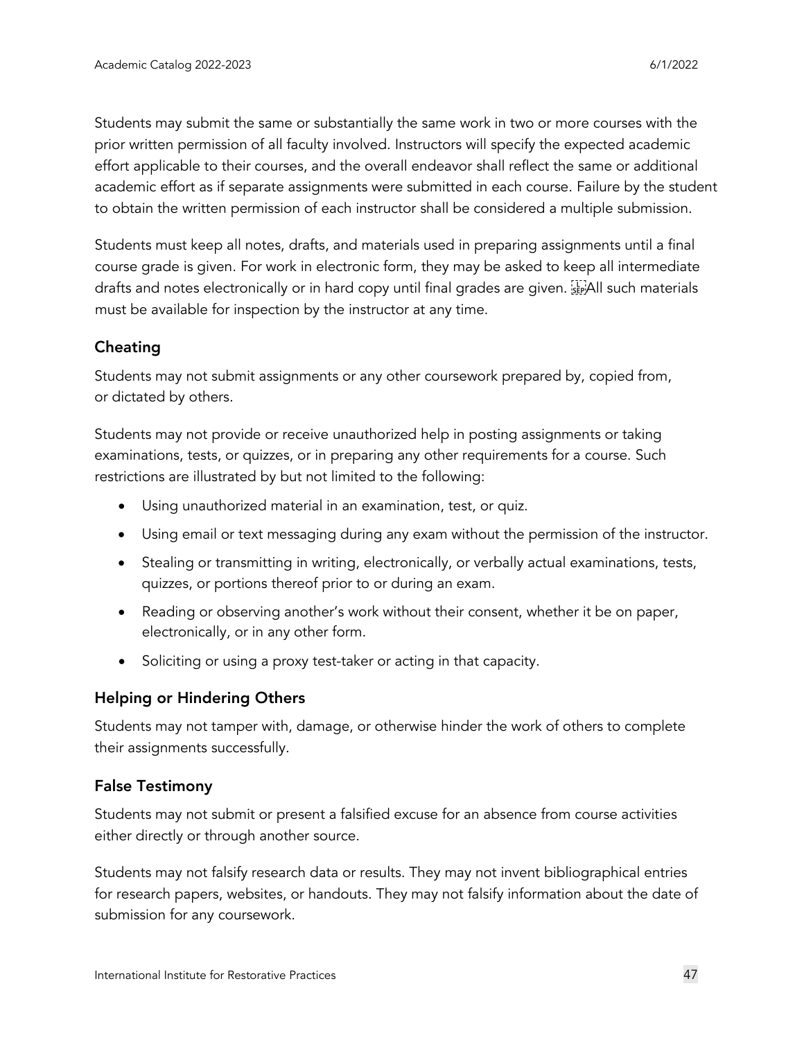Students may submit the same or substantially the same work in two or more courses with the prior written permission of all faculty involved. Instructors will specify the expected academic effort applicable to their courses, and the overall endeavor shall reflect the same or additional academic effort as if separate assignments were submitted in each course. Failure by the student to obtain the written permission of each instructor shall be considered a multiple submission.

Students must keep all notes, drafts, and materials used in preparing assignments until a final course grade is given. For work in electronic form, they may be asked to keep all intermediate drafts and notes electronically or in hard copy until final grades are given. All such materials must be available for inspection by the instructor at any time.

## Cheating

Students may not submit assignments or any other coursework prepared by, copied from, or dictated by others.

Students may not provide or receive unauthorized help in posting assignments or taking examinations, tests, or quizzes, or in preparing any other requirements for a course. Such restrictions are illustrated by but not limited to the following:

- Using unauthorized material in an examination, test, or quiz.
- Using email or text messaging during any exam without the permission of the instructor.
- Stealing or transmitting in writing, electronically, or verbally actual examinations, tests, quizzes, or portions thereof prior to or during an exam.
- Reading or observing another's work without their consent, whether it be on paper, electronically, or in any other form.
- Soliciting or using a proxy test-taker or acting in that capacity.

## Helping or Hindering Others

Students may not tamper with, damage, or otherwise hinder the work of others to complete their assignments successfully.

## False Testimony

Students may not submit or present a falsified excuse for an absence from course activities either directly or through another source.

Students may not falsify research data or results. They may not invent bibliographical entries for research papers, websites, or handouts. They may not falsify information about the date of submission for any coursework.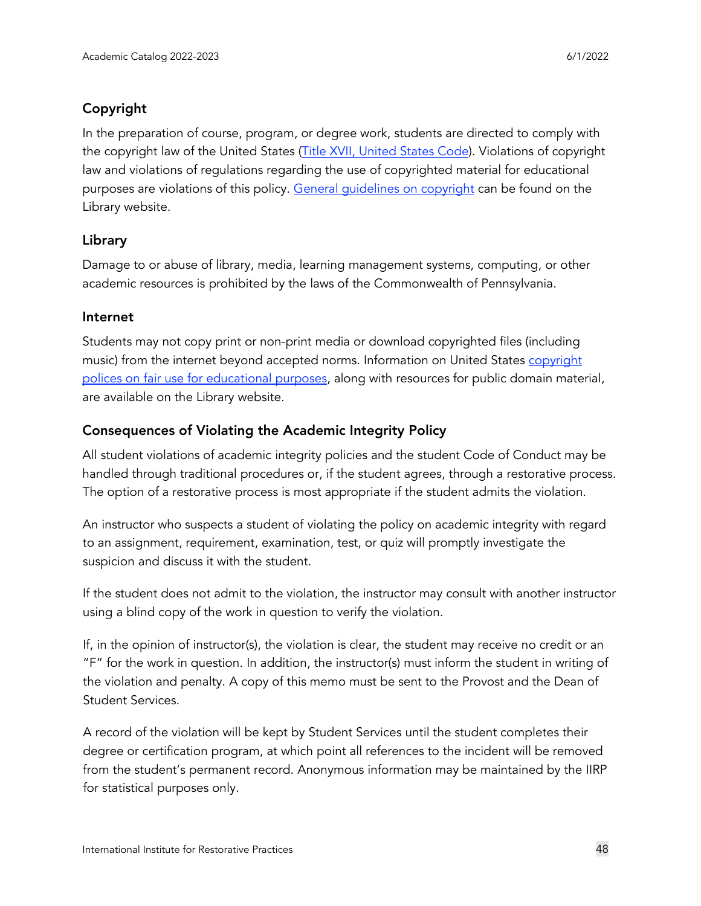## Copyright

In the preparation of course, program, or degree work, students are directed to comply with the copyright law of the United States (Title XVII, United States Code). Violations of copyright law and violations of regulations regarding the use of copyrighted material for educational purposes are violations of this policy. General guidelines on copyright can be found on the Library website.

## Library

Damage to or abuse of library, media, learning management systems, computing, or other academic resources is prohibited by the laws of the Commonwealth of Pennsylvania.

## Internet

Students may not copy print or non-print media or download copyrighted files (including music) from the internet beyond accepted norms. Information on United States copyright polices on fair use for educational purposes, along with resources for public domain material, are available on the Library website.

## Consequences of Violating the Academic Integrity Policy

All student violations of academic integrity policies and the student Code of Conduct may be handled through traditional procedures or, if the student agrees, through a restorative process. The option of a restorative process is most appropriate if the student admits the violation.

An instructor who suspects a student of violating the policy on academic integrity with regard to an assignment, requirement, examination, test, or quiz will promptly investigate the suspicion and discuss it with the student.

If the student does not admit to the violation, the instructor may consult with another instructor using a blind copy of the work in question to verify the violation.

If, in the opinion of instructor(s), the violation is clear, the student may receive no credit or an "F" for the work in question. In addition, the instructor(s) must inform the student in writing of the violation and penalty. A copy of this memo must be sent to the Provost and the Dean of Student Services.

A record of the violation will be kept by Student Services until the student completes their degree or certification program, at which point all references to the incident will be removed from the student's permanent record. Anonymous information may be maintained by the IIRP for statistical purposes only.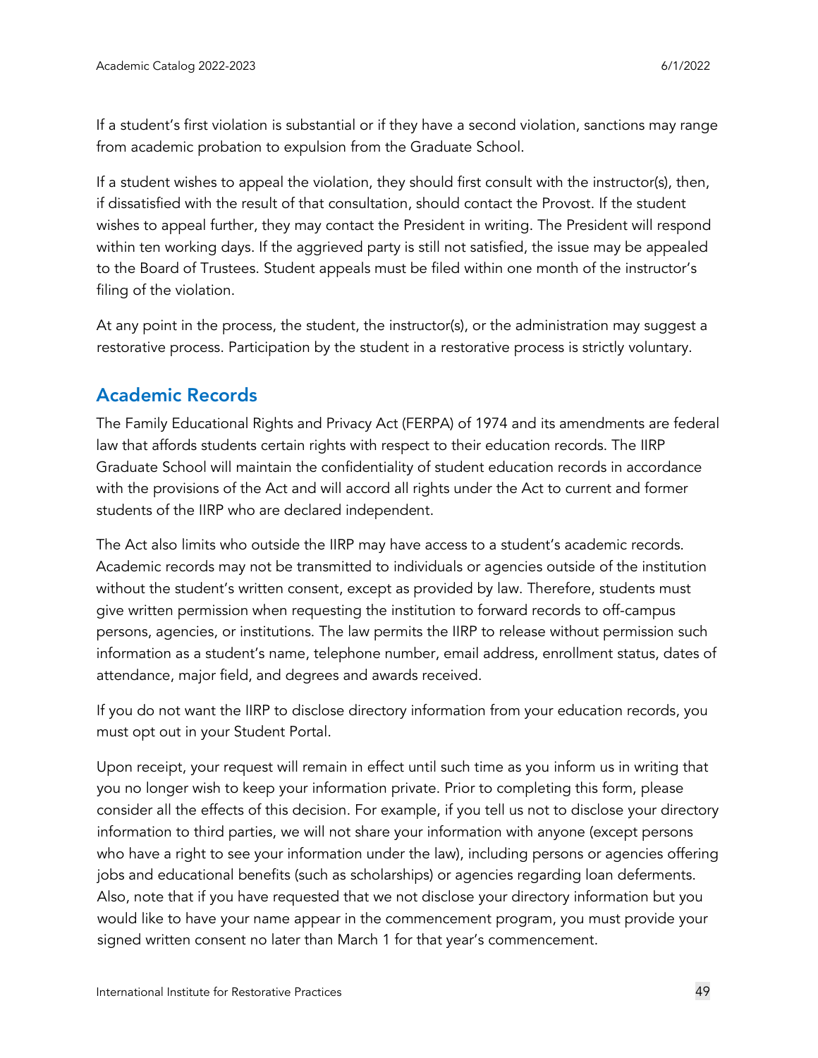If a student's first violation is substantial or if they have a second violation, sanctions may range from academic probation to expulsion from the Graduate School.

If a student wishes to appeal the violation, they should first consult with the instructor(s), then, if dissatisfied with the result of that consultation, should contact the Provost. If the student wishes to appeal further, they may contact the President in writing. The President will respond within ten working days. If the aggrieved party is still not satisfied, the issue may be appealed to the Board of Trustees. Student appeals must be filed within one month of the instructor's filing of the violation.

At any point in the process, the student, the instructor(s), or the administration may suggest a restorative process. Participation by the student in a restorative process is strictly voluntary.

## Academic Records

The Family Educational Rights and Privacy Act (FERPA) of 1974 and its amendments are federal law that affords students certain rights with respect to their education records. The IIRP Graduate School will maintain the confidentiality of student education records in accordance with the provisions of the Act and will accord all rights under the Act to current and former students of the IIRP who are declared independent.

The Act also limits who outside the IIRP may have access to a student's academic records. Academic records may not be transmitted to individuals or agencies outside of the institution without the student's written consent, except as provided by law. Therefore, students must give written permission when requesting the institution to forward records to off-campus persons, agencies, or institutions. The law permits the IIRP to release without permission such information as a student's name, telephone number, email address, enrollment status, dates of attendance, major field, and degrees and awards received.

If you do not want the IIRP to disclose directory information from your education records, you must opt out in your Student Portal.

Upon receipt, your request will remain in effect until such time as you inform us in writing that you no longer wish to keep your information private. Prior to completing this form, please consider all the effects of this decision. For example, if you tell us not to disclose your directory information to third parties, we will not share your information with anyone (except persons who have a right to see your information under the law), including persons or agencies offering jobs and educational benefits (such as scholarships) or agencies regarding loan deferments. Also, note that if you have requested that we not disclose your directory information but you would like to have your name appear in the commencement program, you must provide your signed written consent no later than March 1 for that year's commencement.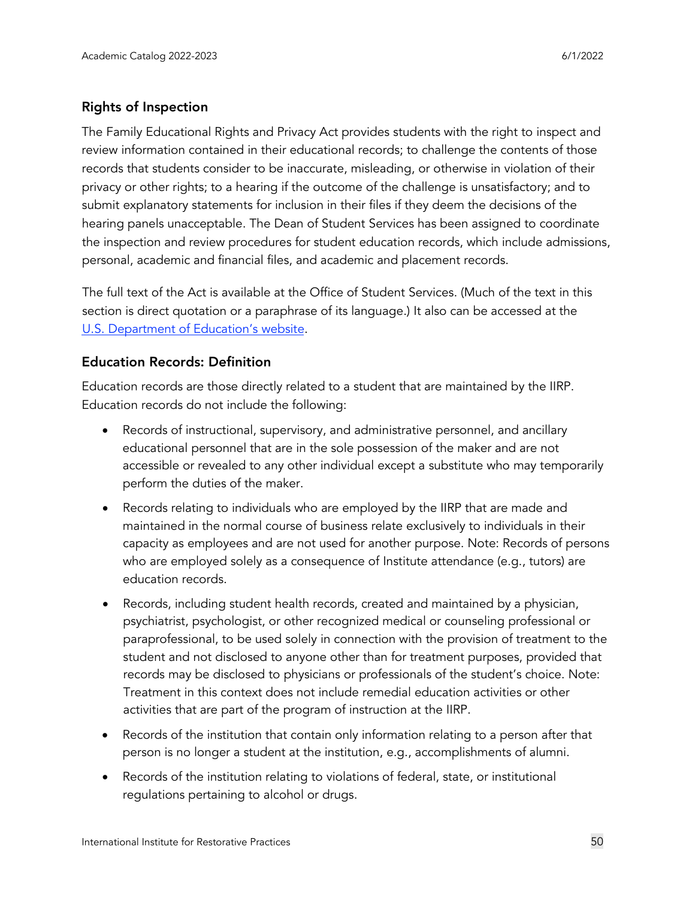## Rights of Inspection

The Family Educational Rights and Privacy Act provides students with the right to inspect and review information contained in their educational records; to challenge the contents of those records that students consider to be inaccurate, misleading, or otherwise in violation of their privacy or other rights; to a hearing if the outcome of the challenge is unsatisfactory; and to submit explanatory statements for inclusion in their files if they deem the decisions of the hearing panels unacceptable. The Dean of Student Services has been assigned to coordinate the inspection and review procedures for student education records, which include admissions, personal, academic and financial files, and academic and placement records.

The full text of the Act is available at the Office of Student Services. (Much of the text in this section is direct quotation or a paraphrase of its language.) It also can be accessed at the U.S. Department of Education's website.

## Education Records: Definition

Education records are those directly related to a student that are maintained by the IIRP. Education records do not include the following:

- Records of instructional, supervisory, and administrative personnel, and ancillary educational personnel that are in the sole possession of the maker and are not accessible or revealed to any other individual except a substitute who may temporarily perform the duties of the maker.
- Records relating to individuals who are employed by the IIRP that are made and maintained in the normal course of business relate exclusively to individuals in their capacity as employees and are not used for another purpose. Note: Records of persons who are employed solely as a consequence of Institute attendance (e.g., tutors) are education records.
- Records, including student health records, created and maintained by a physician, psychiatrist, psychologist, or other recognized medical or counseling professional or paraprofessional, to be used solely in connection with the provision of treatment to the student and not disclosed to anyone other than for treatment purposes, provided that records may be disclosed to physicians or professionals of the student's choice. Note: Treatment in this context does not include remedial education activities or other activities that are part of the program of instruction at the IIRP.
- Records of the institution that contain only information relating to a person after that person is no longer a student at the institution, e.g., accomplishments of alumni.
- Records of the institution relating to violations of federal, state, or institutional regulations pertaining to alcohol or drugs.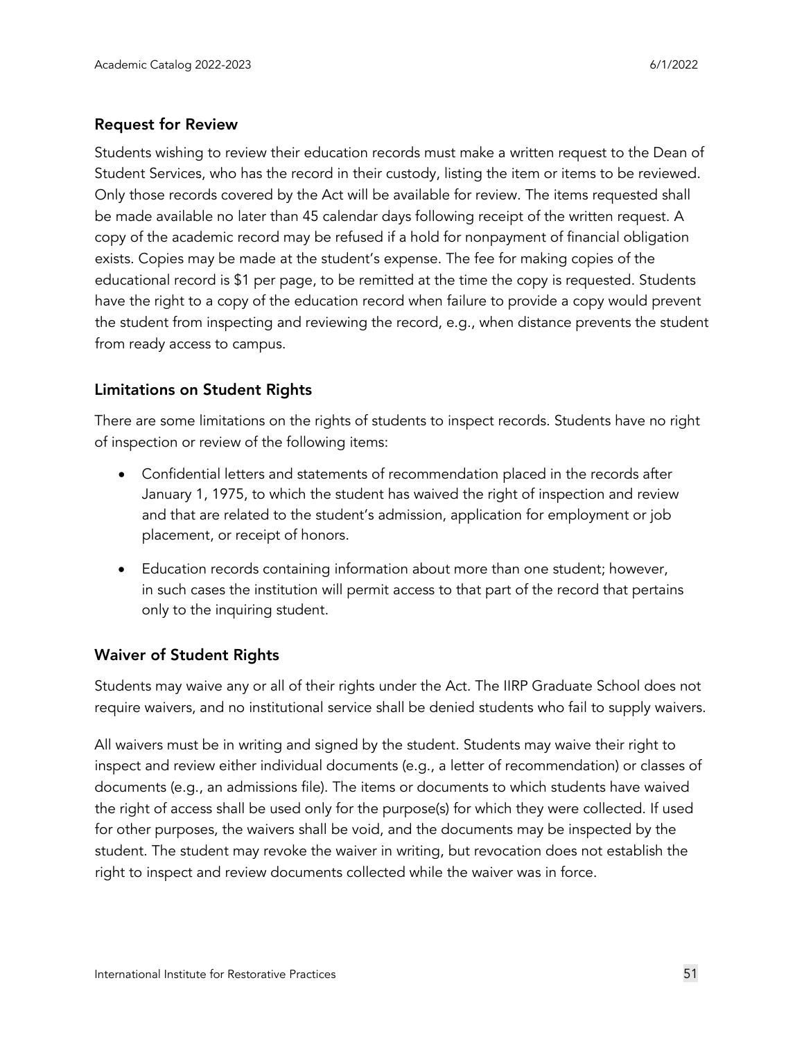## Request for Review

Students wishing to review their education records must make a written request to the Dean of Student Services, who has the record in their custody, listing the item or items to be reviewed. Only those records covered by the Act will be available for review. The items requested shall be made available no later than 45 calendar days following receipt of the written request. A copy of the academic record may be refused if a hold for nonpayment of financial obligation exists. Copies may be made at the student's expense. The fee for making copies of the educational record is $1 per page, to be remitted at the time the copy is requested. Students have the right to a copy of the education record when failure to provide a copy would prevent the student from inspecting and reviewing the record, e.g., when distance prevents the student from ready access to campus.

## Limitations on Student Rights

There are some limitations on the rights of students to inspect records. Students have no right of inspection or review of the following items:

- Confidential letters and statements of recommendation placed in the records after January 1, 1975, to which the student has waived the right of inspection and review and that are related to the student's admission, application for employment or job placement, or receipt of honors.
- Education records containing information about more than one student; however, in such cases the institution will permit access to that part of the record that pertains only to the inquiring student.

## Waiver of Student Rights

Students may waive any or all of their rights under the Act. The IIRP Graduate School does not require waivers, and no institutional service shall be denied students who fail to supply waivers.

All waivers must be in writing and signed by the student. Students may waive their right to inspect and review either individual documents (e.g., a letter of recommendation) or classes of documents (e.g., an admissions file). The items or documents to which students have waived the right of access shall be used only for the purpose(s) for which they were collected. If used for other purposes, the waivers shall be void, and the documents may be inspected by the student. The student may revoke the waiver in writing, but revocation does not establish the right to inspect and review documents collected while the waiver was in force.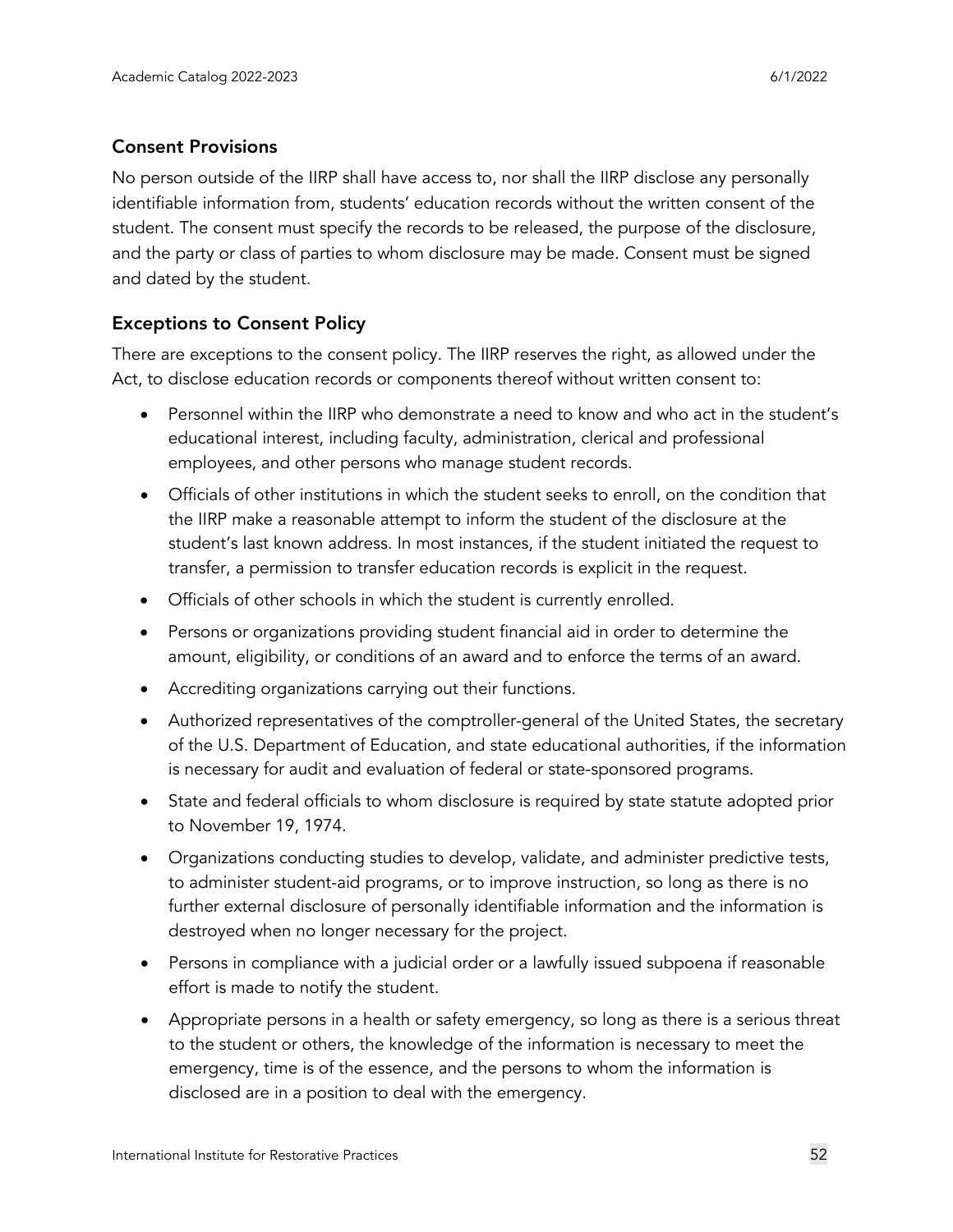## Consent Provisions

No person outside of the IIRP shall have access to, nor shall the IIRP disclose any personally identifiable information from, students' education records without the written consent of the student. The consent must specify the records to be released, the purpose of the disclosure, and the party or class of parties to whom disclosure may be made. Consent must be signed and dated by the student.

## Exceptions to Consent Policy

There are exceptions to the consent policy. The IIRP reserves the right, as allowed under the Act, to disclose education records or components thereof without written consent to:

- Personnel within the IIRP who demonstrate a need to know and who act in the student's educational interest, including faculty, administration, clerical and professional employees, and other persons who manage student records.
- Officials of other institutions in which the student seeks to enroll, on the condition that the IIRP make a reasonable attempt to inform the student of the disclosure at the student's last known address. In most instances, if the student initiated the request to transfer, a permission to transfer education records is explicit in the request.
- Officials of other schools in which the student is currently enrolled.
- Persons or organizations providing student financial aid in order to determine the amount, eligibility, or conditions of an award and to enforce the terms of an award.
- Accrediting organizations carrying out their functions.
- Authorized representatives of the comptroller-general of the United States, the secretary of the U.S. Department of Education, and state educational authorities, if the information is necessary for audit and evaluation of federal or state-sponsored programs.
- State and federal officials to whom disclosure is required by state statute adopted prior to November 19, 1974.
- Organizations conducting studies to develop, validate, and administer predictive tests, to administer student-aid programs, or to improve instruction, so long as there is no further external disclosure of personally identifiable information and the information is destroyed when no longer necessary for the project.
- Persons in compliance with a judicial order or a lawfully issued subpoena if reasonable effort is made to notify the student.
- Appropriate persons in a health or safety emergency, so long as there is a serious threat to the student or others, the knowledge of the information is necessary to meet the emergency, time is of the essence, and the persons to whom the information is disclosed are in a position to deal with the emergency.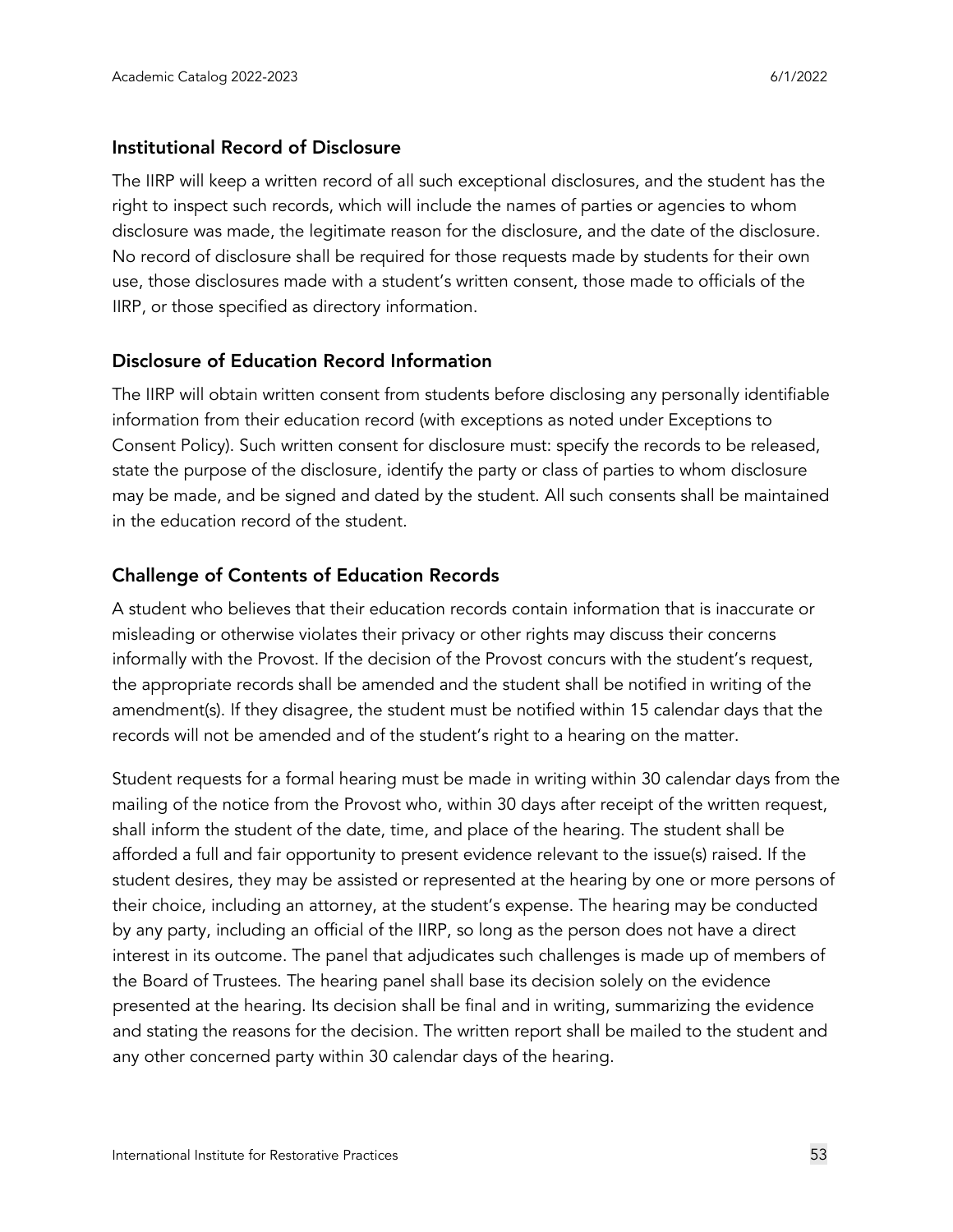## Institutional Record of Disclosure

The IIRP will keep a written record of all such exceptional disclosures, and the student has the right to inspect such records, which will include the names of parties or agencies to whom disclosure was made, the legitimate reason for the disclosure, and the date of the disclosure. No record of disclosure shall be required for those requests made by students for their own use, those disclosures made with a student's written consent, those made to officials of the IIRP, or those specified as directory information.

## Disclosure of Education Record Information

The IIRP will obtain written consent from students before disclosing any personally identifiable information from their education record (with exceptions as noted under Exceptions to Consent Policy). Such written consent for disclosure must: specify the records to be released, state the purpose of the disclosure, identify the party or class of parties to whom disclosure may be made, and be signed and dated by the student. All such consents shall be maintained in the education record of the student.

## Challenge of Contents of Education Records

A student who believes that their education records contain information that is inaccurate or misleading or otherwise violates their privacy or other rights may discuss their concerns informally with the Provost. If the decision of the Provost concurs with the student's request, the appropriate records shall be amended and the student shall be notified in writing of the amendment(s). If they disagree, the student must be notified within 15 calendar days that the records will not be amended and of the student's right to a hearing on the matter.

Student requests for a formal hearing must be made in writing within 30 calendar days from the mailing of the notice from the Provost who, within 30 days after receipt of the written request, shall inform the student of the date, time, and place of the hearing. The student shall be afforded a full and fair opportunity to present evidence relevant to the issue(s) raised. If the student desires, they may be assisted or represented at the hearing by one or more persons of their choice, including an attorney, at the student's expense. The hearing may be conducted by any party, including an official of the IIRP, so long as the person does not have a direct interest in its outcome. The panel that adjudicates such challenges is made up of members of the Board of Trustees. The hearing panel shall base its decision solely on the evidence presented at the hearing. Its decision shall be final and in writing, summarizing the evidence and stating the reasons for the decision. The written report shall be mailed to the student and any other concerned party within 30 calendar days of the hearing.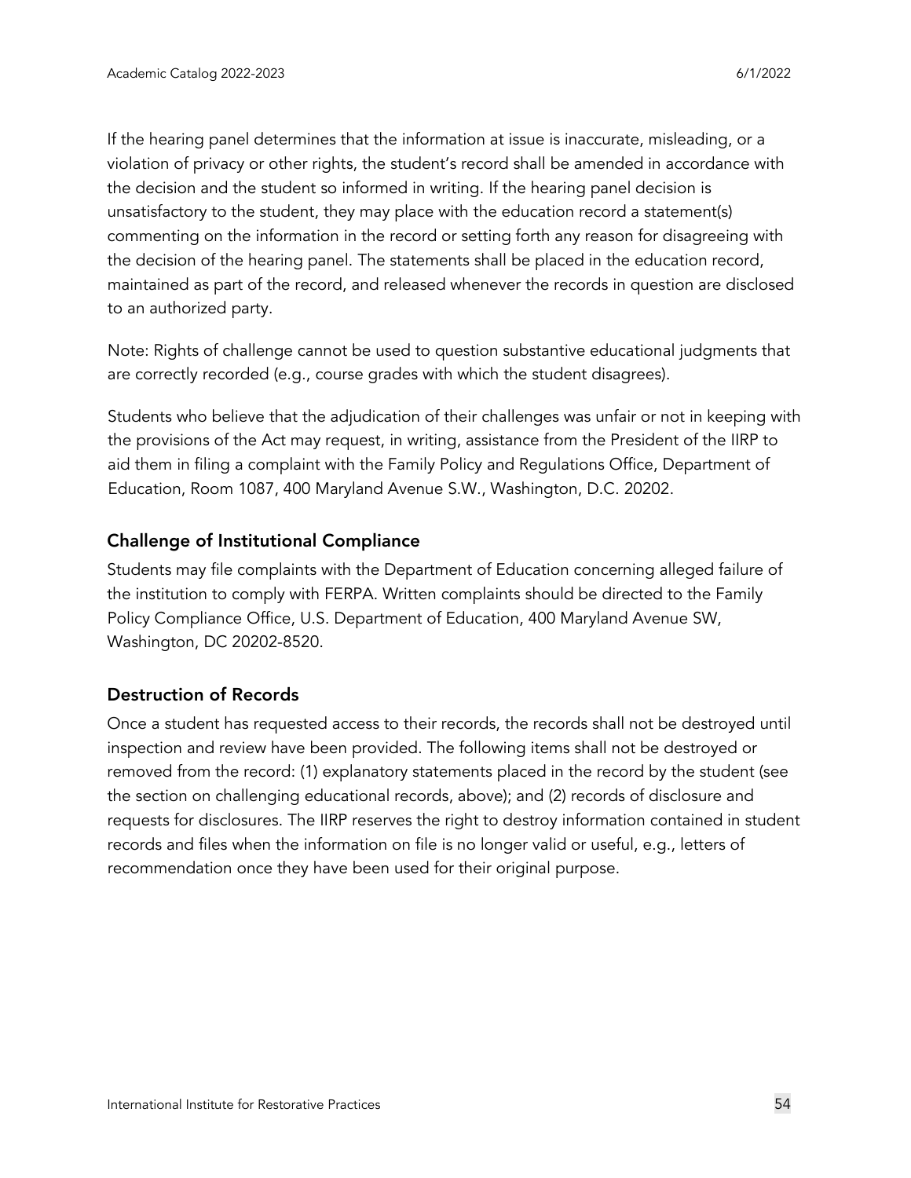If the hearing panel determines that the information at issue is inaccurate, misleading, or a violation of privacy or other rights, the student's record shall be amended in accordance with the decision and the student so informed in writing. If the hearing panel decision is unsatisfactory to the student, they may place with the education record a statement(s) commenting on the information in the record or setting forth any reason for disagreeing with the decision of the hearing panel. The statements shall be placed in the education record, maintained as part of the record, and released whenever the records in question are disclosed to an authorized party.

Note: Rights of challenge cannot be used to question substantive educational judgments that are correctly recorded (e.g., course grades with which the student disagrees).

Students who believe that the adjudication of their challenges was unfair or not in keeping with the provisions of the Act may request, in writing, assistance from the President of the IIRP to aid them in filing a complaint with the Family Policy and Regulations Office, Department of Education, Room 1087, 400 Maryland Avenue S.W., Washington, D.C. 20202.

### Challenge of Institutional Compliance

Students may file complaints with the Department of Education concerning alleged failure of the institution to comply with FERPA. Written complaints should be directed to the Family Policy Compliance Office, U.S. Department of Education, 400 Maryland Avenue SW, Washington, DC 20202-8520.

### Destruction of Records

Once a student has requested access to their records, the records shall not be destroyed until inspection and review have been provided. The following items shall not be destroyed or removed from the record: (1) explanatory statements placed in the record by the student (see the section on challenging educational records, above); and (2) records of disclosure and requests for disclosures. The IIRP reserves the right to destroy information contained in student records and files when the information on file is no longer valid or useful, e.g., letters of recommendation once they have been used for their original purpose.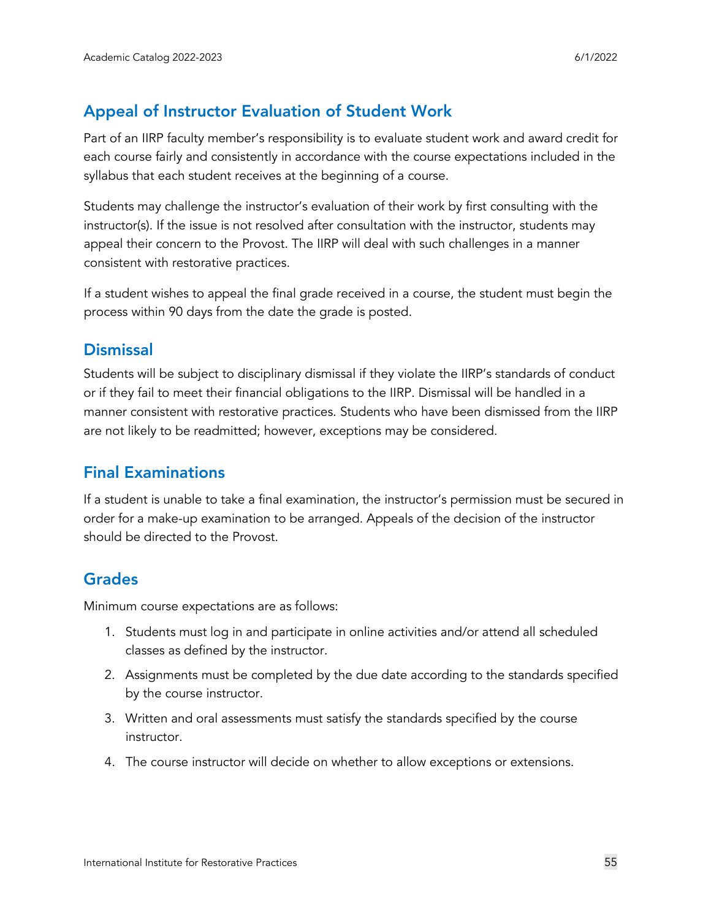## Appeal of Instructor Evaluation of Student Work

Part of an IIRP faculty member's responsibility is to evaluate student work and award credit for each course fairly and consistently in accordance with the course expectations included in the syllabus that each student receives at the beginning of a course.

Students may challenge the instructor's evaluation of their work by first consulting with the instructor(s). If the issue is not resolved after consultation with the instructor, students may appeal their concern to the Provost. The IIRP will deal with such challenges in a manner consistent with restorative practices.

If a student wishes to appeal the final grade received in a course, the student must begin the process within 90 days from the date the grade is posted.

### Dismissal

Students will be subject to disciplinary dismissal if they violate the IIRP's standards of conduct or if they fail to meet their financial obligations to the IIRP. Dismissal will be handled in a manner consistent with restorative practices. Students who have been dismissed from the IIRP are not likely to be readmitted; however, exceptions may be considered.

## Final Examinations

If a student is unable to take a final examination, the instructor's permission must be secured in order for a make-up examination to be arranged. Appeals of the decision of the instructor should be directed to the Provost.

## Grades

Minimum course expectations are as follows:

1. Students must log in and participate in online activities and/or attend all scheduled classes as defined by the instructor.
2. Assignments must be completed by the due date according to the standards specified by the course instructor.
3. Written and oral assessments must satisfy the standards specified by the course instructor.
4. The course instructor will decide on whether to allow exceptions or extensions.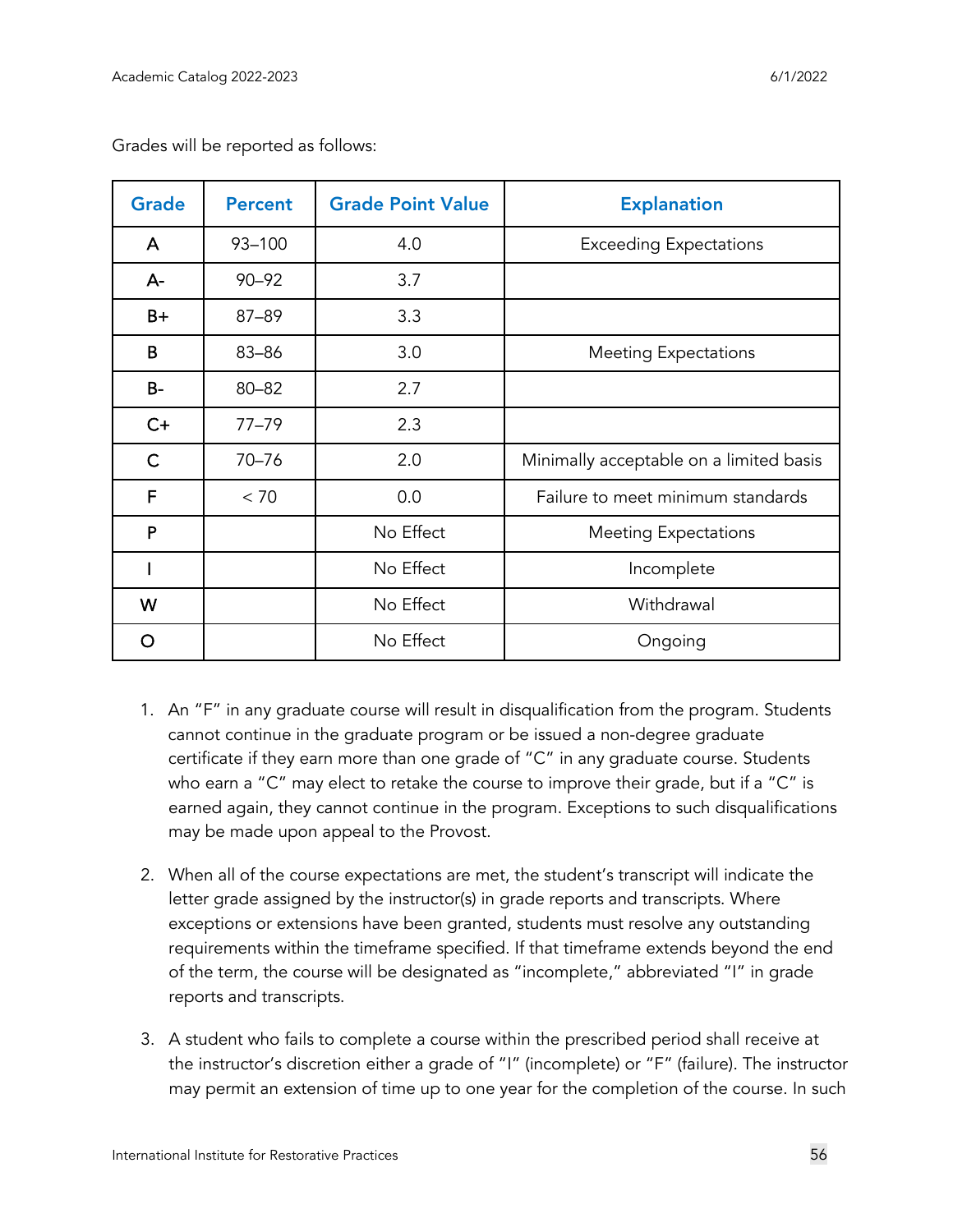Grades will be reported as follows:

| Grade | Percent | Grade Point Value | Explanation |
|---|---|---|---|
| A | 93–100 | 4.0 | Exceeding Expectations |
| A- | 90–92 | 3.7 | |
| B+ | 87–89 | 3.3 | |
| B | 83–86 | 3.0 | Meeting Expectations |
| B- | 80–82 | 2.7 | |
| C+ | 77–79 | 2.3 | |
| C | 70–76 | 2.0 | Minimally acceptable on a limited basis |
| F | < 70 | 0.0 | Failure to meet minimum standards |
| P | | No Effect | Meeting Expectations |
| I | | No Effect | Incomplete |
| W | | No Effect | Withdrawal |
| O | | No Effect | Ongoing |

1. An "F" in any graduate course will result in disqualification from the program. Students cannot continue in the graduate program or be issued a non-degree graduate certificate if they earn more than one grade of "C" in any graduate course. Students who earn a "C" may elect to retake the course to improve their grade, but if a "C" is earned again, they cannot continue in the program. Exceptions to such disqualifications may be made upon appeal to the Provost.

2. When all of the course expectations are met, the student's transcript will indicate the letter grade assigned by the instructor(s) in grade reports and transcripts. Where exceptions or extensions have been granted, students must resolve any outstanding requirements within the timeframe specified. If that timeframe extends beyond the end of the term, the course will be designated as "incomplete," abbreviated "I" in grade reports and transcripts.

3. A student who fails to complete a course within the prescribed period shall receive at the instructor's discretion either a grade of "I" (incomplete) or "F" (failure). The instructor may permit an extension of time up to one year for the completion of the course. In such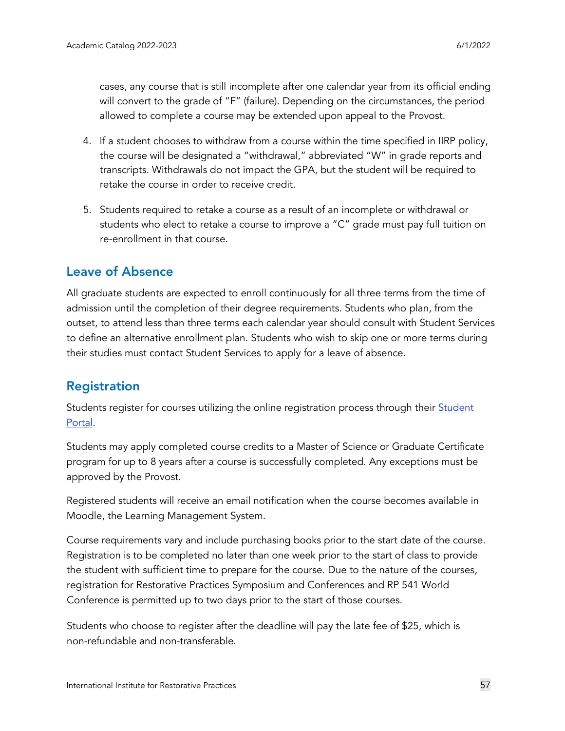cases, any course that is still incomplete after one calendar year from its official ending will convert to the grade of "F" (failure). Depending on the circumstances, the period allowed to complete a course may be extended upon appeal to the Provost.

4. If a student chooses to withdraw from a course within the time specified in IIRP policy, the course will be designated a "withdrawal," abbreviated "W" in grade reports and transcripts. Withdrawals do not impact the GPA, but the student will be required to retake the course in order to receive credit.

5. Students required to retake a course as a result of an incomplete or withdrawal or students who elect to retake a course to improve a "C" grade must pay full tuition on re-enrollment in that course.

## Leave of Absence

All graduate students are expected to enroll continuously for all three terms from the time of admission until the completion of their degree requirements. Students who plan, from the outset, to attend less than three terms each calendar year should consult with Student Services to define an alternative enrollment plan. Students who wish to skip one or more terms during their studies must contact Student Services to apply for a leave of absence.

## Registration

Students register for courses utilizing the online registration process through their Student Portal.

Students may apply completed course credits to a Master of Science or Graduate Certificate program for up to 8 years after a course is successfully completed. Any exceptions must be approved by the Provost.

Registered students will receive an email notification when the course becomes available in Moodle, the Learning Management System.

Course requirements vary and include purchasing books prior to the start date of the course. Registration is to be completed no later than one week prior to the start of class to provide the student with sufficient time to prepare for the course. Due to the nature of the courses, registration for Restorative Practices Symposium and Conferences and RP 541 World Conference is permitted up to two days prior to the start of those courses.

Students who choose to register after the deadline will pay the late fee of $25, which is non-refundable and non-transferable.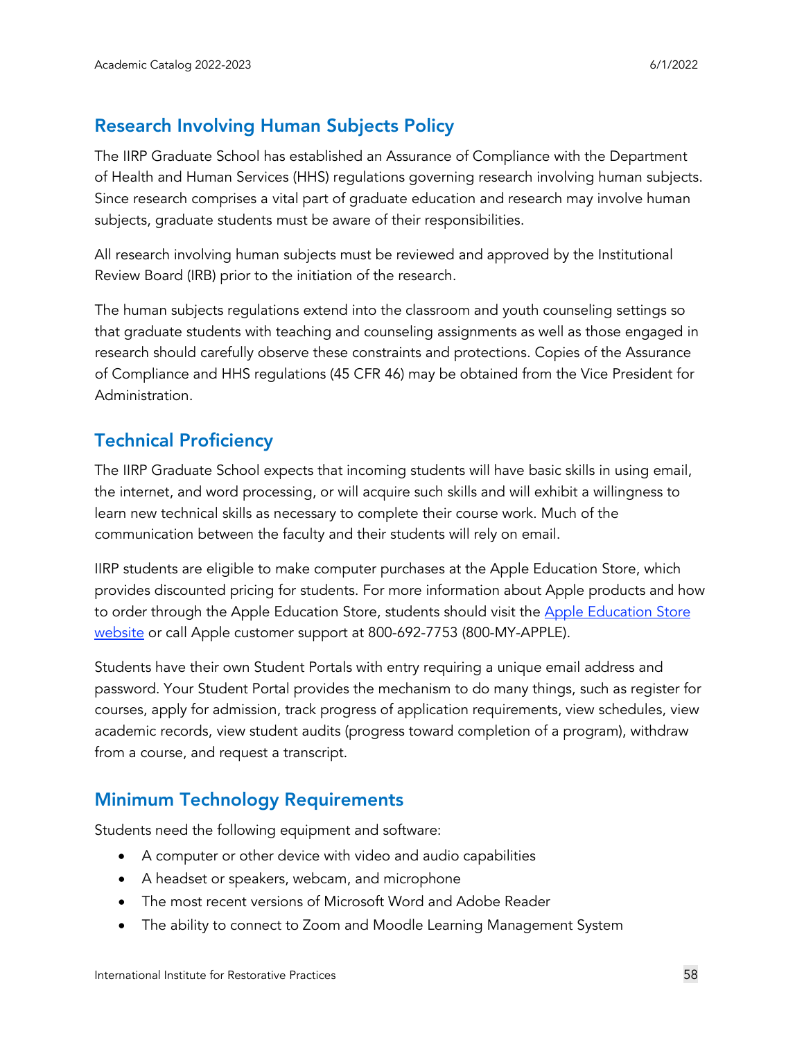## Research Involving Human Subjects Policy

The IIRP Graduate School has established an Assurance of Compliance with the Department of Health and Human Services (HHS) regulations governing research involving human subjects. Since research comprises a vital part of graduate education and research may involve human subjects, graduate students must be aware of their responsibilities.

All research involving human subjects must be reviewed and approved by the Institutional Review Board (IRB) prior to the initiation of the research.

The human subjects regulations extend into the classroom and youth counseling settings so that graduate students with teaching and counseling assignments as well as those engaged in research should carefully observe these constraints and protections. Copies of the Assurance of Compliance and HHS regulations (45 CFR 46) may be obtained from the Vice President for Administration.

## Technical Proficiency

The IIRP Graduate School expects that incoming students will have basic skills in using email, the internet, and word processing, or will acquire such skills and will exhibit a willingness to learn new technical skills as necessary to complete their course work. Much of the communication between the faculty and their students will rely on email.

IIRP students are eligible to make computer purchases at the Apple Education Store, which provides discounted pricing for students. For more information about Apple products and how to order through the Apple Education Store, students should visit the Apple Education Store website or call Apple customer support at 800-692-7753 (800-MY-APPLE).

Students have their own Student Portals with entry requiring a unique email address and password. Your Student Portal provides the mechanism to do many things, such as register for courses, apply for admission, track progress of application requirements, view schedules, view academic records, view student audits (progress toward completion of a program), withdraw from a course, and request a transcript.

## Minimum Technology Requirements

Students need the following equipment and software:

- A computer or other device with video and audio capabilities
- A headset or speakers, webcam, and microphone
- The most recent versions of Microsoft Word and Adobe Reader
- The ability to connect to Zoom and Moodle Learning Management System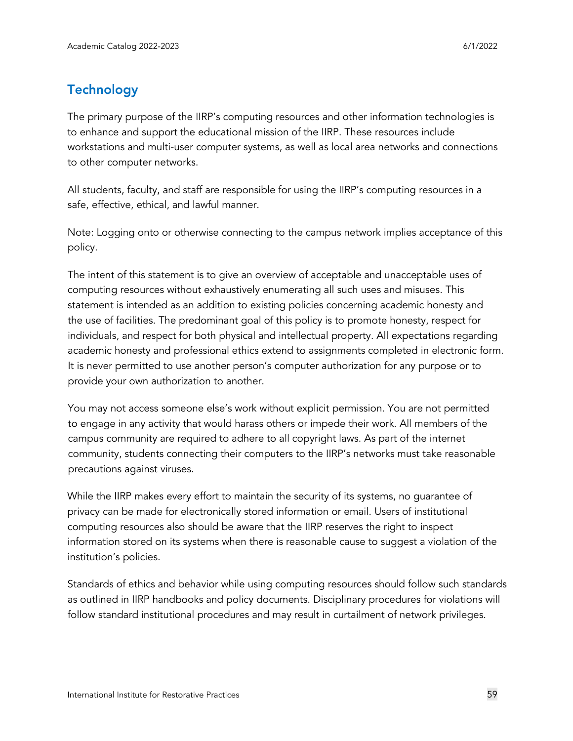## Technology

The primary purpose of the IIRP's computing resources and other information technologies is to enhance and support the educational mission of the IIRP. These resources include workstations and multi-user computer systems, as well as local area networks and connections to other computer networks.

All students, faculty, and staff are responsible for using the IIRP's computing resources in a safe, effective, ethical, and lawful manner.

Note: Logging onto or otherwise connecting to the campus network implies acceptance of this policy.

The intent of this statement is to give an overview of acceptable and unacceptable uses of computing resources without exhaustively enumerating all such uses and misuses. This statement is intended as an addition to existing policies concerning academic honesty and the use of facilities. The predominant goal of this policy is to promote honesty, respect for individuals, and respect for both physical and intellectual property. All expectations regarding academic honesty and professional ethics extend to assignments completed in electronic form. It is never permitted to use another person's computer authorization for any purpose or to provide your own authorization to another.

You may not access someone else's work without explicit permission. You are not permitted to engage in any activity that would harass others or impede their work. All members of the campus community are required to adhere to all copyright laws. As part of the internet community, students connecting their computers to the IIRP's networks must take reasonable precautions against viruses.

While the IIRP makes every effort to maintain the security of its systems, no guarantee of privacy can be made for electronically stored information or email. Users of institutional computing resources also should be aware that the IIRP reserves the right to inspect information stored on its systems when there is reasonable cause to suggest a violation of the institution's policies.

Standards of ethics and behavior while using computing resources should follow such standards as outlined in IIRP handbooks and policy documents. Disciplinary procedures for violations will follow standard institutional procedures and may result in curtailment of network privileges.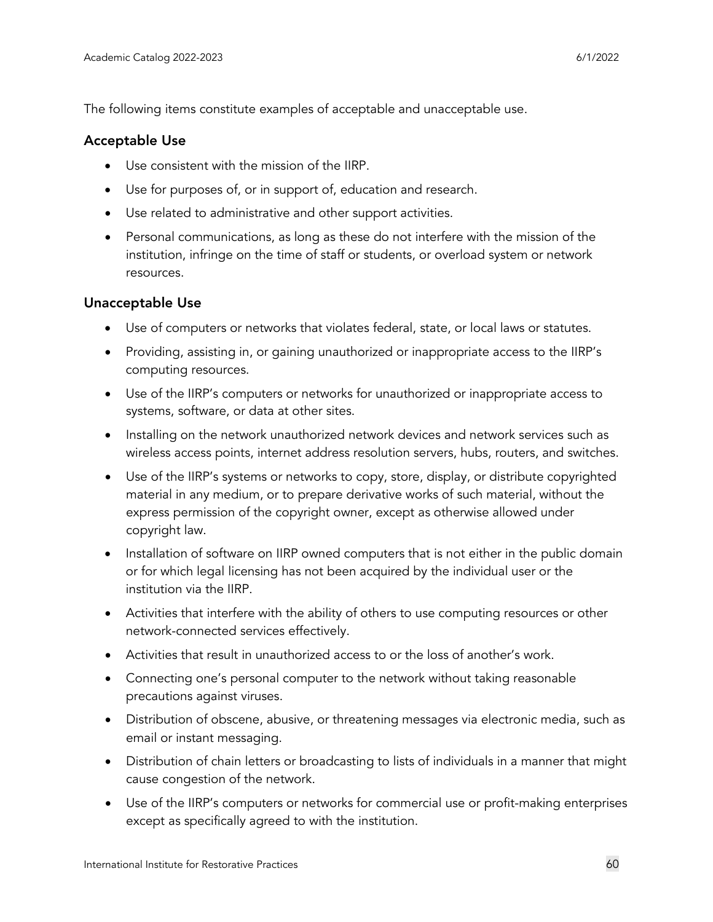The following items constitute examples of acceptable and unacceptable use.

### Acceptable Use

- Use consistent with the mission of the IIRP.
- Use for purposes of, or in support of, education and research.
- Use related to administrative and other support activities.
- Personal communications, as long as these do not interfere with the mission of the institution, infringe on the time of staff or students, or overload system or network resources.

### Unacceptable Use

- Use of computers or networks that violates federal, state, or local laws or statutes.
- Providing, assisting in, or gaining unauthorized or inappropriate access to the IIRP's computing resources.
- Use of the IIRP's computers or networks for unauthorized or inappropriate access to systems, software, or data at other sites.
- Installing on the network unauthorized network devices and network services such as wireless access points, internet address resolution servers, hubs, routers, and switches.
- Use of the IIRP's systems or networks to copy, store, display, or distribute copyrighted material in any medium, or to prepare derivative works of such material, without the express permission of the copyright owner, except as otherwise allowed under copyright law.
- Installation of software on IIRP owned computers that is not either in the public domain or for which legal licensing has not been acquired by the individual user or the institution via the IIRP.
- Activities that interfere with the ability of others to use computing resources or other network-connected services effectively.
- Activities that result in unauthorized access to or the loss of another's work.
- Connecting one's personal computer to the network without taking reasonable precautions against viruses.
- Distribution of obscene, abusive, or threatening messages via electronic media, such as email or instant messaging.
- Distribution of chain letters or broadcasting to lists of individuals in a manner that might cause congestion of the network.
- Use of the IIRP's computers or networks for commercial use or profit-making enterprises except as specifically agreed to with the institution.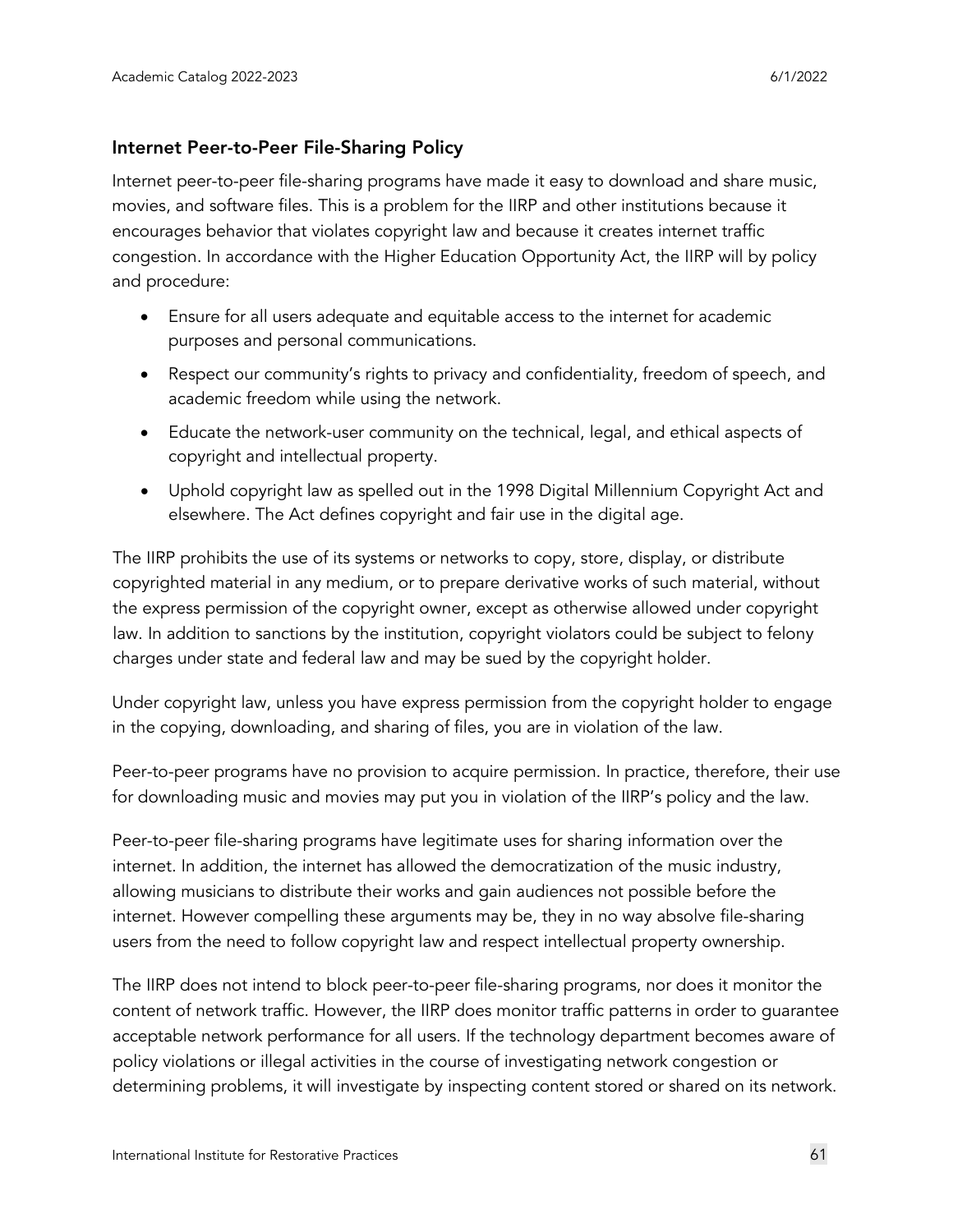## Internet Peer-to-Peer File-Sharing Policy

Internet peer-to-peer file-sharing programs have made it easy to download and share music, movies, and software files. This is a problem for the IIRP and other institutions because it encourages behavior that violates copyright law and because it creates internet traffic congestion. In accordance with the Higher Education Opportunity Act, the IIRP will by policy and procedure:

- Ensure for all users adequate and equitable access to the internet for academic purposes and personal communications.
- Respect our community's rights to privacy and confidentiality, freedom of speech, and academic freedom while using the network.
- Educate the network-user community on the technical, legal, and ethical aspects of copyright and intellectual property.
- Uphold copyright law as spelled out in the 1998 Digital Millennium Copyright Act and elsewhere. The Act defines copyright and fair use in the digital age.

The IIRP prohibits the use of its systems or networks to copy, store, display, or distribute copyrighted material in any medium, or to prepare derivative works of such material, without the express permission of the copyright owner, except as otherwise allowed under copyright law. In addition to sanctions by the institution, copyright violators could be subject to felony charges under state and federal law and may be sued by the copyright holder.

Under copyright law, unless you have express permission from the copyright holder to engage in the copying, downloading, and sharing of files, you are in violation of the law.

Peer-to-peer programs have no provision to acquire permission. In practice, therefore, their use for downloading music and movies may put you in violation of the IIRP's policy and the law.

Peer-to-peer file-sharing programs have legitimate uses for sharing information over the internet. In addition, the internet has allowed the democratization of the music industry, allowing musicians to distribute their works and gain audiences not possible before the internet. However compelling these arguments may be, they in no way absolve file-sharing users from the need to follow copyright law and respect intellectual property ownership.

The IIRP does not intend to block peer-to-peer file-sharing programs, nor does it monitor the content of network traffic. However, the IIRP does monitor traffic patterns in order to guarantee acceptable network performance for all users. If the technology department becomes aware of policy violations or illegal activities in the course of investigating network congestion or determining problems, it will investigate by inspecting content stored or shared on its network.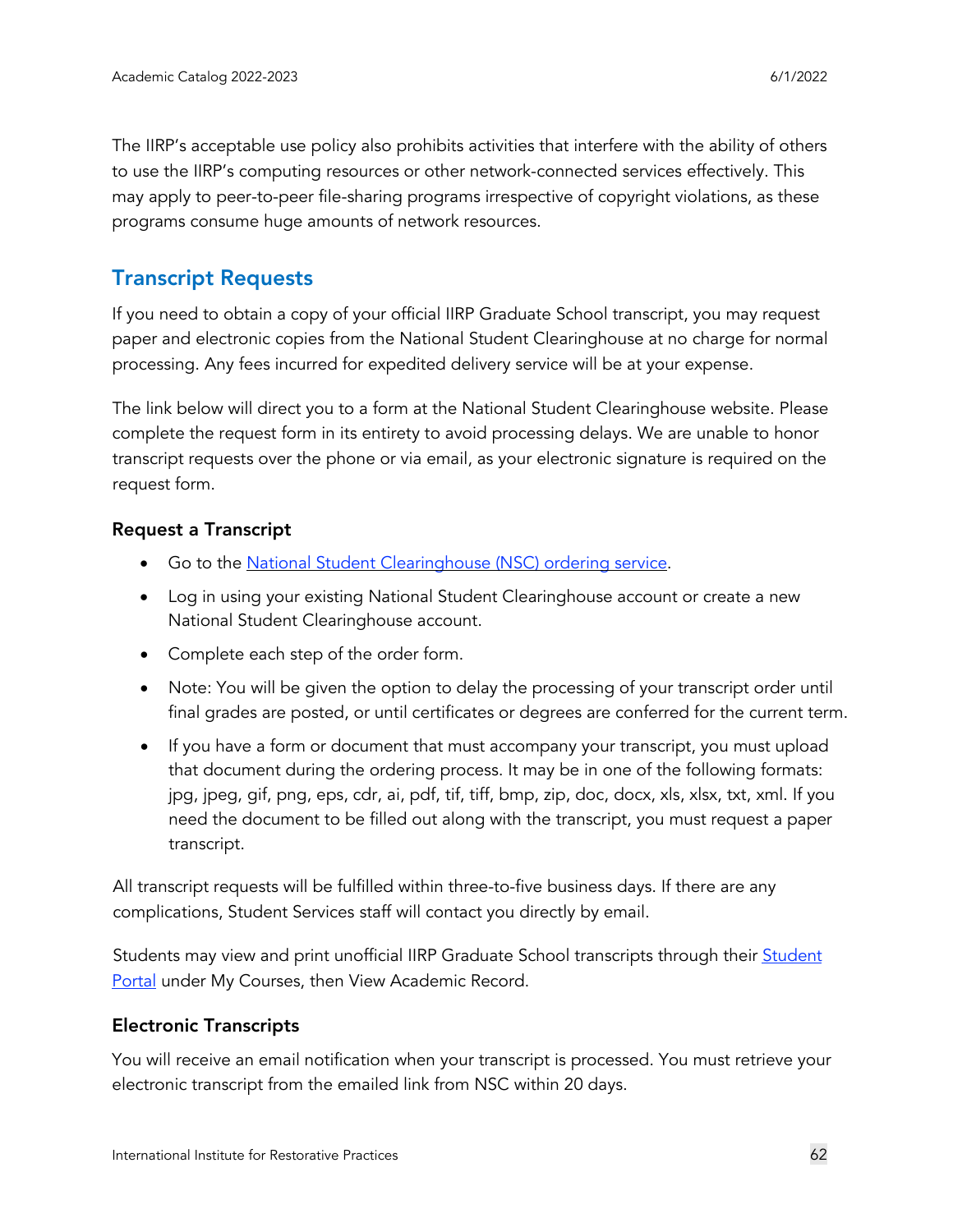The IIRP's acceptable use policy also prohibits activities that interfere with the ability of others to use the IIRP's computing resources or other network-connected services effectively. This may apply to peer-to-peer file-sharing programs irrespective of copyright violations, as these programs consume huge amounts of network resources.

## Transcript Requests

If you need to obtain a copy of your official IIRP Graduate School transcript, you may request paper and electronic copies from the National Student Clearinghouse at no charge for normal processing. Any fees incurred for expedited delivery service will be at your expense.

The link below will direct you to a form at the National Student Clearinghouse website. Please complete the request form in its entirety to avoid processing delays. We are unable to honor transcript requests over the phone or via email, as your electronic signature is required on the request form.

### Request a Transcript

- Go to the National Student Clearinghouse (NSC) ordering service.
- Log in using your existing National Student Clearinghouse account or create a new National Student Clearinghouse account.
- Complete each step of the order form.
- Note: You will be given the option to delay the processing of your transcript order until final grades are posted, or until certificates or degrees are conferred for the current term.
- If you have a form or document that must accompany your transcript, you must upload that document during the ordering process. It may be in one of the following formats: jpg, jpeg, gif, png, eps, cdr, ai, pdf, tif, tiff, bmp, zip, doc, docx, xls, xlsx, txt, xml. If you need the document to be filled out along with the transcript, you must request a paper transcript.

All transcript requests will be fulfilled within three-to-five business days. If there are any complications, Student Services staff will contact you directly by email.

Students may view and print unofficial IIRP Graduate School transcripts through their Student Portal under My Courses, then View Academic Record.

### Electronic Transcripts

You will receive an email notification when your transcript is processed. You must retrieve your electronic transcript from the emailed link from NSC within 20 days.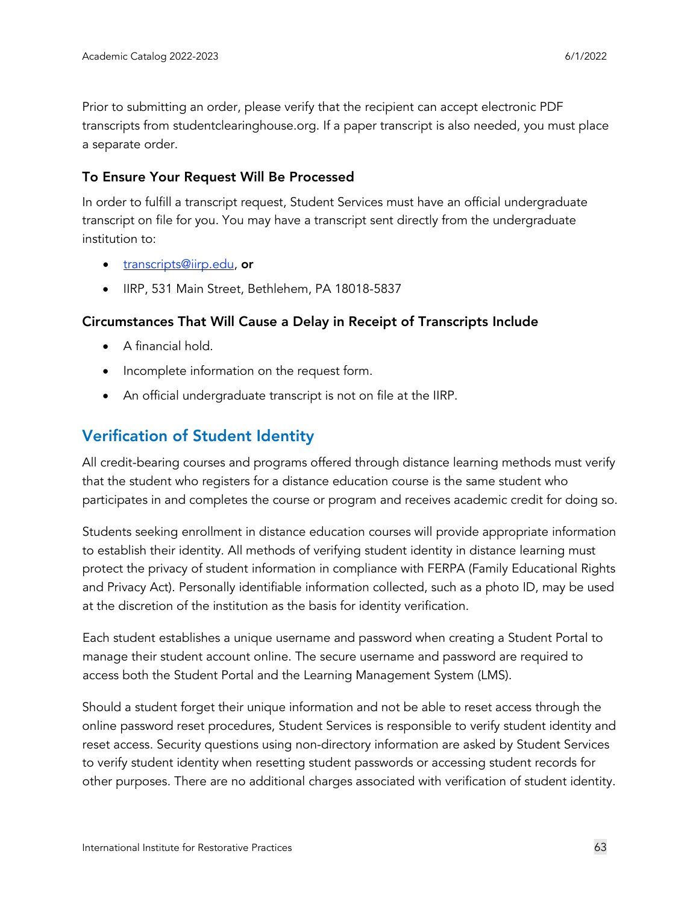Prior to submitting an order, please verify that the recipient can accept electronic PDF transcripts from studentclearinghouse.org. If a paper transcript is also needed, you must place a separate order.

### To Ensure Your Request Will Be Processed

In order to fulfill a transcript request, Student Services must have an official undergraduate transcript on file for you. You may have a transcript sent directly from the undergraduate institution to:

- transcripts@iirp.edu, **or**
- IIRP, 531 Main Street, Bethlehem, PA 18018-5837

### Circumstances That Will Cause a Delay in Receipt of Transcripts Include

- A financial hold.
- Incomplete information on the request form.
- An official undergraduate transcript is not on file at the IIRP.

## Verification of Student Identity

All credit-bearing courses and programs offered through distance learning methods must verify that the student who registers for a distance education course is the same student who participates in and completes the course or program and receives academic credit for doing so.

Students seeking enrollment in distance education courses will provide appropriate information to establish their identity. All methods of verifying student identity in distance learning must protect the privacy of student information in compliance with FERPA (Family Educational Rights and Privacy Act). Personally identifiable information collected, such as a photo ID, may be used at the discretion of the institution as the basis for identity verification.

Each student establishes a unique username and password when creating a Student Portal to manage their student account online. The secure username and password are required to access both the Student Portal and the Learning Management System (LMS).

Should a student forget their unique information and not be able to reset access through the online password reset procedures, Student Services is responsible to verify student identity and reset access. Security questions using non-directory information are asked by Student Services to verify student identity when resetting student passwords or accessing student records for other purposes. There are no additional charges associated with verification of student identity.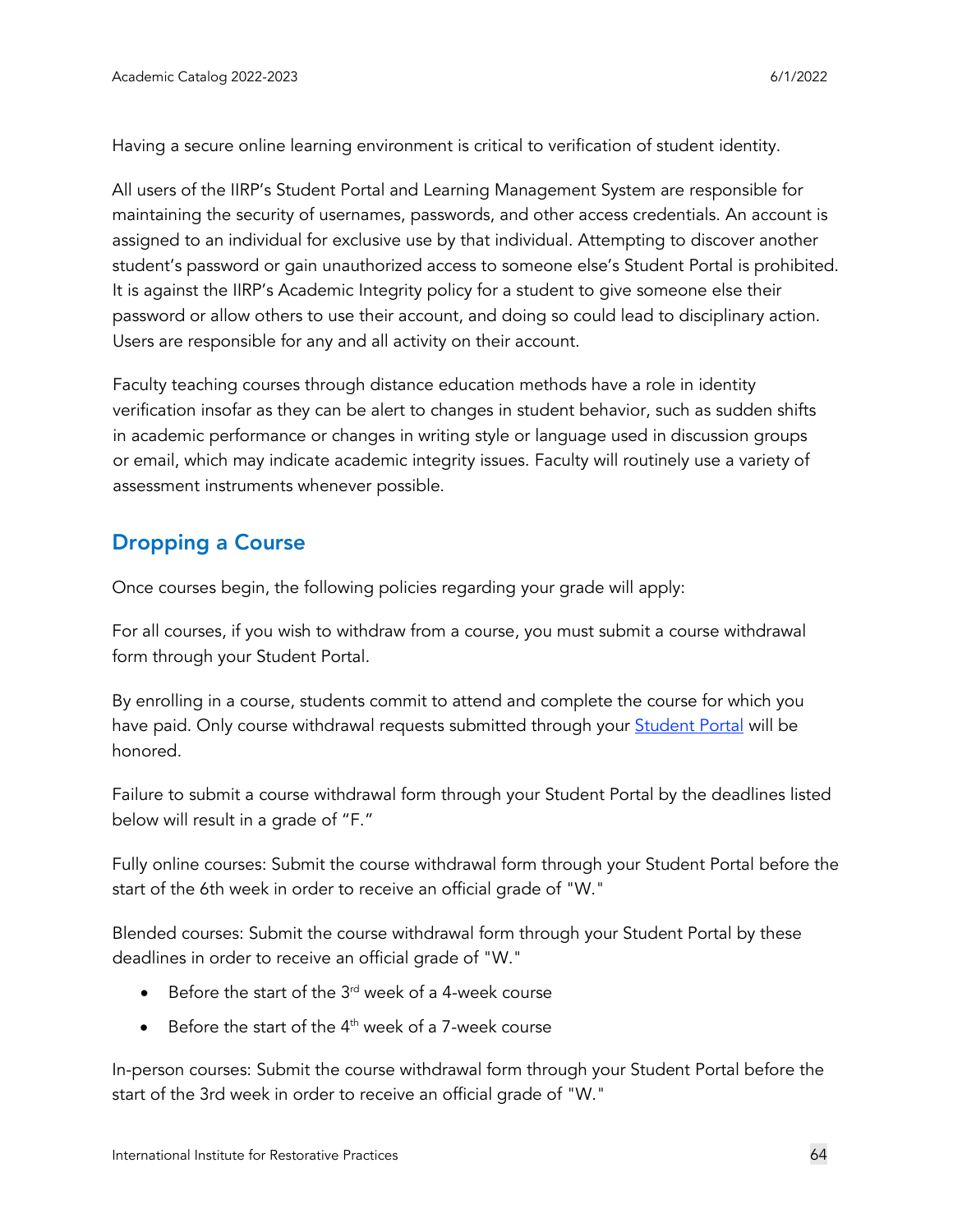Having a secure online learning environment is critical to verification of student identity.

All users of the IIRP's Student Portal and Learning Management System are responsible for maintaining the security of usernames, passwords, and other access credentials. An account is assigned to an individual for exclusive use by that individual. Attempting to discover another student's password or gain unauthorized access to someone else's Student Portal is prohibited. It is against the IIRP's Academic Integrity policy for a student to give someone else their password or allow others to use their account, and doing so could lead to disciplinary action. Users are responsible for any and all activity on their account.

Faculty teaching courses through distance education methods have a role in identity verification insofar as they can be alert to changes in student behavior, such as sudden shifts in academic performance or changes in writing style or language used in discussion groups or email, which may indicate academic integrity issues. Faculty will routinely use a variety of assessment instruments whenever possible.

## Dropping a Course

Once courses begin, the following policies regarding your grade will apply:

For all courses, if you wish to withdraw from a course, you must submit a course withdrawal form through your Student Portal.

By enrolling in a course, students commit to attend and complete the course for which you have paid. Only course withdrawal requests submitted through your Student Portal will be honored.

Failure to submit a course withdrawal form through your Student Portal by the deadlines listed below will result in a grade of "F."

Fully online courses: Submit the course withdrawal form through your Student Portal before the start of the 6th week in order to receive an official grade of "W."

Blended courses: Submit the course withdrawal form through your Student Portal by these deadlines in order to receive an official grade of "W."

- Before the start of the 3rd week of a 4-week course
- Before the start of the 4th week of a 7-week course

In-person courses: Submit the course withdrawal form through your Student Portal before the start of the 3rd week in order to receive an official grade of "W."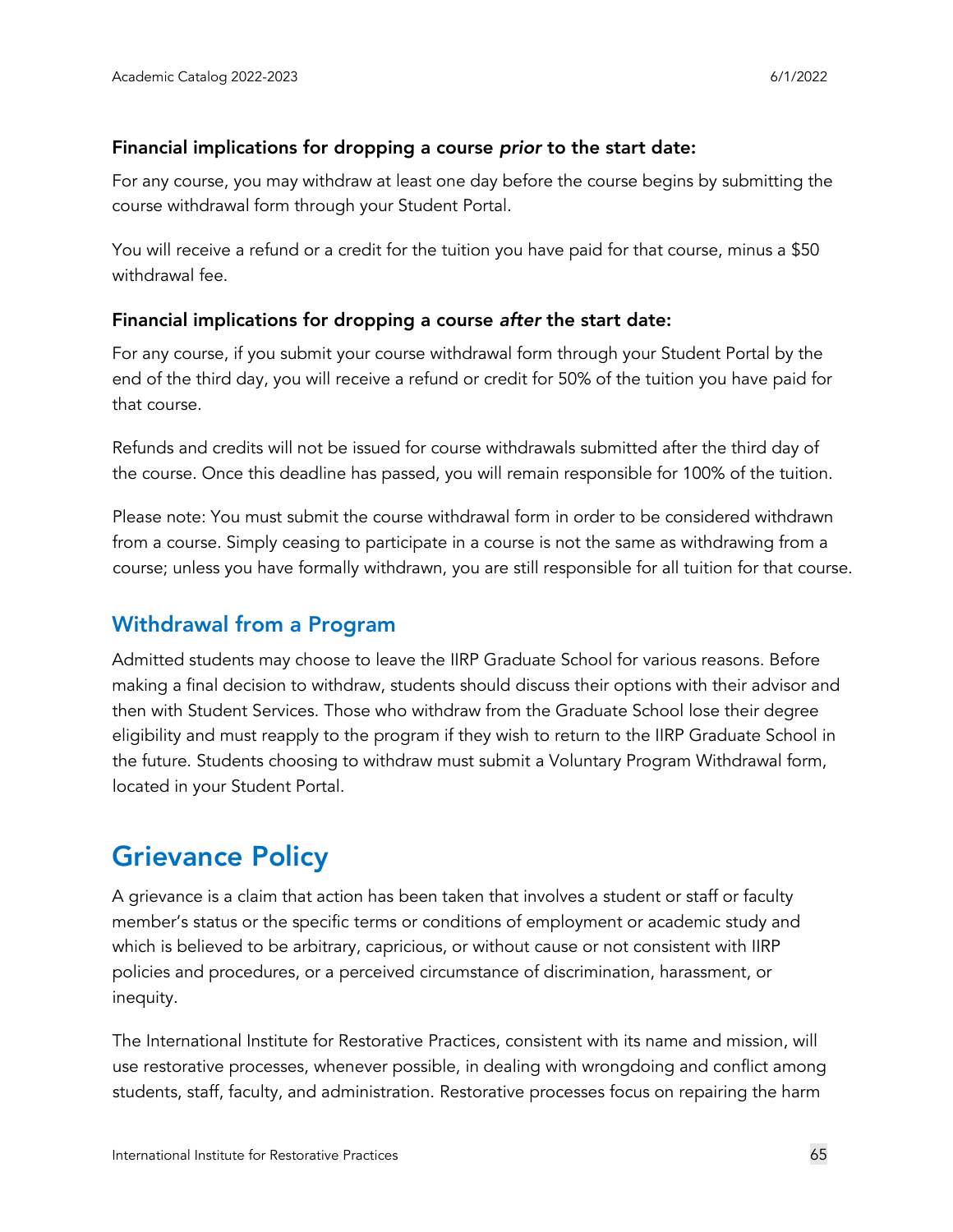### Financial implications for dropping a course *prior* to the start date:

For any course, you may withdraw at least one day before the course begins by submitting the course withdrawal form through your Student Portal.

You will receive a refund or a credit for the tuition you have paid for that course, minus a $50 withdrawal fee.

### Financial implications for dropping a course *after* the start date:

For any course, if you submit your course withdrawal form through your Student Portal by the end of the third day, you will receive a refund or credit for 50% of the tuition you have paid for that course.

Refunds and credits will not be issued for course withdrawals submitted after the third day of the course. Once this deadline has passed, you will remain responsible for 100% of the tuition.

Please note: You must submit the course withdrawal form in order to be considered withdrawn from a course. Simply ceasing to participate in a course is not the same as withdrawing from a course; unless you have formally withdrawn, you are still responsible for all tuition for that course.

## Withdrawal from a Program

Admitted students may choose to leave the IIRP Graduate School for various reasons. Before making a final decision to withdraw, students should discuss their options with their advisor and then with Student Services. Those who withdraw from the Graduate School lose their degree eligibility and must reapply to the program if they wish to return to the IIRP Graduate School in the future. Students choosing to withdraw must submit a Voluntary Program Withdrawal form, located in your Student Portal.

# Grievance Policy

A grievance is a claim that action has been taken that involves a student or staff or faculty member's status or the specific terms or conditions of employment or academic study and which is believed to be arbitrary, capricious, or without cause or not consistent with IIRP policies and procedures, or a perceived circumstance of discrimination, harassment, or inequity.

The International Institute for Restorative Practices, consistent with its name and mission, will use restorative processes, whenever possible, in dealing with wrongdoing and conflict among students, staff, faculty, and administration. Restorative processes focus on repairing the harm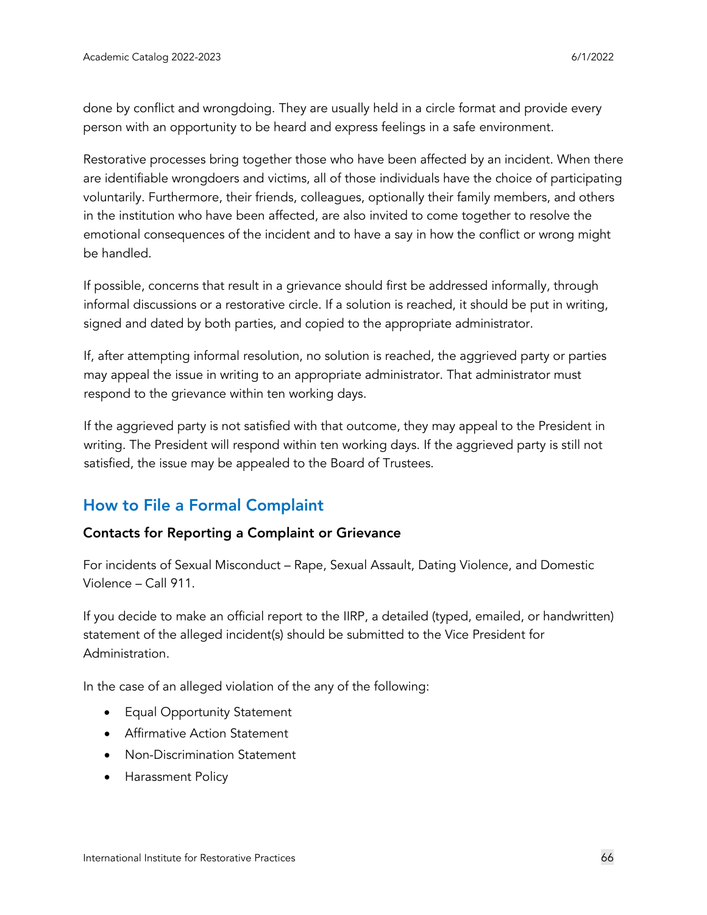done by conflict and wrongdoing. They are usually held in a circle format and provide every person with an opportunity to be heard and express feelings in a safe environment.

Restorative processes bring together those who have been affected by an incident. When there are identifiable wrongdoers and victims, all of those individuals have the choice of participating voluntarily. Furthermore, their friends, colleagues, optionally their family members, and others in the institution who have been affected, are also invited to come together to resolve the emotional consequences of the incident and to have a say in how the conflict or wrong might be handled.

If possible, concerns that result in a grievance should first be addressed informally, through informal discussions or a restorative circle. If a solution is reached, it should be put in writing, signed and dated by both parties, and copied to the appropriate administrator.

If, after attempting informal resolution, no solution is reached, the aggrieved party or parties may appeal the issue in writing to an appropriate administrator. That administrator must respond to the grievance within ten working days.

If the aggrieved party is not satisfied with that outcome, they may appeal to the President in writing. The President will respond within ten working days. If the aggrieved party is still not satisfied, the issue may be appealed to the Board of Trustees.

## How to File a Formal Complaint

### Contacts for Reporting a Complaint or Grievance

For incidents of Sexual Misconduct – Rape, Sexual Assault, Dating Violence, and Domestic Violence – Call 911.

If you decide to make an official report to the IIRP, a detailed (typed, emailed, or handwritten) statement of the alleged incident(s) should be submitted to the Vice President for Administration.

In the case of an alleged violation of the any of the following:

- Equal Opportunity Statement
- Affirmative Action Statement
- Non-Discrimination Statement
- Harassment Policy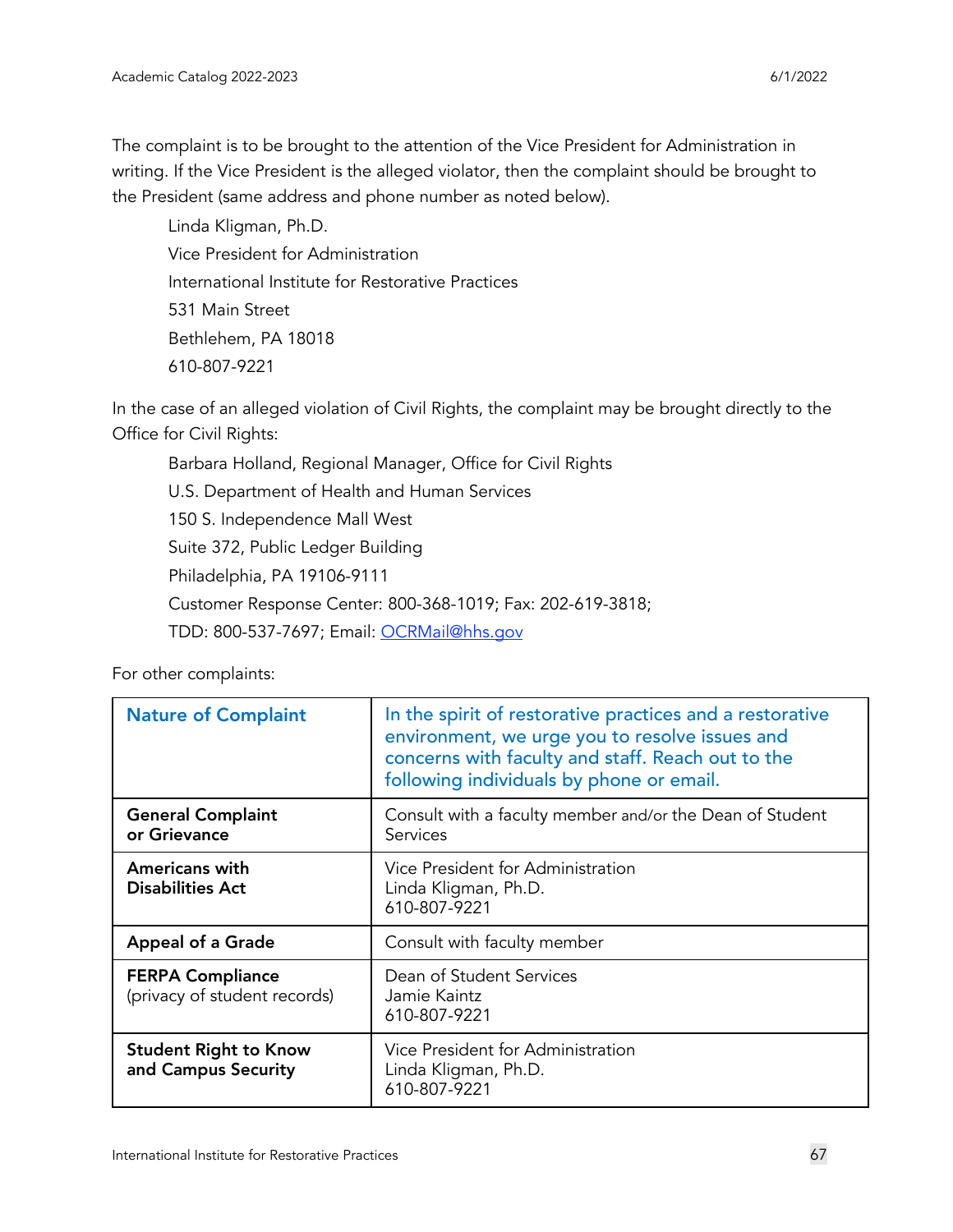The complaint is to be brought to the attention of the Vice President for Administration in writing. If the Vice President is the alleged violator, then the complaint should be brought to the President (same address and phone number as noted below).

Linda Kligman, Ph.D.
Vice President for Administration
International Institute for Restorative Practices
531 Main Street
Bethlehem, PA 18018
610-807-9221

In the case of an alleged violation of Civil Rights, the complaint may be brought directly to the Office for Civil Rights:

Barbara Holland, Regional Manager, Office for Civil Rights
U.S. Department of Health and Human Services
150 S. Independence Mall West
Suite 372, Public Ledger Building
Philadelphia, PA 19106-9111
Customer Response Center: 800-368-1019; Fax: 202-619-3818;
TDD: 800-537-7697; Email: OCRMail@hhs.gov

For other complaints:

| Nature of Complaint | In the spirit of restorative practices and a restorative environment, we urge you to resolve issues and concerns with faculty and staff. Reach out to the following individuals by phone or email. |
|---|---|
| **General Complaint or Grievance** | Consult with a faculty member and/or the Dean of Student Services |
| **Americans with Disabilities Act** | Vice President for Administration<br>Linda Kligman, Ph.D.<br>610-807-9221 |
| **Appeal of a Grade** | Consult with faculty member |
| **FERPA Compliance** (privacy of student records) | Dean of Student Services<br>Jamie Kaintz<br>610-807-9221 |
| **Student Right to Know and Campus Security** | Vice President for Administration<br>Linda Kligman, Ph.D.<br>610-807-9221 |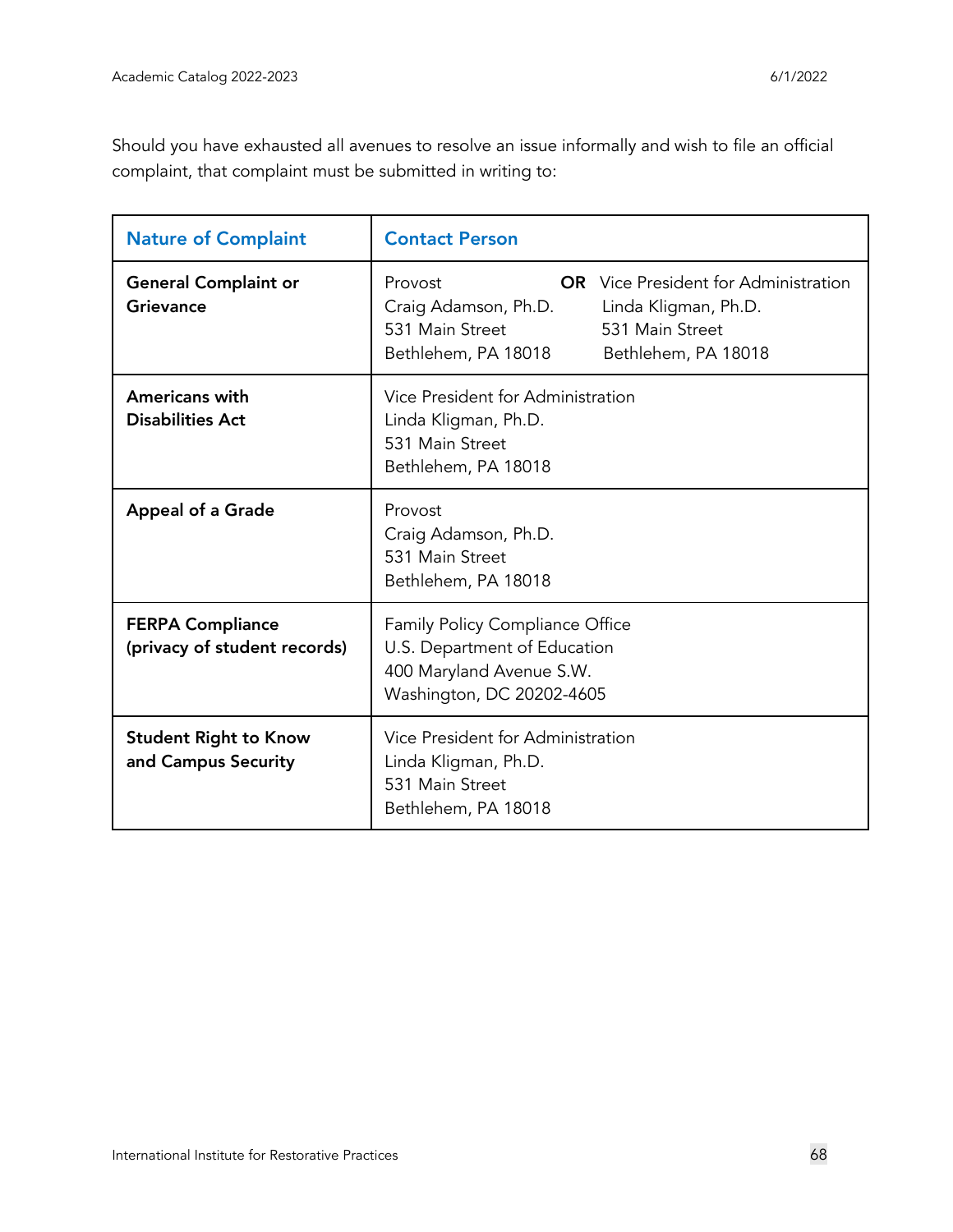Should you have exhausted all avenues to resolve an issue informally and wish to file an official complaint, that complaint must be submitted in writing to:

| Nature of Complaint | Contact Person |
|---|---|
| **General Complaint or Grievance** | Provost<br>Craig Adamson, Ph.D.<br>531 Main Street<br>Bethlehem, PA 18018<br>**OR**<br>Vice President for Administration<br>Linda Kligman, Ph.D.<br>531 Main Street<br>Bethlehem, PA 18018 |
| **Americans with Disabilities Act** | Vice President for Administration<br>Linda Kligman, Ph.D.<br>531 Main Street<br>Bethlehem, PA 18018 |
| **Appeal of a Grade** | Provost<br>Craig Adamson, Ph.D.<br>531 Main Street<br>Bethlehem, PA 18018 |
| **FERPA Compliance (privacy of student records)** | Family Policy Compliance Office<br>U.S. Department of Education<br>400 Maryland Avenue S.W.<br>Washington, DC 20202-4605 |
| **Student Right to Know and Campus Security** | Vice President for Administration<br>Linda Kligman, Ph.D.<br>531 Main Street<br>Bethlehem, PA 18018 |